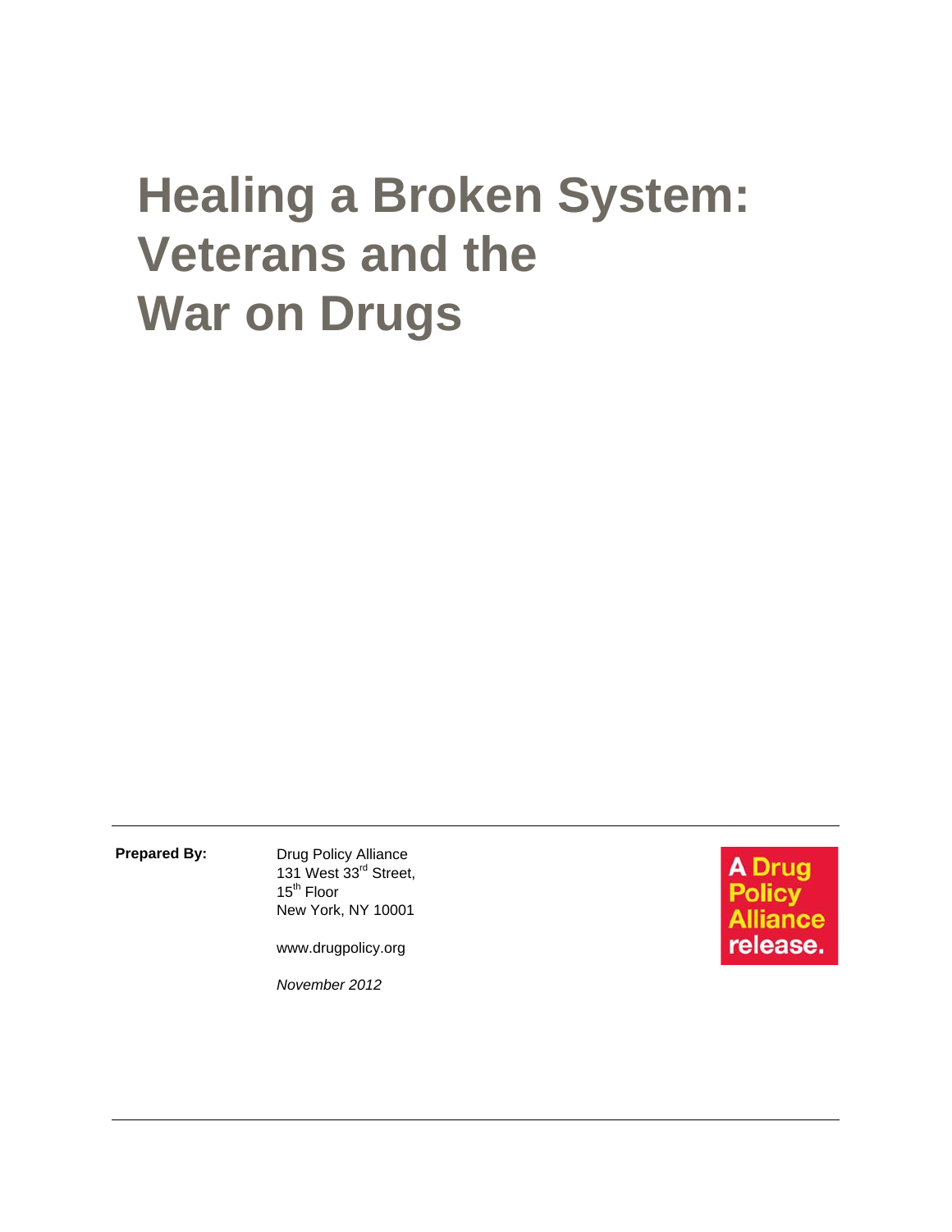# Healing a Broken System: Veterans and the War on Drugs

**Prepared By:**

Drug Policy Alliance
131 West 33rd Street,
15th Floor
New York, NY 10001

www.drugpolicy.org

*November 2012*

A Drug Policy Alliance release.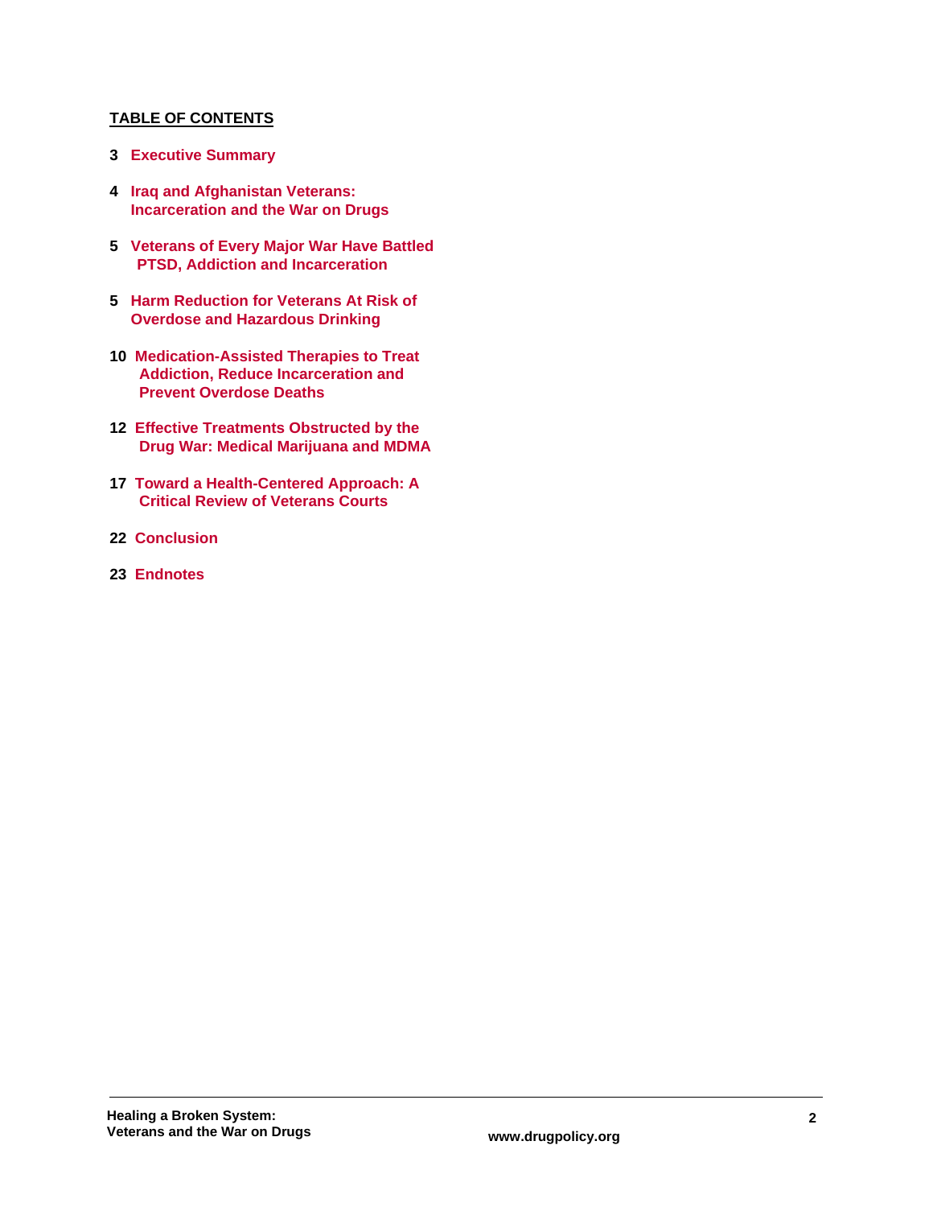## TABLE OF CONTENTS

**3** **Executive Summary**

**4** **Iraq and Afghanistan Veterans: Incarceration and the War on Drugs**

**5** **Veterans of Every Major War Have Battled PTSD, Addiction and Incarceration**

**5** **Harm Reduction for Veterans At Risk of Overdose and Hazardous Drinking**

**10** **Medication-Assisted Therapies to Treat Addiction, Reduce Incarceration and Prevent Overdose Deaths**

**12** **Effective Treatments Obstructed by the Drug War: Medical Marijuana and MDMA**

**17** **Toward a Health-Centered Approach: A Critical Review of Veterans Courts**

**22** **Conclusion**

**23** **Endnotes**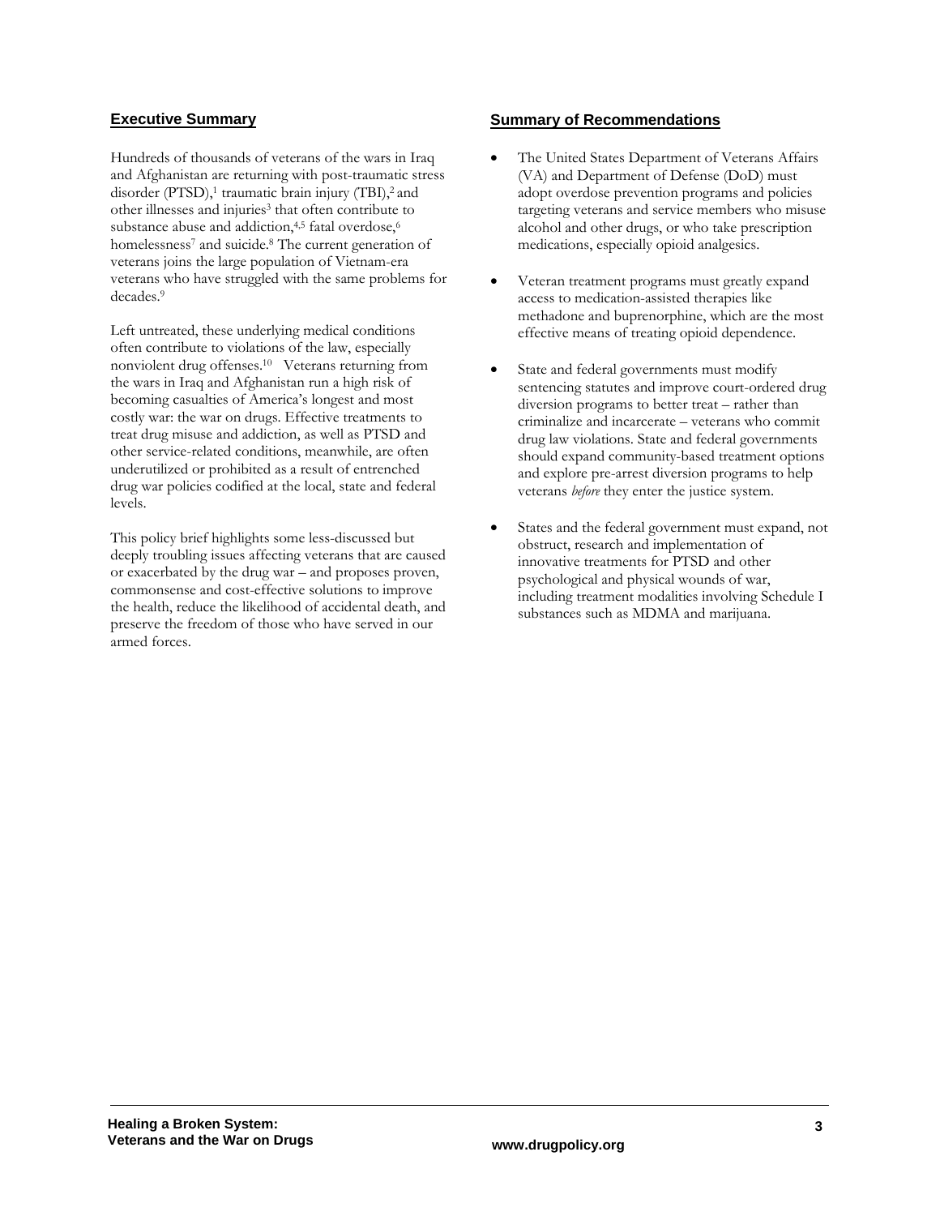## Executive Summary

Hundreds of thousands of veterans of the wars in Iraq and Afghanistan are returning with post-traumatic stress disorder (PTSD),[1] traumatic brain injury (TBI),[2] and other illnesses and injuries[3] that often contribute to substance abuse and addiction,[4,5] fatal overdose,[6] homelessness[7] and suicide.[8] The current generation of veterans joins the large population of Vietnam-era veterans who have struggled with the same problems for decades.[9]

Left untreated, these underlying medical conditions often contribute to violations of the law, especially nonviolent drug offenses.[10] Veterans returning from the wars in Iraq and Afghanistan run a high risk of becoming casualties of America's longest and most costly war: the war on drugs. Effective treatments to treat drug misuse and addiction, as well as PTSD and other service-related conditions, meanwhile, are often underutilized or prohibited as a result of entrenched drug war policies codified at the local, state and federal levels.

This policy brief highlights some less-discussed but deeply troubling issues affecting veterans that are caused or exacerbated by the drug war – and proposes proven, commonsense and cost-effective solutions to improve the health, reduce the likelihood of accidental death, and preserve the freedom of those who have served in our armed forces.

## Summary of Recommendations

- The United States Department of Veterans Affairs (VA) and Department of Defense (DoD) must adopt overdose prevention programs and policies targeting veterans and service members who misuse alcohol and other drugs, or who take prescription medications, especially opioid analgesics.

- Veteran treatment programs must greatly expand access to medication-assisted therapies like methadone and buprenorphine, which are the most effective means of treating opioid dependence.

- State and federal governments must modify sentencing statutes and improve court-ordered drug diversion programs to better treat – rather than criminalize and incarcerate – veterans who commit drug law violations. State and federal governments should expand community-based treatment options and explore pre-arrest diversion programs to help veterans *before* they enter the justice system.

- States and the federal government must expand, not obstruct, research and implementation of innovative treatments for PTSD and other psychological and physical wounds of war, including treatment modalities involving Schedule I substances such as MDMA and marijuana.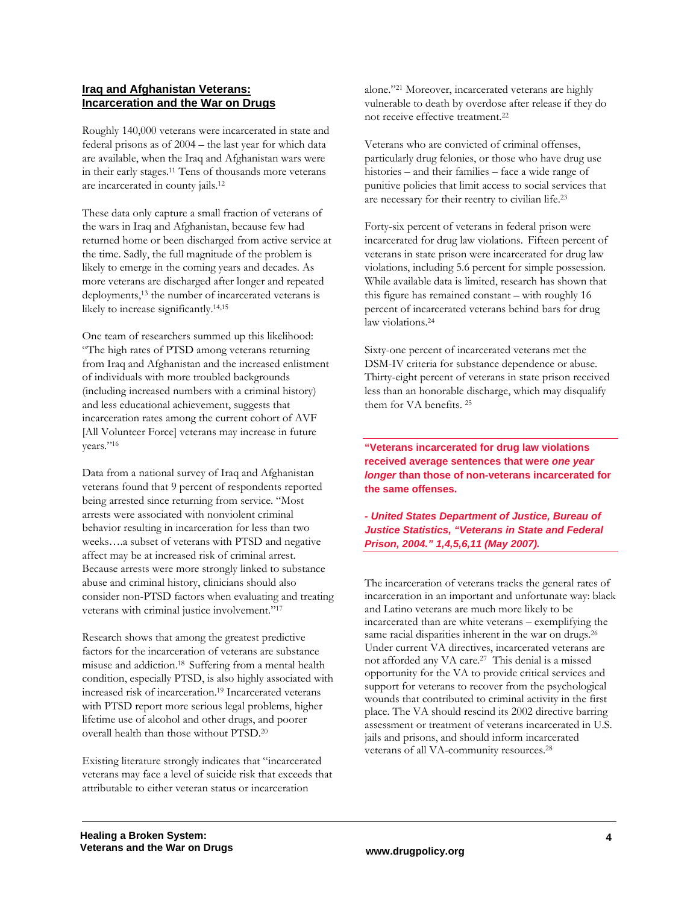## Iraq and Afghanistan Veterans: Incarceration and the War on Drugs

Roughly 140,000 veterans were incarcerated in state and federal prisons as of 2004 – the last year for which data are available, when the Iraq and Afghanistan wars were in their early stages.[11] Tens of thousands more veterans are incarcerated in county jails.[12]

These data only capture a small fraction of veterans of the wars in Iraq and Afghanistan, because few had returned home or been discharged from active service at the time. Sadly, the full magnitude of the problem is likely to emerge in the coming years and decades. As more veterans are discharged after longer and repeated deployments,[13] the number of incarcerated veterans is likely to increase significantly.[14,15]

One team of researchers summed up this likelihood: "The high rates of PTSD among veterans returning from Iraq and Afghanistan and the increased enlistment of individuals with more troubled backgrounds (including increased numbers with a criminal history) and less educational achievement, suggests that incarceration rates among the current cohort of AVF [All Volunteer Force] veterans may increase in future years."[16]

Data from a national survey of Iraq and Afghanistan veterans found that 9 percent of respondents reported being arrested since returning from service. "Most arrests were associated with nonviolent criminal behavior resulting in incarceration for less than two weeks….a subset of veterans with PTSD and negative affect may be at increased risk of criminal arrest. Because arrests were more strongly linked to substance abuse and criminal history, clinicians should also consider non-PTSD factors when evaluating and treating veterans with criminal justice involvement."[17]

Research shows that among the greatest predictive factors for the incarceration of veterans are substance misuse and addiction.[18] Suffering from a mental health condition, especially PTSD, is also highly associated with increased risk of incarceration.[19] Incarcerated veterans with PTSD report more serious legal problems, higher lifetime use of alcohol and other drugs, and poorer overall health than those without PTSD.[20]

Existing literature strongly indicates that "incarcerated veterans may face a level of suicide risk that exceeds that attributable to either veteran status or incarceration alone."[21] Moreover, incarcerated veterans are highly vulnerable to death by overdose after release if they do not receive effective treatment.[22]

Veterans who are convicted of criminal offenses, particularly drug felonies, or those who have drug use histories – and their families – face a wide range of punitive policies that limit access to social services that are necessary for their reentry to civilian life.[23]

Forty-six percent of veterans in federal prison were incarcerated for drug law violations. Fifteen percent of veterans in state prison were incarcerated for drug law violations, including 5.6 percent for simple possession. While available data is limited, research has shown that this figure has remained constant – with roughly 16 percent of incarcerated veterans behind bars for drug law violations.[24]

Sixty-one percent of incarcerated veterans met the DSM-IV criteria for substance dependence or abuse. Thirty-eight percent of veterans in state prison received less than an honorable discharge, which may disqualify them for VA benefits.[25]

**"Veterans incarcerated for drug law violations received average sentences that were *one year longer* than those of non-veterans incarcerated for the same offenses.**

***- United States Department of Justice, Bureau of Justice Statistics, "Veterans in State and Federal Prison, 2004." 1,4,5,6,11 (May 2007).***

The incarceration of veterans tracks the general rates of incarceration in an important and unfortunate way: black and Latino veterans are much more likely to be incarcerated than are white veterans – exemplifying the same racial disparities inherent in the war on drugs.[26] Under current VA directives, incarcerated veterans are not afforded any VA care.[27] This denial is a missed opportunity for the VA to provide critical services and support for veterans to recover from the psychological wounds that contributed to criminal activity in the first place. The VA should rescind its 2002 directive barring assessment or treatment of veterans incarcerated in U.S. jails and prisons, and should inform incarcerated veterans of all VA-community resources.[28]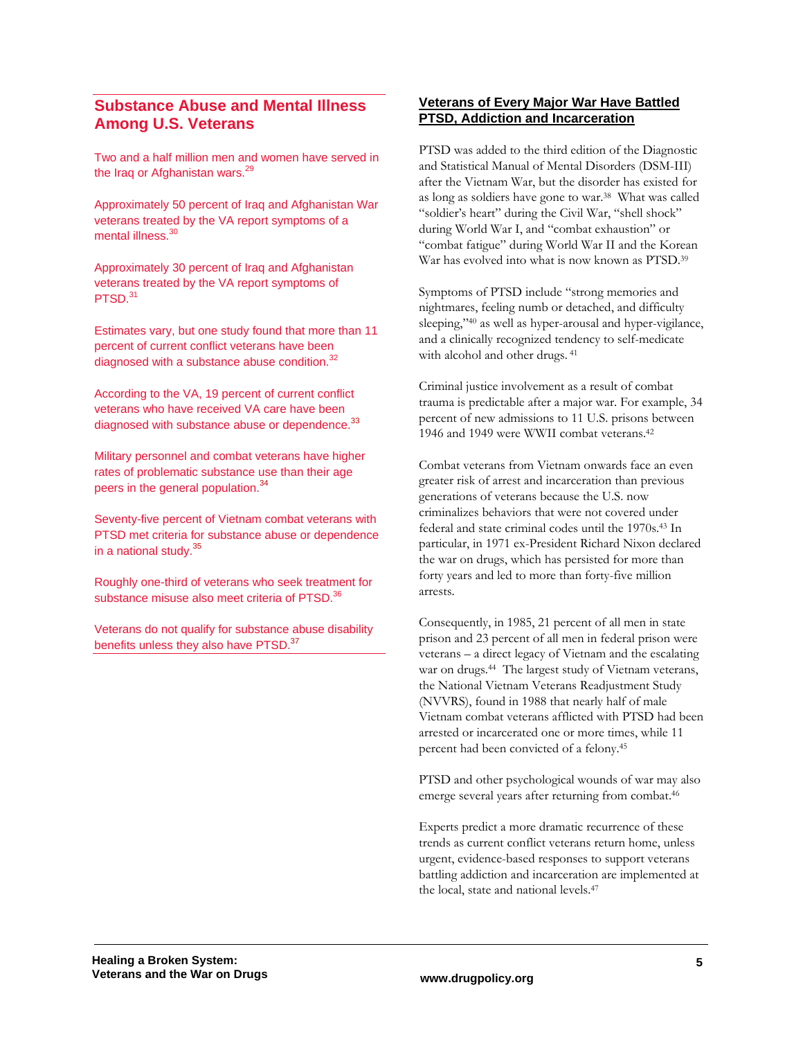## Substance Abuse and Mental Illness Among U.S. Veterans

Two and a half million men and women have served in the Iraq or Afghanistan wars.[29]

Approximately 50 percent of Iraq and Afghanistan War veterans treated by the VA report symptoms of a mental illness.[30]

Approximately 30 percent of Iraq and Afghanistan veterans treated by the VA report symptoms of PTSD.[31]

Estimates vary, but one study found that more than 11 percent of current conflict veterans have been diagnosed with a substance abuse condition.[32]

According to the VA, 19 percent of current conflict veterans who have received VA care have been diagnosed with substance abuse or dependence.[33]

Military personnel and combat veterans have higher rates of problematic substance use than their age peers in the general population.[34]

Seventy-five percent of Vietnam combat veterans with PTSD met criteria for substance abuse or dependence in a national study.[35]

Roughly one-third of veterans who seek treatment for substance misuse also meet criteria of PTSD.[36]

Veterans do not qualify for substance abuse disability benefits unless they also have PTSD.[37]

## Veterans of Every Major War Have Battled PTSD, Addiction and Incarceration

PTSD was added to the third edition of the Diagnostic and Statistical Manual of Mental Disorders (DSM-III) after the Vietnam War, but the disorder has existed for as long as soldiers have gone to war.[38] What was called "soldier's heart" during the Civil War, "shell shock" during World War I, and "combat exhaustion" or "combat fatigue" during World War II and the Korean War has evolved into what is now known as PTSD.[39]

Symptoms of PTSD include "strong memories and nightmares, feeling numb or detached, and difficulty sleeping,"[40] as well as hyper-arousal and hyper-vigilance, and a clinically recognized tendency to self-medicate with alcohol and other drugs.[41]

Criminal justice involvement as a result of combat trauma is predictable after a major war. For example, 34 percent of new admissions to 11 U.S. prisons between 1946 and 1949 were WWII combat veterans.[42]

Combat veterans from Vietnam onwards face an even greater risk of arrest and incarceration than previous generations of veterans because the U.S. now criminalizes behaviors that were not covered under federal and state criminal codes until the 1970s.[43] In particular, in 1971 ex-President Richard Nixon declared the war on drugs, which has persisted for more than forty years and led to more than forty-five million arrests.

Consequently, in 1985, 21 percent of all men in state prison and 23 percent of all men in federal prison were veterans – a direct legacy of Vietnam and the escalating war on drugs.[44] The largest study of Vietnam veterans, the National Vietnam Veterans Readjustment Study (NVVRS), found in 1988 that nearly half of male Vietnam combat veterans afflicted with PTSD had been arrested or incarcerated one or more times, while 11 percent had been convicted of a felony.[45]

PTSD and other psychological wounds of war may also emerge several years after returning from combat.[46]

Experts predict a more dramatic recurrence of these trends as current conflict veterans return home, unless urgent, evidence-based responses to support veterans battling addiction and incarceration are implemented at the local, state and national levels.[47]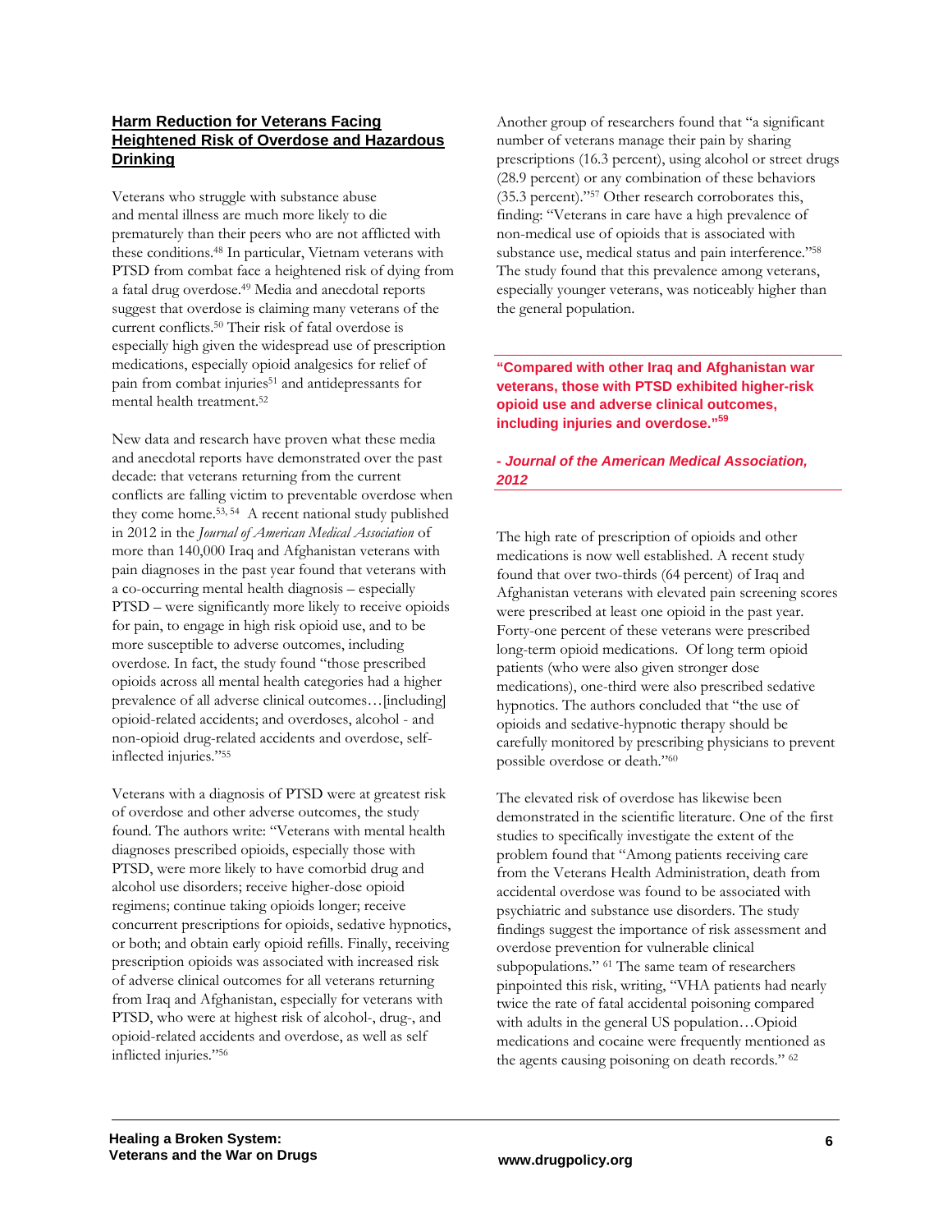## Harm Reduction for Veterans Facing Heightened Risk of Overdose and Hazardous Drinking

Veterans who struggle with substance abuse and mental illness are much more likely to die prematurely than their peers who are not afflicted with these conditions.[48] In particular, Vietnam veterans with PTSD from combat face a heightened risk of dying from a fatal drug overdose.[49] Media and anecdotal reports suggest that overdose is claiming many veterans of the current conflicts.[50] Their risk of fatal overdose is especially high given the widespread use of prescription medications, especially opioid analgesics for relief of pain from combat injuries[51] and antidepressants for mental health treatment.[52]

New data and research have proven what these media and anecdotal reports have demonstrated over the past decade: that veterans returning from the current conflicts are falling victim to preventable overdose when they come home.[53, 54] A recent national study published in 2012 in the *Journal of American Medical Association* of more than 140,000 Iraq and Afghanistan veterans with pain diagnoses in the past year found that veterans with a co-occurring mental health diagnosis – especially PTSD – were significantly more likely to receive opioids for pain, to engage in high risk opioid use, and to be more susceptible to adverse outcomes, including overdose. In fact, the study found "those prescribed opioids across all mental health categories had a higher prevalence of all adverse clinical outcomes…[including] opioid-related accidents; and overdoses, alcohol - and non-opioid drug-related accidents and overdose, self-inflicted injuries."[55]

Veterans with a diagnosis of PTSD were at greatest risk of overdose and other adverse outcomes, the study found. The authors write: "Veterans with mental health diagnoses prescribed opioids, especially those with PTSD, were more likely to have comorbid drug and alcohol use disorders; receive higher-dose opioid regimens; continue taking opioids longer; receive concurrent prescriptions for opioids, sedative hypnotics, or both; and obtain early opioid refills. Finally, receiving prescription opioids was associated with increased risk of adverse clinical outcomes for all veterans returning from Iraq and Afghanistan, especially for veterans with PTSD, who were at highest risk of alcohol-, drug-, and opioid-related accidents and overdose, as well as self inflicted injuries."[56]

Another group of researchers found that "a significant number of veterans manage their pain by sharing prescriptions (16.3 percent), using alcohol or street drugs (28.9 percent) or any combination of these behaviors (35.3 percent)."[57] Other research corroborates this, finding: "Veterans in care have a high prevalence of non-medical use of opioids that is associated with substance use, medical status and pain interference."[58] The study found that this prevalence among veterans, especially younger veterans, was noticeably higher than the general population.

> **"Compared with other Iraq and Afghanistan war veterans, those with PTSD exhibited higher-risk opioid use and adverse clinical outcomes, including injuries and overdose."[59]**
>
> ***- Journal of the American Medical Association, 2012***

The high rate of prescription of opioids and other medications is now well established. A recent study found that over two-thirds (64 percent) of Iraq and Afghanistan veterans with elevated pain screening scores were prescribed at least one opioid in the past year. Forty-one percent of these veterans were prescribed long-term opioid medications. Of long term opioid patients (who were also given stronger dose medications), one-third were also prescribed sedative hypnotics. The authors concluded that "the use of opioids and sedative-hypnotic therapy should be carefully monitored by prescribing physicians to prevent possible overdose or death."[60]

The elevated risk of overdose has likewise been demonstrated in the scientific literature. One of the first studies to specifically investigate the extent of the problem found that "Among patients receiving care from the Veterans Health Administration, death from accidental overdose was found to be associated with psychiatric and substance use disorders. The study findings suggest the importance of risk assessment and overdose prevention for vulnerable clinical subpopulations." [61] The same team of researchers pinpointed this risk, writing, "VHA patients had nearly twice the rate of fatal accidental poisoning compared with adults in the general US population…Opioid medications and cocaine were frequently mentioned as the agents causing poisoning on death records." [62]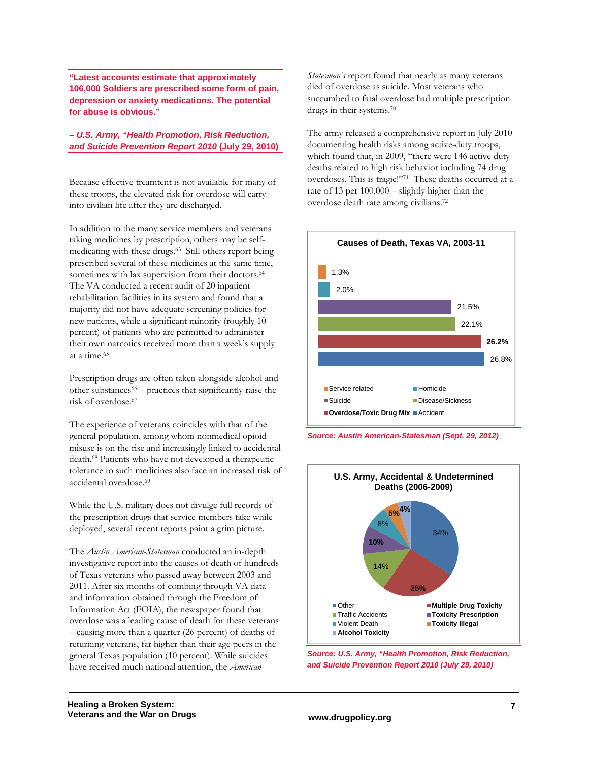> **"Latest accounts estimate that approximately 106,000 Soldiers are prescribed some form of pain, depression or anxiety medications. The potential for abuse is obvious."**
>
> ***– U.S. Army, "Health Promotion, Risk Reduction, and Suicide Prevention Report 2010*** **(July 29, 2010)**

Because effective treamtent is not available for many of these troops, the elevated risk for overdose will carry into civilian life after they are discharged.

In addition to the many service members and veterans taking medicines by prescription, others may be self-medicating with these drugs.[63] Still others report being prescribed several of these medicines at the same time, sometimes with lax supervision from their doctors.[64] The VA conducted a recent audit of 20 inpatient rehabilitation facilities in its system and found that a majority did not have adequate screening policies for new patients, while a significant minority (roughly 10 percent) of patients who are permitted to administer their own narcotics received more than a week's supply at a time.[65]

Prescription drugs are often taken alongside alcohol and other substances[66] – practices that significantly raise the risk of overdose.[67]

The experience of veterans coincides with that of the general population, among whom nonmedical opioid misuse is on the rise and increasingly linked to accidental death.[68] Patients who have not developed a therapeutic tolerance to such medicines also face an increased risk of accidental overdose.[69]

While the U.S. military does not divulge full records of the prescription drugs that service members take while deployed, several recent reports paint a grim picture.

The *Austin American-Statesman* conducted an in-depth investigative report into the causes of death of hundreds of Texas veterans who passed away between 2003 and 2011. After six months of combing through VA data and information obtained through the Freedom of Information Act (FOIA), the newspaper found that overdose was a leading cause of death for these veterans – causing more than a quarter (26 percent) of deaths of returning veterans, far higher than their age peers in the general Texas population (10 percent). While suicides have received much national attention, the *American-Statesman's* report found that nearly as many veterans died of overdose as suicide. Most veterans who succumbed to fatal overdose had multiple prescription drugs in their systems.[70]

The army released a comprehensive report in July 2010 documenting health risks among active-duty troops, which found that, in 2009, "there were 146 active duty deaths related to high risk behavior including 74 drug overdoses. This is tragic!"[71] These deaths occurred at a rate of 13 per 100,000 – slightly higher than the overdose death rate among civilians.[72]

**Causes of Death, Texas VA, 2003-11**

| Cause | Percent |
|---|---|
| Service related | 1.3% |
| Homicide | 2.0% |
| Suicide | 21.5% |
| Disease/Sickness | 22.1% |
| **Overdose/Toxic Drug Mix** | **26.2%** |
| Accident | 26.8% |

*Source: Austin American-Statesman (Sept. 29, 2012)*

**U.S. Army, Accidental & Undetermined Deaths (2006-2009)**

| Cause | Percent |
|---|---|
| Other | 34% |
| **Multiple Drug Toxicity** | **25%** |
| Traffic Accidents | 14% |
| **Toxicity Prescription** | **10%** |
| Violent Death | 8% |
| **Toxicity Illegal** | **5%** |
| **Alcohol Toxicity** | **4%** |

*Source: U.S. Army, "Health Promotion, Risk Reduction, and Suicide Prevention Report 2010 (July 29, 2010)*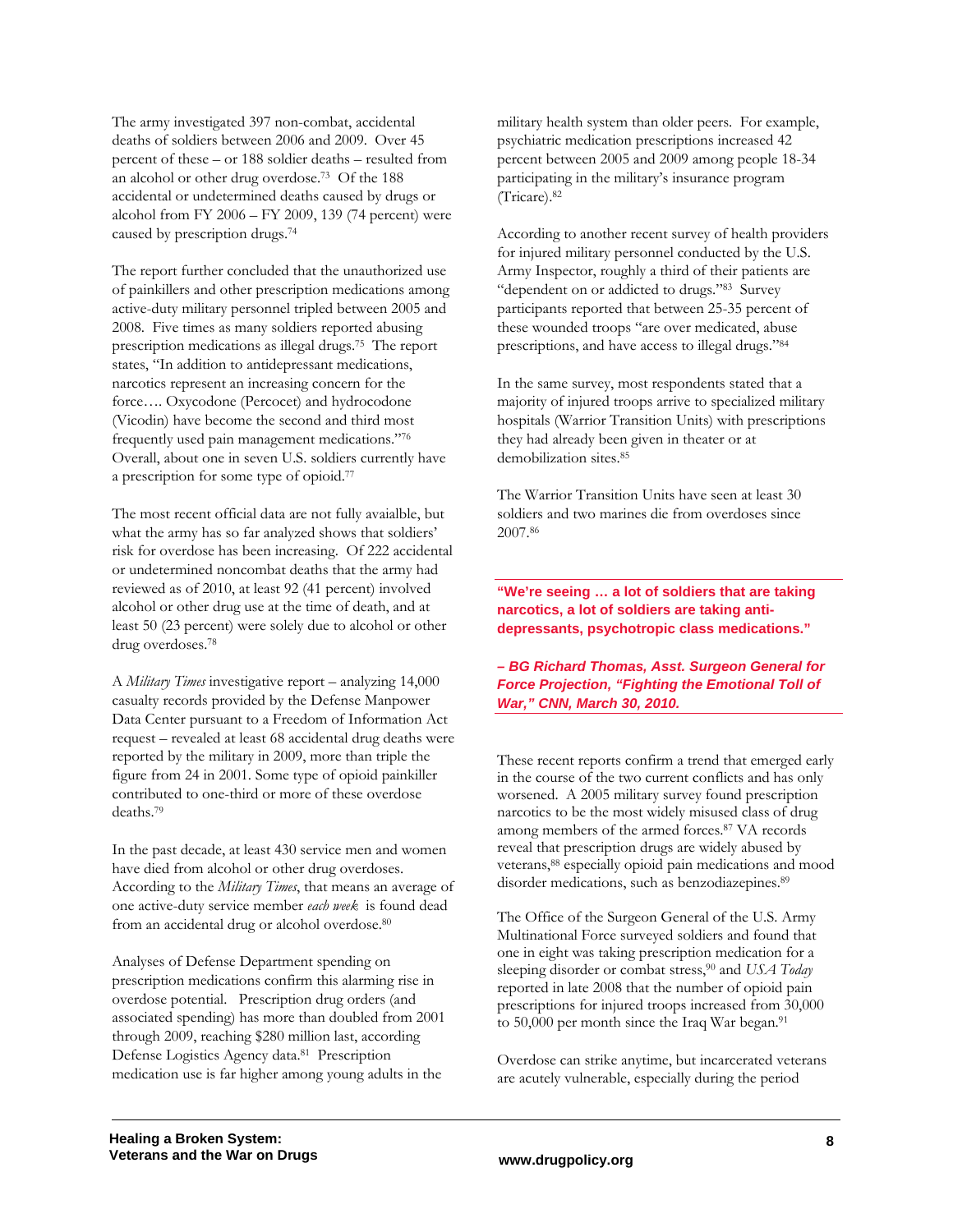The army investigated 397 non-combat, accidental deaths of soldiers between 2006 and 2009. Over 45 percent of these – or 188 soldier deaths – resulted from an alcohol or other drug overdose.[73] Of the 188 accidental or undetermined deaths caused by drugs or alcohol from FY 2006 – FY 2009, 139 (74 percent) were caused by prescription drugs.[74]

The report further concluded that the unauthorized use of painkillers and other prescription medications among active-duty military personnel tripled between 2005 and 2008. Five times as many soldiers reported abusing prescription medications as illegal drugs.[75] The report states, "In addition to antidepressant medications, narcotics represent an increasing concern for the force…. Oxycodone (Percocet) and hydrocodone (Vicodin) have become the second and third most frequently used pain management medications."[76] Overall, about one in seven U.S. soldiers currently have a prescription for some type of opioid.[77]

The most recent official data are not fully avaialble, but what the army has so far analyzed shows that soldiers' risk for overdose has been increasing. Of 222 accidental or undetermined noncombat deaths that the army had reviewed as of 2010, at least 92 (41 percent) involved alcohol or other drug use at the time of death, and at least 50 (23 percent) were solely due to alcohol or other drug overdoses.[78]

A *Military Times* investigative report – analyzing 14,000 casualty records provided by the Defense Manpower Data Center pursuant to a Freedom of Information Act request – revealed at least 68 accidental drug deaths were reported by the military in 2009, more than triple the figure from 24 in 2001. Some type of opioid painkiller contributed to one-third or more of these overdose deaths.[79]

In the past decade, at least 430 service men and women have died from alcohol or other drug overdoses. According to the *Military Times*, that means an average of one active-duty service member *each week* is found dead from an accidental drug or alcohol overdose.[80]

Analyses of Defense Department spending on prescription medications confirm this alarming rise in overdose potential. Prescription drug orders (and associated spending) has more than doubled from 2001 through 2009, reaching $280 million last, according Defense Logistics Agency data.[81] Prescription medication use is far higher among young adults in the military health system than older peers. For example, psychiatric medication prescriptions increased 42 percent between 2005 and 2009 among people 18-34 participating in the military's insurance program (Tricare).[82]

According to another recent survey of health providers for injured military personnel conducted by the U.S. Army Inspector, roughly a third of their patients are "dependent on or addicted to drugs."[83] Survey participants reported that between 25-35 percent of these wounded troops "are over medicated, abuse prescriptions, and have access to illegal drugs."[84]

In the same survey, most respondents stated that a majority of injured troops arrive to specialized military hospitals (Warrior Transition Units) with prescriptions they had already been given in theater or at demobilization sites.[85]

The Warrior Transition Units have seen at least 30 soldiers and two marines die from overdoses since 2007.[86]

**"We're seeing … a lot of soldiers that are taking narcotics, a lot of soldiers are taking anti-depressants, psychotropic class medications."**

***– BG Richard Thomas, Asst. Surgeon General for Force Projection, "Fighting the Emotional Toll of War," CNN, March 30, 2010.***

These recent reports confirm a trend that emerged early in the course of the two current conflicts and has only worsened. A 2005 military survey found prescription narcotics to be the most widely misused class of drug among members of the armed forces.[87] VA records reveal that prescription drugs are widely abused by veterans,[88] especially opioid pain medications and mood disorder medications, such as benzodiazepines.[89]

The Office of the Surgeon General of the U.S. Army Multinational Force surveyed soldiers and found that one in eight was taking prescription medication for a sleeping disorder or combat stress,[90] and *USA Today* reported in late 2008 that the number of opioid pain prescriptions for injured troops increased from 30,000 to 50,000 per month since the Iraq War began.[91]

Overdose can strike anytime, but incarcerated veterans are acutely vulnerable, especially during the period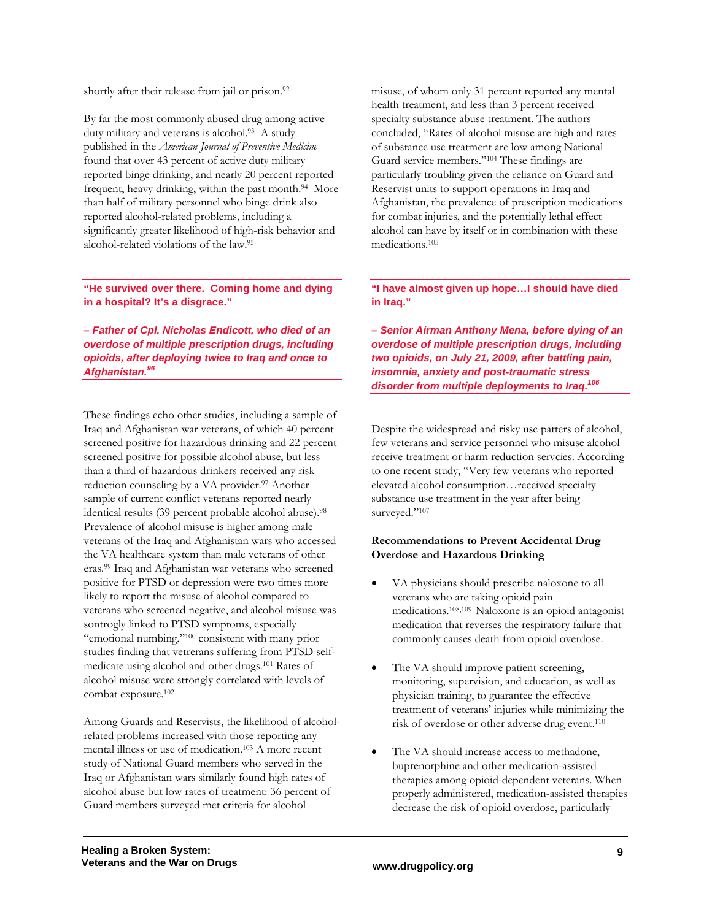shortly after their release from jail or prison.[92]

By far the most commonly abused drug among active duty military and veterans is alcohol.[93] A study published in the *American Journal of Preventive Medicine* found that over 43 percent of active duty military reported binge drinking, and nearly 20 percent reported frequent, heavy drinking, within the past month.[94] More than half of military personnel who binge drink also reported alcohol-related problems, including a significantly greater likelihood of high-risk behavior and alcohol-related violations of the law.[95]

**"He survived over there. Coming home and dying in a hospital? It's a disgrace."**

***– Father of Cpl. Nicholas Endicott, who died of an overdose of multiple prescription drugs, including opioids, after deploying twice to Iraq and once to Afghanistan.[96]***

These findings echo other studies, including a sample of Iraq and Afghanistan war veterans, of which 40 percent screened positive for hazardous drinking and 22 percent screened positive for possible alcohol abuse, but less than a third of hazardous drinkers received any risk reduction counseling by a VA provider.[97] Another sample of current conflict veterans reported nearly identical results (39 percent probable alcohol abuse).[98] Prevalence of alcohol misuse is higher among male veterans of the Iraq and Afghanistan wars who accessed the VA healthcare system than male veterans of other eras.[99] Iraq and Afghanistan war veterans who screened positive for PTSD or depression were two times more likely to report the misuse of alcohol compared to veterans who screened negative, and alcohol misuse was sontrogly linked to PTSD symptoms, especially "emotional numbing,"[100] consistent with many prior studies finding that vetrerans suffering from PTSD self-medicate using alcohol and other drugs.[101] Rates of alcohol misuse were strongly correlated with levels of combat exposure.[102]

Among Guards and Reservists, the likelihood of alcohol-related problems increased with those reporting any mental illness or use of medication.[103] A more recent study of National Guard members who served in the Iraq or Afghanistan wars similarly found high rates of alcohol abuse but low rates of treatment: 36 percent of Guard members surveyed met criteria for alcohol misuse, of whom only 31 percent reported any mental health treatment, and less than 3 percent received specialty substance abuse treatment. The authors concluded, "Rates of alcohol misuse are high and rates of substance use treatment are low among National Guard service members."[104] These findings are particularly troubling given the reliance on Guard and Reservist units to support operations in Iraq and Afghanistan, the prevalence of prescription medications for combat injuries, and the potentially lethal effect alcohol can have by itself or in combination with these medications.[105]

**"I have almost given up hope…I should have died in Iraq."**

***– Senior Airman Anthony Mena, before dying of an overdose of multiple prescription drugs, including two opioids, on July 21, 2009, after battling pain, insomnia, anxiety and post-traumatic stress disorder from multiple deployments to Iraq.[106]***

Despite the widespread and risky use patters of alcohol, few veterans and service personnel who misuse alcohol receive treatment or harm reduction servcies. According to one recent study, "Very few veterans who reported elevated alcohol consumption…received specialty substance use treatment in the year after being surveyed."[107]

**Recommendations to Prevent Accidental Drug Overdose and Hazardous Drinking**

- VA physicians should prescribe naloxone to all veterans who are taking opioid pain medications.[108,109] Naloxone is an opioid antagonist medication that reverses the respiratory failure that commonly causes death from opioid overdose.
- The VA should improve patient screening, monitoring, supervision, and education, as well as physician training, to guarantee the effective treatment of veterans' injuries while minimizing the risk of overdose or other adverse drug event.[110]
- The VA should increase access to methadone, buprenorphine and other medication-assisted therapies among opioid-dependent veterans. When properly administered, medication-assisted therapies decrease the risk of opioid overdose, particularly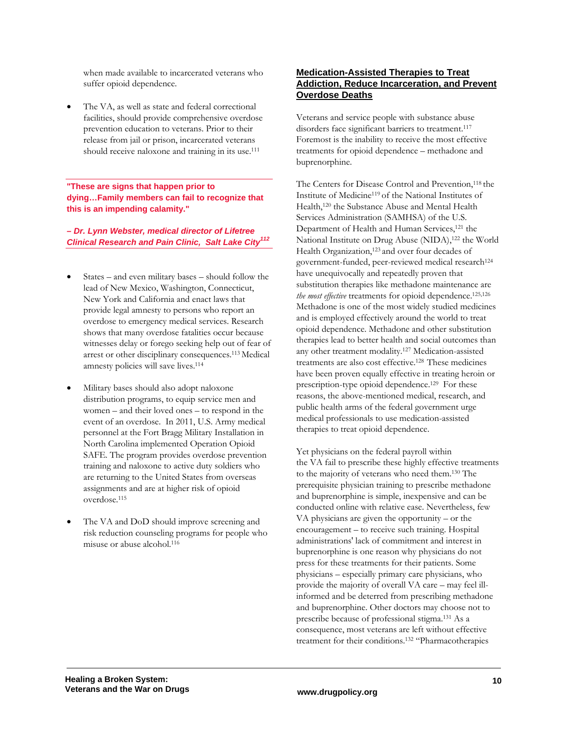when made available to incarcerated veterans who suffer opioid dependence.

- The VA, as well as state and federal correctional facilities, should provide comprehensive overdose prevention education to veterans. Prior to their release from jail or prison, incarcerated veterans should receive naloxone and training in its use.[111]

**"These are signs that happen prior to dying…Family members can fail to recognize that this is an impending calamity."**

***– Dr. Lynn Webster, medical director of Lifetree Clinical Research and Pain Clinic, Salt Lake City[112]***

- States – and even military bases – should follow the lead of New Mexico, Washington, Connecticut, New York and California and enact laws that provide legal amnesty to persons who report an overdose to emergency medical services. Research shows that many overdose fatalities occur because witnesses delay or forego seeking help out of fear of arrest or other disciplinary consequences.[113] Medical amnesty policies will save lives.[114]

- Military bases should also adopt naloxone distribution programs, to equip service men and women – and their loved ones – to respond in the event of an overdose. In 2011, U.S. Army medical personnel at the Fort Bragg Military Installation in North Carolina implemented Operation Opioid SAFE. The program provides overdose prevention training and naloxone to active duty soldiers who are returning to the United States from overseas assignments and are at higher risk of opioid overdose.[115]

- The VA and DoD should improve screening and risk reduction counseling programs for people who misuse or abuse alcohol.[116]

## Medication-Assisted Therapies to Treat Addiction, Reduce Incarceration, and Prevent Overdose Deaths

Veterans and service people with substance abuse disorders face significant barriers to treatment.[117] Foremost is the inability to receive the most effective treatments for opioid dependence – methadone and buprenorphine.

The Centers for Disease Control and Prevention,[118] the Institute of Medicine[119] of the National Institutes of Health,[120] the Substance Abuse and Mental Health Services Administration (SAMHSA) of the U.S. Department of Health and Human Services,[121] the National Institute on Drug Abuse (NIDA),[122] the World Health Organization,[123] and over four decades of government-funded, peer-reviewed medical research[124] have unequivocally and repeatedly proven that substitution therapies like methadone maintenance are *the most effective* treatments for opioid dependence.[125,126] Methadone is one of the most widely studied medicines and is employed effectively around the world to treat opioid dependence. Methadone and other substitution therapies lead to better health and social outcomes than any other treatment modality.[127] Medication-assisted treatments are also cost effective.[128] These medicines have been proven equally effective in treating heroin or prescription-type opioid dependence.[129] For these reasons, the above-mentioned medical, research, and public health arms of the federal government urge medical professionals to use medication-assisted therapies to treat opioid dependence.

Yet physicians on the federal payroll within the VA fail to prescribe these highly effective treatments to the majority of veterans who need them.[130] The prerequisite physician training to prescribe methadone and buprenorphine is simple, inexpensive and can be conducted online with relative ease. Nevertheless, few VA physicians are given the opportunity – or the encouragement – to receive such training. Hospital administrations' lack of commitment and interest in buprenorphine is one reason why physicians do not press for these treatments for their patients. Some physicians – especially primary care physicians, who provide the majority of overall VA care – may feel ill-informed and be deterred from prescribing methadone and buprenorphine. Other doctors may choose not to prescribe because of professional stigma.[131] As a consequence, most veterans are left without effective treatment for their conditions.[132] "Pharmacotherapies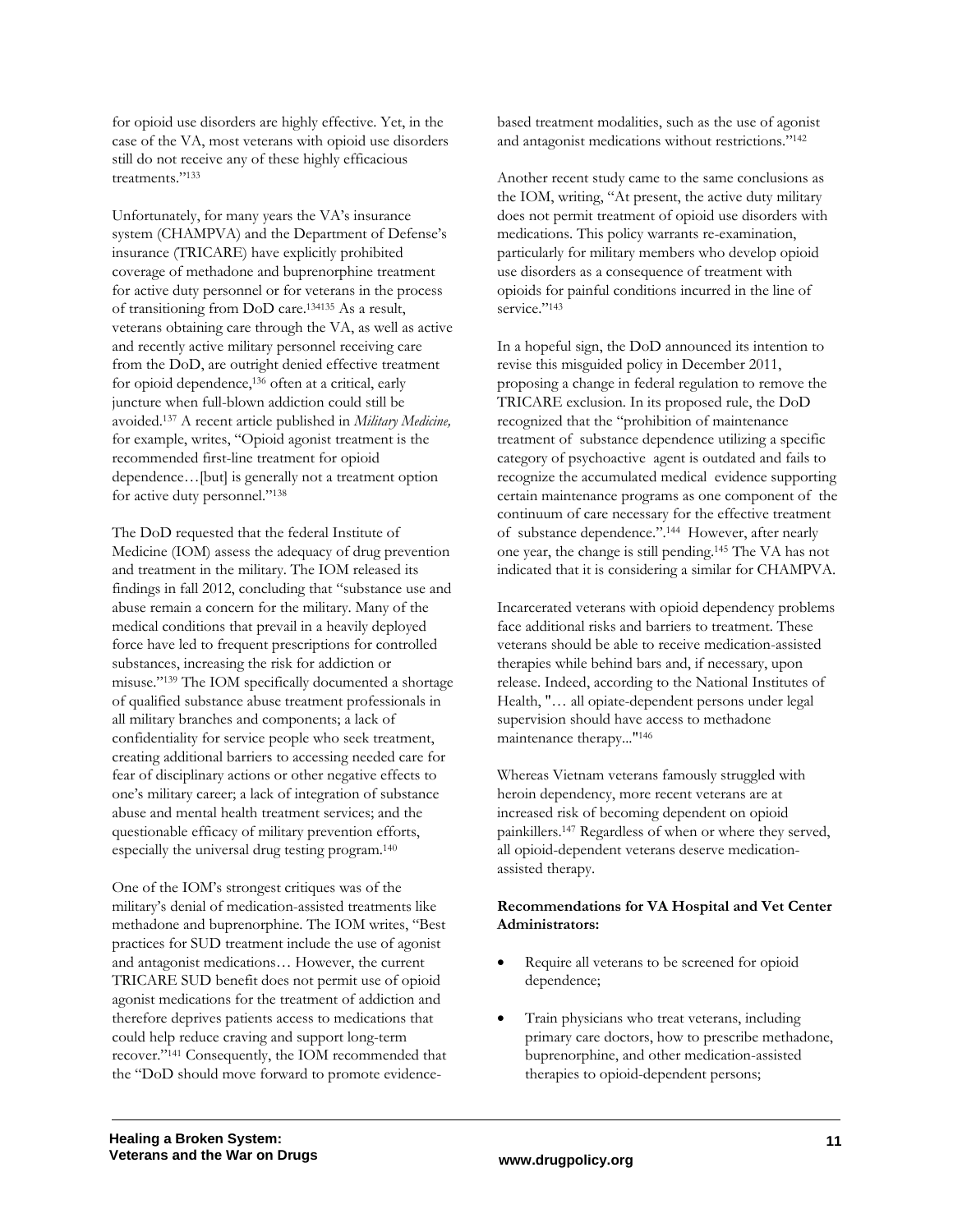for opioid use disorders are highly effective. Yet, in the case of the VA, most veterans with opioid use disorders still do not receive any of these highly efficacious treatments."[133]

Unfortunately, for many years the VA's insurance system (CHAMPVA) and the Department of Defense's insurance (TRICARE) have explicitly prohibited coverage of methadone and buprenorphine treatment for active duty personnel or for veterans in the process of transitioning from DoD care.[134135] As a result, veterans obtaining care through the VA, as well as active and recently active military personnel receiving care from the DoD, are outright denied effective treatment for opioid dependence,[136] often at a critical, early juncture when full-blown addiction could still be avoided.[137] A recent article published in *Military Medicine,* for example, writes, "Opioid agonist treatment is the recommended first-line treatment for opioid dependence…[but] is generally not a treatment option for active duty personnel."[138]

The DoD requested that the federal Institute of Medicine (IOM) assess the adequacy of drug prevention and treatment in the military. The IOM released its findings in fall 2012, concluding that "substance use and abuse remain a concern for the military. Many of the medical conditions that prevail in a heavily deployed force have led to frequent prescriptions for controlled substances, increasing the risk for addiction or misuse."[139] The IOM specifically documented a shortage of qualified substance abuse treatment professionals in all military branches and components; a lack of confidentiality for service people who seek treatment, creating additional barriers to accessing needed care for fear of disciplinary actions or other negative effects to one's military career; a lack of integration of substance abuse and mental health treatment services; and the questionable efficacy of military prevention efforts, especially the universal drug testing program.[140]

One of the IOM's strongest critiques was of the military's denial of medication-assisted treatments like methadone and buprenorphine. The IOM writes, "Best practices for SUD treatment include the use of agonist and antagonist medications… However, the current TRICARE SUD benefit does not permit use of opioid agonist medications for the treatment of addiction and therefore deprives patients access to medications that could help reduce craving and support long-term recover."[141] Consequently, the IOM recommended that the "DoD should move forward to promote evidence-based treatment modalities, such as the use of agonist and antagonist medications without restrictions."[142]

Another recent study came to the same conclusions as the IOM, writing, "At present, the active duty military does not permit treatment of opioid use disorders with medications. This policy warrants re-examination, particularly for military members who develop opioid use disorders as a consequence of treatment with opioids for painful conditions incurred in the line of service."[143]

In a hopeful sign, the DoD announced its intention to revise this misguided policy in December 2011, proposing a change in federal regulation to remove the TRICARE exclusion. In its proposed rule, the DoD recognized that the "prohibition of maintenance treatment of substance dependence utilizing a specific category of psychoactive agent is outdated and fails to recognize the accumulated medical evidence supporting certain maintenance programs as one component of the continuum of care necessary for the effective treatment of substance dependence.".[144] However, after nearly one year, the change is still pending.[145] The VA has not indicated that it is considering a similar for CHAMPVA.

Incarcerated veterans with opioid dependency problems face additional risks and barriers to treatment. These veterans should be able to receive medication-assisted therapies while behind bars and, if necessary, upon release. Indeed, according to the National Institutes of Health, "… all opiate-dependent persons under legal supervision should have access to methadone maintenance therapy..."[146]

Whereas Vietnam veterans famously struggled with heroin dependency, more recent veterans are at increased risk of becoming dependent on opioid painkillers.[147] Regardless of when or where they served, all opioid-dependent veterans deserve medication-assisted therapy.

**Recommendations for VA Hospital and Vet Center Administrators:**

- Require all veterans to be screened for opioid dependence;
- Train physicians who treat veterans, including primary care doctors, how to prescribe methadone, buprenorphine, and other medication-assisted therapies to opioid-dependent persons;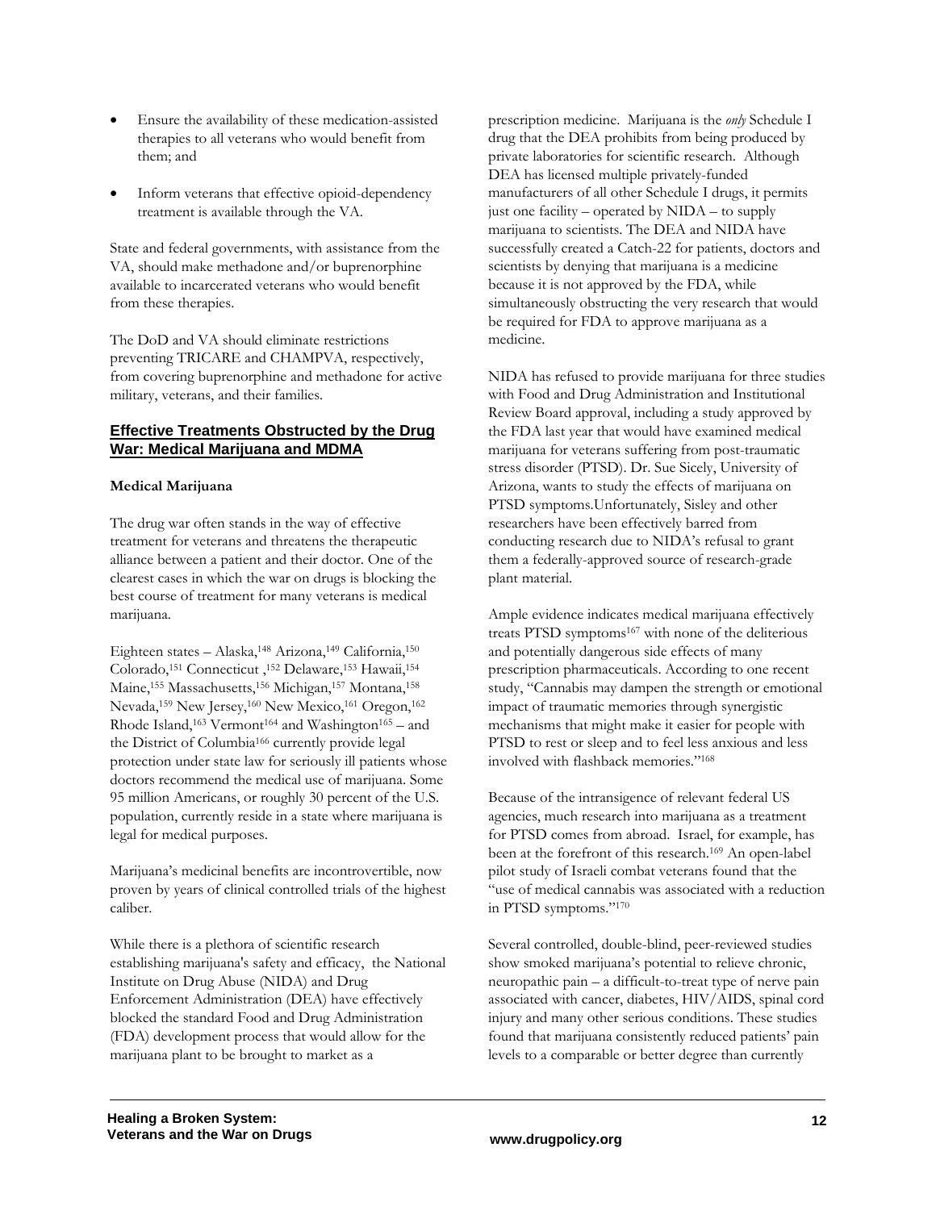- Ensure the availability of these medication-assisted therapies to all veterans who would benefit from them; and
- Inform veterans that effective opioid-dependency treatment is available through the VA.

State and federal governments, with assistance from the VA, should make methadone and/or buprenorphine available to incarcerated veterans who would benefit from these therapies.

The DoD and VA should eliminate restrictions preventing TRICARE and CHAMPVA, respectively, from covering buprenorphine and methadone for active military, veterans, and their families.

## Effective Treatments Obstructed by the Drug War: Medical Marijuana and MDMA

### Medical Marijuana

The drug war often stands in the way of effective treatment for veterans and threatens the therapeutic alliance between a patient and their doctor. One of the clearest cases in which the war on drugs is blocking the best course of treatment for many veterans is medical marijuana.

Eighteen states – Alaska,[148] Arizona,[149] California,[150] Colorado,[151] Connecticut ,[152] Delaware,[153] Hawaii,[154] Maine,[155] Massachusetts,[156] Michigan,[157] Montana,[158] Nevada,[159] New Jersey,[160] New Mexico,[161] Oregon,[162] Rhode Island,[163] Vermont[164] and Washington[165] – and the District of Columbia[166] currently provide legal protection under state law for seriously ill patients whose doctors recommend the medical use of marijuana. Some 95 million Americans, or roughly 30 percent of the U.S. population, currently reside in a state where marijuana is legal for medical purposes.

Marijuana's medicinal benefits are incontrovertible, now proven by years of clinical controlled trials of the highest caliber.

While there is a plethora of scientific research establishing marijuana's safety and efficacy, the National Institute on Drug Abuse (NIDA) and Drug Enforcement Administration (DEA) have effectively blocked the standard Food and Drug Administration (FDA) development process that would allow for the marijuana plant to be brought to market as a prescription medicine. Marijuana is the *only* Schedule I drug that the DEA prohibits from being produced by private laboratories for scientific research. Although DEA has licensed multiple privately-funded manufacturers of all other Schedule I drugs, it permits just one facility – operated by NIDA – to supply marijuana to scientists. The DEA and NIDA have successfully created a Catch-22 for patients, doctors and scientists by denying that marijuana is a medicine because it is not approved by the FDA, while simultaneously obstructing the very research that would be required for FDA to approve marijuana as a medicine.

NIDA has refused to provide marijuana for three studies with Food and Drug Administration and Institutional Review Board approval, including a study approved by the FDA last year that would have examined medical marijuana for veterans suffering from post-traumatic stress disorder (PTSD). Dr. Sue Sicely, University of Arizona, wants to study the effects of marijuana on PTSD symptoms.Unfortunately, Sisley and other researchers have been effectively barred from conducting research due to NIDA's refusal to grant them a federally-approved source of research-grade plant material.

Ample evidence indicates medical marijuana effectively treats PTSD symptoms[167] with none of the deliterious and potentially dangerous side effects of many prescription pharmaceuticals. According to one recent study, "Cannabis may dampen the strength or emotional impact of traumatic memories through synergistic mechanisms that might make it easier for people with PTSD to rest or sleep and to feel less anxious and less involved with flashback memories."[168]

Because of the intransigence of relevant federal US agencies, much research into marijuana as a treatment for PTSD comes from abroad. Israel, for example, has been at the forefront of this research.[169] An open-label pilot study of Israeli combat veterans found that the "use of medical cannabis was associated with a reduction in PTSD symptoms."[170]

Several controlled, double-blind, peer-reviewed studies show smoked marijuana's potential to relieve chronic, neuropathic pain – a difficult-to-treat type of nerve pain associated with cancer, diabetes, HIV/AIDS, spinal cord injury and many other serious conditions. These studies found that marijuana consistently reduced patients' pain levels to a comparable or better degree than currently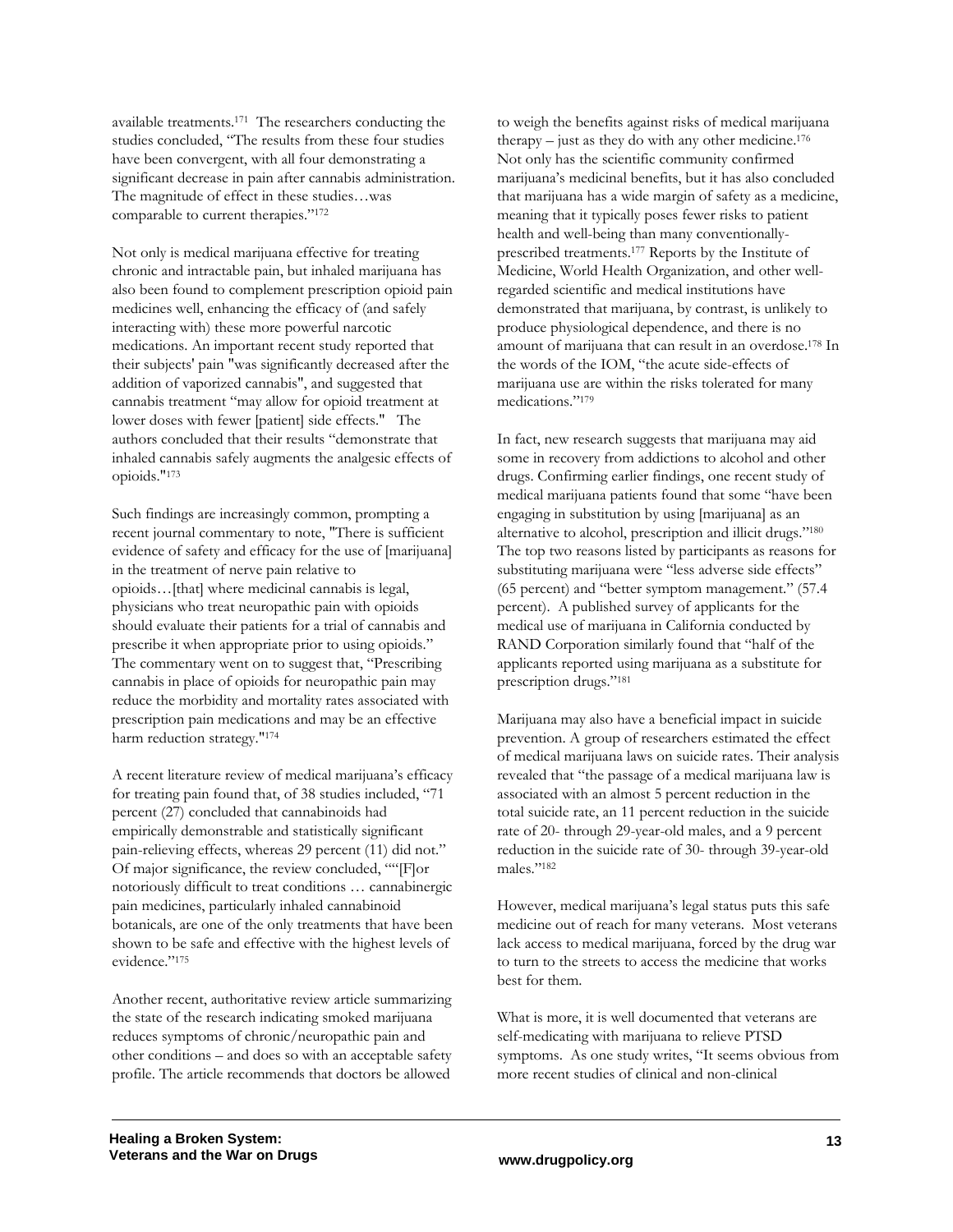available treatments.[171] The researchers conducting the studies concluded, "The results from these four studies have been convergent, with all four demonstrating a significant decrease in pain after cannabis administration. The magnitude of effect in these studies…was comparable to current therapies."[172]

Not only is medical marijuana effective for treating chronic and intractable pain, but inhaled marijuana has also been found to complement prescription opioid pain medicines well, enhancing the efficacy of (and safely interacting with) these more powerful narcotic medications. An important recent study reported that their subjects' pain "was significantly decreased after the addition of vaporized cannabis", and suggested that cannabis treatment "may allow for opioid treatment at lower doses with fewer [patient] side effects." The authors concluded that their results "demonstrate that inhaled cannabis safely augments the analgesic effects of opioids."[173]

Such findings are increasingly common, prompting a recent journal commentary to note, "There is sufficient evidence of safety and efficacy for the use of [marijuana] in the treatment of nerve pain relative to opioids…[that] where medicinal cannabis is legal, physicians who treat neuropathic pain with opioids should evaluate their patients for a trial of cannabis and prescribe it when appropriate prior to using opioids." The commentary went on to suggest that, "Prescribing cannabis in place of opioids for neuropathic pain may reduce the morbidity and mortality rates associated with prescription pain medications and may be an effective harm reduction strategy."[174]

A recent literature review of medical marijuana's efficacy for treating pain found that, of 38 studies included, "71 percent (27) concluded that cannabinoids had empirically demonstrable and statistically significant pain-relieving effects, whereas 29 percent (11) did not." Of major significance, the review concluded, ""[F]or notoriously difficult to treat conditions … cannabinergic pain medicines, particularly inhaled cannabinoid botanicals, are one of the only treatments that have been shown to be safe and effective with the highest levels of evidence."[175]

Another recent, authoritative review article summarizing the state of the research indicating smoked marijuana reduces symptoms of chronic/neuropathic pain and other conditions – and does so with an acceptable safety profile. The article recommends that doctors be allowed to weigh the benefits against risks of medical marijuana therapy – just as they do with any other medicine.[176] Not only has the scientific community confirmed marijuana's medicinal benefits, but it has also concluded that marijuana has a wide margin of safety as a medicine, meaning that it typically poses fewer risks to patient health and well-being than many conventionally-prescribed treatments.[177] Reports by the Institute of Medicine, World Health Organization, and other well-regarded scientific and medical institutions have demonstrated that marijuana, by contrast, is unlikely to produce physiological dependence, and there is no amount of marijuana that can result in an overdose.[178] In the words of the IOM, "the acute side-effects of marijuana use are within the risks tolerated for many medications."[179]

In fact, new research suggests that marijuana may aid some in recovery from addictions to alcohol and other drugs. Confirming earlier findings, one recent study of medical marijuana patients found that some "have been engaging in substitution by using [marijuana] as an alternative to alcohol, prescription and illicit drugs."[180] The top two reasons listed by participants as reasons for substituting marijuana were "less adverse side effects" (65 percent) and "better symptom management." (57.4 percent). A published survey of applicants for the medical use of marijuana in California conducted by RAND Corporation similarly found that "half of the applicants reported using marijuana as a substitute for prescription drugs."[181]

Marijuana may also have a beneficial impact in suicide prevention. A group of researchers estimated the effect of medical marijuana laws on suicide rates. Their analysis revealed that "the passage of a medical marijuana law is associated with an almost 5 percent reduction in the total suicide rate, an 11 percent reduction in the suicide rate of 20- through 29-year-old males, and a 9 percent reduction in the suicide rate of 30- through 39-year-old males."[182]

However, medical marijuana's legal status puts this safe medicine out of reach for many veterans. Most veterans lack access to medical marijuana, forced by the drug war to turn to the streets to access the medicine that works best for them.

What is more, it is well documented that veterans are self-medicating with marijuana to relieve PTSD symptoms. As one study writes, "It seems obvious from more recent studies of clinical and non-clinical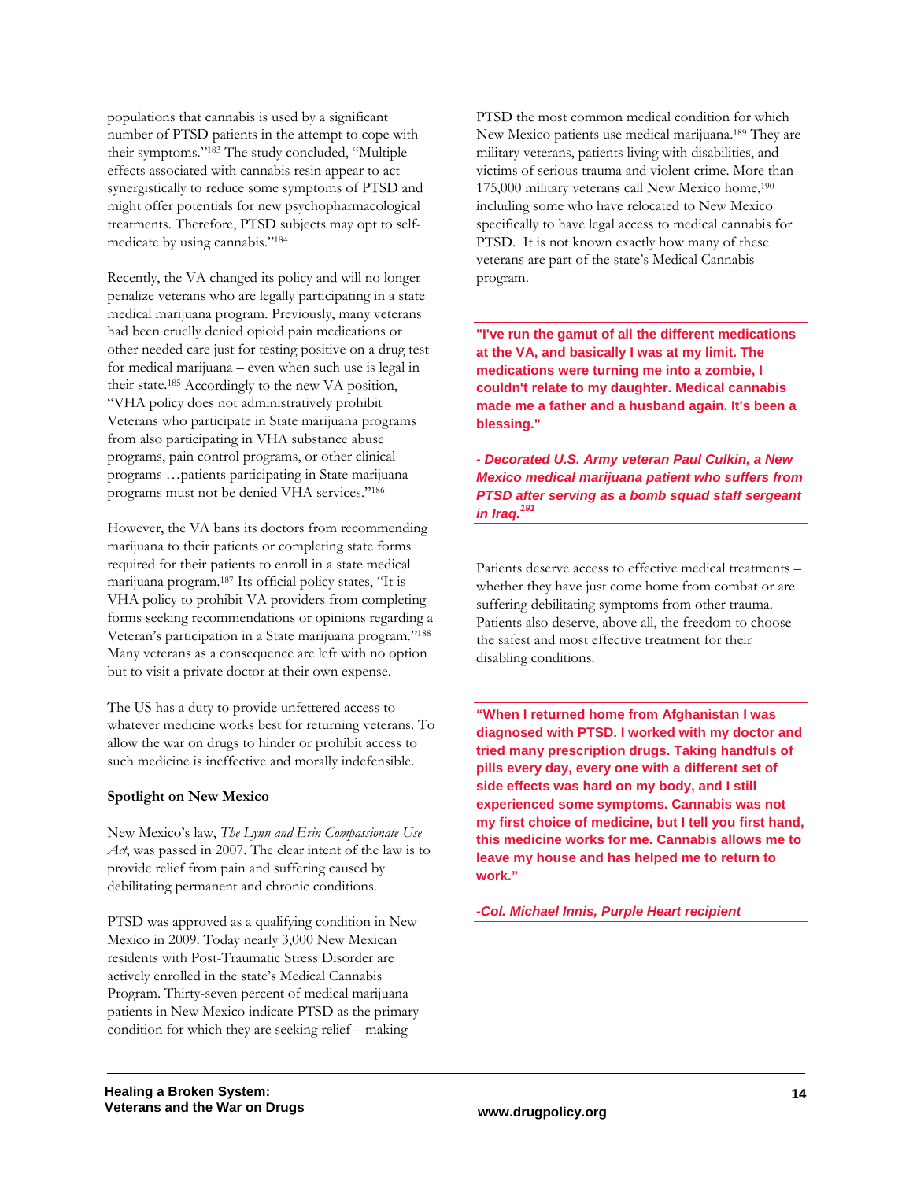populations that cannabis is used by a significant number of PTSD patients in the attempt to cope with their symptoms."[183] The study concluded, "Multiple effects associated with cannabis resin appear to act synergistically to reduce some symptoms of PTSD and might offer potentials for new psychopharmacological treatments. Therefore, PTSD subjects may opt to self-medicate by using cannabis."[184]

Recently, the VA changed its policy and will no longer penalize veterans who are legally participating in a state medical marijuana program. Previously, many veterans had been cruelly denied opioid pain medications or other needed care just for testing positive on a drug test for medical marijuana – even when such use is legal in their state.[185] Accordingly to the new VA position, "VHA policy does not administratively prohibit Veterans who participate in State marijuana programs from also participating in VHA substance abuse programs, pain control programs, or other clinical programs …patients participating in State marijuana programs must not be denied VHA services."[186]

However, the VA bans its doctors from recommending marijuana to their patients or completing state forms required for their patients to enroll in a state medical marijuana program.[187] Its official policy states, "It is VHA policy to prohibit VA providers from completing forms seeking recommendations or opinions regarding a Veteran's participation in a State marijuana program."[188] Many veterans as a consequence are left with no option but to visit a private doctor at their own expense.

The US has a duty to provide unfettered access to whatever medicine works best for returning veterans. To allow the war on drugs to hinder or prohibit access to such medicine is ineffective and morally indefensible.

**Spotlight on New Mexico**

New Mexico's law, *The Lynn and Erin Compassionate Use Act*, was passed in 2007. The clear intent of the law is to provide relief from pain and suffering caused by debilitating permanent and chronic conditions.

PTSD was approved as a qualifying condition in New Mexico in 2009. Today nearly 3,000 New Mexican residents with Post-Traumatic Stress Disorder are actively enrolled in the state's Medical Cannabis Program. Thirty-seven percent of medical marijuana patients in New Mexico indicate PTSD as the primary condition for which they are seeking relief – making PTSD the most common medical condition for which New Mexico patients use medical marijuana.[189] They are military veterans, patients living with disabilities, and victims of serious trauma and violent crime. More than 175,000 military veterans call New Mexico home,[190] including some who have relocated to New Mexico specifically to have legal access to medical cannabis for PTSD. It is not known exactly how many of these veterans are part of the state's Medical Cannabis program.

**"I've run the gamut of all the different medications at the VA, and basically I was at my limit. The medications were turning me into a zombie, I couldn't relate to my daughter. Medical cannabis made me a father and a husband again. It's been a blessing."**

***- Decorated U.S. Army veteran Paul Culkin, a New Mexico medical marijuana patient who suffers from PTSD after serving as a bomb squad staff sergeant in Iraq.[191]***

Patients deserve access to effective medical treatments – whether they have just come home from combat or are suffering debilitating symptoms from other trauma. Patients also deserve, above all, the freedom to choose the safest and most effective treatment for their disabling conditions.

**"When I returned home from Afghanistan I was diagnosed with PTSD. I worked with my doctor and tried many prescription drugs. Taking handfuls of pills every day, every one with a different set of side effects was hard on my body, and I still experienced some symptoms. Cannabis was not my first choice of medicine, but I tell you first hand, this medicine works for me. Cannabis allows me to leave my house and has helped me to return to work."**

***-Col. Michael Innis, Purple Heart recipient***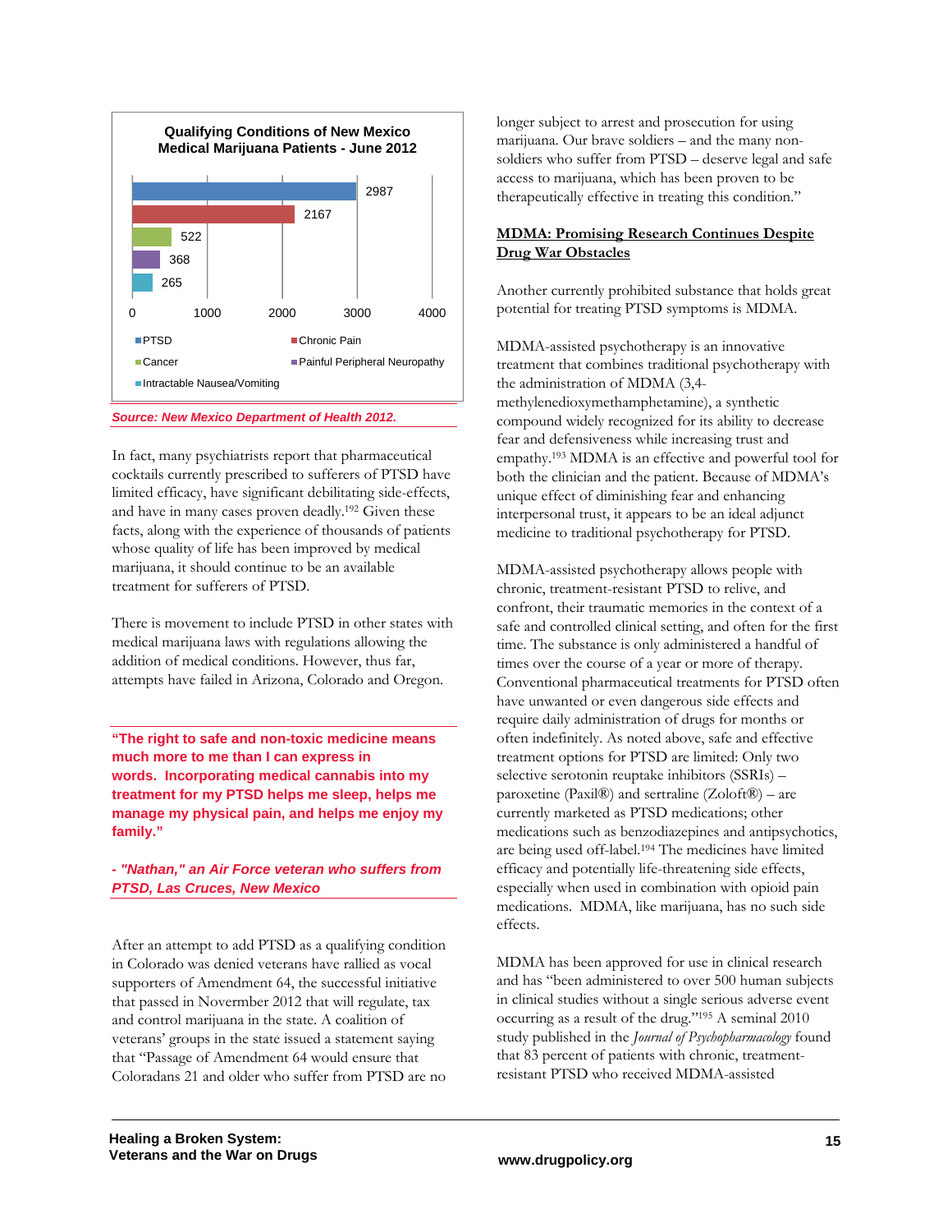**Qualifying Conditions of New Mexico Medical Marijuana Patients - June 2012**

| Condition | Patients |
| --- | --- |
| PTSD | 2987 |
| Chronic Pain | 2167 |
| Cancer | 522 |
| Painful Peripheral Neuropathy | 368 |
| Intractable Nausea/Vomiting | 265 |

*Source: New Mexico Department of Health 2012.*

In fact, many psychiatrists report that pharmaceutical cocktails currently prescribed to sufferers of PTSD have limited efficacy, have significant debilitating side-effects, and have in many cases proven deadly.[192] Given these facts, along with the experience of thousands of patients whose quality of life has been improved by medical marijuana, it should continue to be an available treatment for sufferers of PTSD.

There is movement to include PTSD in other states with medical marijuana laws with regulations allowing the addition of medical conditions. However, thus far, attempts have failed in Arizona, Colorado and Oregon.

> **"The right to safe and non-toxic medicine means much more to me than I can express in words. Incorporating medical cannabis into my treatment for my PTSD helps me sleep, helps me manage my physical pain, and helps me enjoy my family."**
>
> ***- "Nathan," an Air Force veteran who suffers from PTSD, Las Cruces, New Mexico***

After an attempt to add PTSD as a qualifying condition in Colorado was denied veterans have rallied as vocal supporters of Amendment 64, the successful initiative that passed in November 2012 that will regulate, tax and control marijuana in the state. A coalition of veterans' groups in the state issued a statement saying that "Passage of Amendment 64 would ensure that Coloradans 21 and older who suffer from PTSD are no longer subject to arrest and prosecution for using marijuana. Our brave soldiers – and the many non-soldiers who suffer from PTSD – deserve legal and safe access to marijuana, which has been proven to be therapeutically effective in treating this condition."

## MDMA: Promising Research Continues Despite Drug War Obstacles

Another currently prohibited substance that holds great potential for treating PTSD symptoms is MDMA.

MDMA-assisted psychotherapy is an innovative treatment that combines traditional psychotherapy with the administration of MDMA (3,4-methylenedioxymethamphetamine), a synthetic compound widely recognized for its ability to decrease fear and defensiveness while increasing trust and empathy.[193] MDMA is an effective and powerful tool for both the clinician and the patient. Because of MDMA's unique effect of diminishing fear and enhancing interpersonal trust, it appears to be an ideal adjunct medicine to traditional psychotherapy for PTSD.

MDMA-assisted psychotherapy allows people with chronic, treatment-resistant PTSD to relive, and confront, their traumatic memories in the context of a safe and controlled clinical setting, and often for the first time. The substance is only administered a handful of times over the course of a year or more of therapy. Conventional pharmaceutical treatments for PTSD often have unwanted or even dangerous side effects and require daily administration of drugs for months or often indefinitely. As noted above, safe and effective treatment options for PTSD are limited: Only two selective serotonin reuptake inhibitors (SSRIs) – paroxetine (Paxil®) and sertraline (Zoloft®) – are currently marketed as PTSD medications; other medications such as benzodiazepines and antipsychotics, are being used off-label.[194] The medicines have limited efficacy and potentially life-threatening side effects, especially when used in combination with opioid pain medications. MDMA, like marijuana, has no such side effects.

MDMA has been approved for use in clinical research and has "been administered to over 500 human subjects in clinical studies without a single serious adverse event occurring as a result of the drug."[195] A seminal 2010 study published in the *Journal of Psychopharmacology* found that 83 percent of patients with chronic, treatment-resistant PTSD who received MDMA-assisted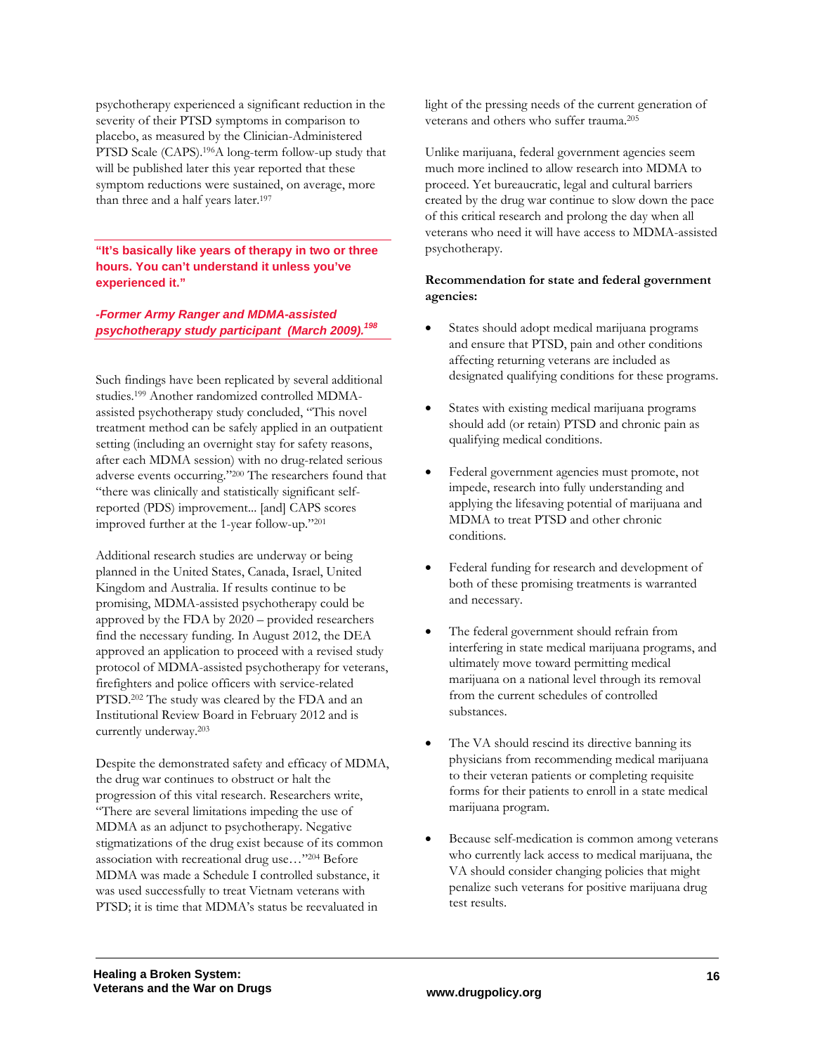psychotherapy experienced a significant reduction in the severity of their PTSD symptoms in comparison to placebo, as measured by the Clinician-Administered PTSD Scale (CAPS).[196] A long-term follow-up study that will be published later this year reported that these symptom reductions were sustained, on average, more than three and a half years later.[197]

> **"It's basically like years of therapy in two or three hours. You can't understand it unless you've experienced it."**
>
> ***-Former Army Ranger and MDMA-assisted psychotherapy study participant (March 2009).[198]***

Such findings have been replicated by several additional studies.[199] Another randomized controlled MDMA-assisted psychotherapy study concluded, "This novel treatment method can be safely applied in an outpatient setting (including an overnight stay for safety reasons, after each MDMA session) with no drug-related serious adverse events occurring."[200] The researchers found that "there was clinically and statistically significant self-reported (PDS) improvement... [and] CAPS scores improved further at the 1-year follow-up."[201]

Additional research studies are underway or being planned in the United States, Canada, Israel, United Kingdom and Australia. If results continue to be promising, MDMA-assisted psychotherapy could be approved by the FDA by 2020 – provided researchers find the necessary funding. In August 2012, the DEA approved an application to proceed with a revised study protocol of MDMA-assisted psychotherapy for veterans, firefighters and police officers with service-related PTSD.[202] The study was cleared by the FDA and an Institutional Review Board in February 2012 and is currently underway.[203]

Despite the demonstrated safety and efficacy of MDMA, the drug war continues to obstruct or halt the progression of this vital research. Researchers write, "There are several limitations impeding the use of MDMA as an adjunct to psychotherapy. Negative stigmatizations of the drug exist because of its common association with recreational drug use…"[204] Before MDMA was made a Schedule I controlled substance, it was used successfully to treat Vietnam veterans with PTSD; it is time that MDMA's status be reevaluated in light of the pressing needs of the current generation of veterans and others who suffer trauma.[205]

Unlike marijuana, federal government agencies seem much more inclined to allow research into MDMA to proceed. Yet bureaucratic, legal and cultural barriers created by the drug war continue to slow down the pace of this critical research and prolong the day when all veterans who need it will have access to MDMA-assisted psychotherapy.

**Recommendation for state and federal government agencies:**

- States should adopt medical marijuana programs and ensure that PTSD, pain and other conditions affecting returning veterans are included as designated qualifying conditions for these programs.
- States with existing medical marijuana programs should add (or retain) PTSD and chronic pain as qualifying medical conditions.
- Federal government agencies must promote, not impede, research into fully understanding and applying the lifesaving potential of marijuana and MDMA to treat PTSD and other chronic conditions.
- Federal funding for research and development of both of these promising treatments is warranted and necessary.
- The federal government should refrain from interfering in state medical marijuana programs, and ultimately move toward permitting medical marijuana on a national level through its removal from the current schedules of controlled substances.
- The VA should rescind its directive banning its physicians from recommending medical marijuana to their veteran patients or completing requisite forms for their patients to enroll in a state medical marijuana program.
- Because self-medication is common among veterans who currently lack access to medical marijuana, the VA should consider changing policies that might penalize such veterans for positive marijuana drug test results.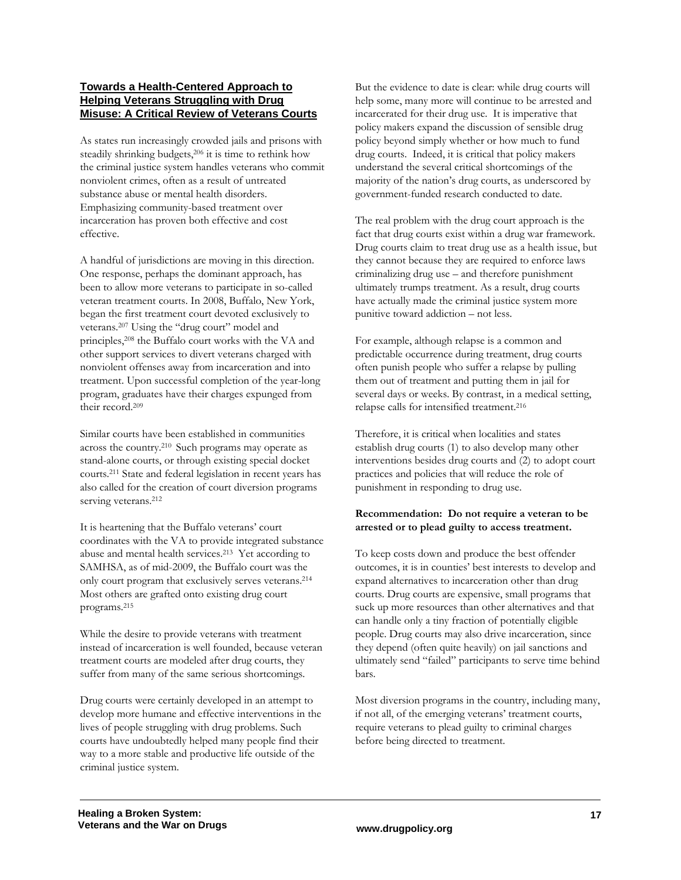## Towards a Health-Centered Approach to Helping Veterans Struggling with Drug Misuse: A Critical Review of Veterans Courts

As states run increasingly crowded jails and prisons with steadily shrinking budgets,[206] it is time to rethink how the criminal justice system handles veterans who commit nonviolent crimes, often as a result of untreated substance abuse or mental health disorders. Emphasizing community-based treatment over incarceration has proven both effective and cost effective.

A handful of jurisdictions are moving in this direction. One response, perhaps the dominant approach, has been to allow more veterans to participate in so-called veteran treatment courts. In 2008, Buffalo, New York, began the first treatment court devoted exclusively to veterans.[207] Using the "drug court" model and principles,[208] the Buffalo court works with the VA and other support services to divert veterans charged with nonviolent offenses away from incarceration and into treatment. Upon successful completion of the year-long program, graduates have their charges expunged from their record.[209]

Similar courts have been established in communities across the country.[210] Such programs may operate as stand-alone courts, or through existing special docket courts.[211] State and federal legislation in recent years has also called for the creation of court diversion programs serving veterans.[212]

It is heartening that the Buffalo veterans' court coordinates with the VA to provide integrated substance abuse and mental health services.[213] Yet according to SAMHSA, as of mid-2009, the Buffalo court was the only court program that exclusively serves veterans.[214] Most others are grafted onto existing drug court programs.[215]

While the desire to provide veterans with treatment instead of incarceration is well founded, because veteran treatment courts are modeled after drug courts, they suffer from many of the same serious shortcomings.

Drug courts were certainly developed in an attempt to develop more humane and effective interventions in the lives of people struggling with drug problems. Such courts have undoubtedly helped many people find their way to a more stable and productive life outside of the criminal justice system.

But the evidence to date is clear: while drug courts will help some, many more will continue to be arrested and incarcerated for their drug use. It is imperative that policy makers expand the discussion of sensible drug policy beyond simply whether or how much to fund drug courts. Indeed, it is critical that policy makers understand the several critical shortcomings of the majority of the nation's drug courts, as underscored by government-funded research conducted to date.

The real problem with the drug court approach is the fact that drug courts exist within a drug war framework. Drug courts claim to treat drug use as a health issue, but they cannot because they are required to enforce laws criminalizing drug use – and therefore punishment ultimately trumps treatment. As a result, drug courts have actually made the criminal justice system more punitive toward addiction – not less.

For example, although relapse is a common and predictable occurrence during treatment, drug courts often punish people who suffer a relapse by pulling them out of treatment and putting them in jail for several days or weeks. By contrast, in a medical setting, relapse calls for intensified treatment.[216]

Therefore, it is critical when localities and states establish drug courts (1) to also develop many other interventions besides drug courts and (2) to adopt court practices and policies that will reduce the role of punishment in responding to drug use.

**Recommendation: Do not require a veteran to be arrested or to plead guilty to access treatment.**

To keep costs down and produce the best offender outcomes, it is in counties' best interests to develop and expand alternatives to incarceration other than drug courts. Drug courts are expensive, small programs that suck up more resources than other alternatives and that can handle only a tiny fraction of potentially eligible people. Drug courts may also drive incarceration, since they depend (often quite heavily) on jail sanctions and ultimately send "failed" participants to serve time behind bars.

Most diversion programs in the country, including many, if not all, of the emerging veterans' treatment courts, require veterans to plead guilty to criminal charges before being directed to treatment.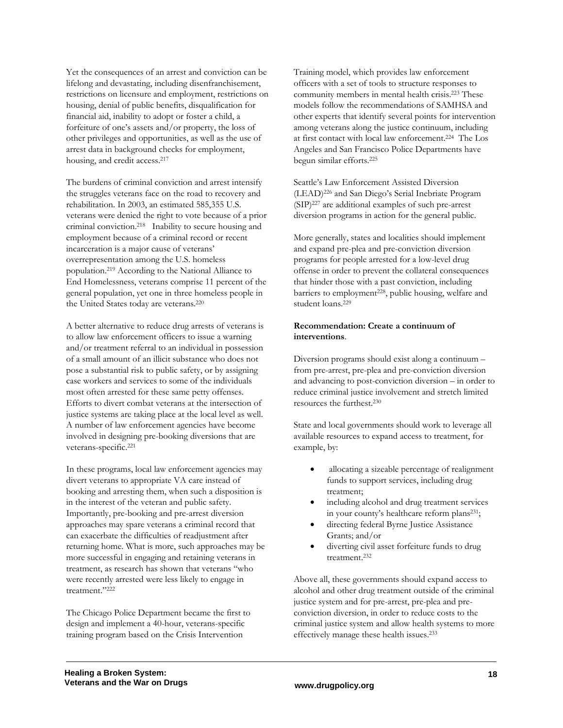Yet the consequences of an arrest and conviction can be lifelong and devastating, including disenfranchisement, restrictions on licensure and employment, restrictions on housing, denial of public benefits, disqualification for financial aid, inability to adopt or foster a child, a forfeiture of one's assets and/or property, the loss of other privileges and opportunities, as well as the use of arrest data in background checks for employment, housing, and credit access.[217]

The burdens of criminal conviction and arrest intensify the struggles veterans face on the road to recovery and rehabilitation. In 2003, an estimated 585,355 U.S. veterans were denied the right to vote because of a prior criminal conviction.[218] Inability to secure housing and employment because of a criminal record or recent incarceration is a major cause of veterans' overrepresentation among the U.S. homeless population.[219] According to the National Alliance to End Homelessness, veterans comprise 11 percent of the general population, yet one in three homeless people in the United States today are veterans.[220]

A better alternative to reduce drug arrests of veterans is to allow law enforcement officers to issue a warning and/or treatment referral to an individual in possession of a small amount of an illicit substance who does not pose a substantial risk to public safety, or by assigning case workers and services to some of the individuals most often arrested for these same petty offenses. Efforts to divert combat veterans at the intersection of justice systems are taking place at the local level as well. A number of law enforcement agencies have become involved in designing pre-booking diversions that are veterans-specific.[221]

In these programs, local law enforcement agencies may divert veterans to appropriate VA care instead of booking and arresting them, when such a disposition is in the interest of the veteran and public safety. Importantly, pre-booking and pre-arrest diversion approaches may spare veterans a criminal record that can exacerbate the difficulties of readjustment after returning home. What is more, such approaches may be more successful in engaging and retaining veterans in treatment, as research has shown that veterans "who were recently arrested were less likely to engage in treatment."[222]

The Chicago Police Department became the first to design and implement a 40-hour, veterans-specific training program based on the Crisis Intervention Training model, which provides law enforcement officers with a set of tools to structure responses to community members in mental health crisis.[223] These models follow the recommendations of SAMHSA and other experts that identify several points for intervention among veterans along the justice continuum, including at first contact with local law enforcement.[224] The Los Angeles and San Francisco Police Departments have begun similar efforts.[225]

Seattle's Law Enforcement Assisted Diversion (LEAD)[226] and San Diego's Serial Inebriate Program (SIP)[227] are additional examples of such pre-arrest diversion programs in action for the general public.

More generally, states and localities should implement and expand pre-plea and pre-conviction diversion programs for people arrested for a low-level drug offense in order to prevent the collateral consequences that hinder those with a past conviction, including barriers to employment[228], public housing, welfare and student loans.[229]

**Recommendation: Create a continuum of interventions**.

Diversion programs should exist along a continuum – from pre-arrest, pre-plea and pre-conviction diversion and advancing to post-conviction diversion – in order to reduce criminal justice involvement and stretch limited resources the furthest.[230]

State and local governments should work to leverage all available resources to expand access to treatment, for example, by:

- allocating a sizeable percentage of realignment funds to support services, including drug treatment;
- including alcohol and drug treatment services in your county's healthcare reform plans[231];
- directing federal Byrne Justice Assistance Grants; and/or
- diverting civil asset forfeiture funds to drug treatment.[232]

Above all, these governments should expand access to alcohol and other drug treatment outside of the criminal justice system and for pre-arrest, pre-plea and pre-conviction diversion, in order to reduce costs to the criminal justice system and allow health systems to more effectively manage these health issues.[233]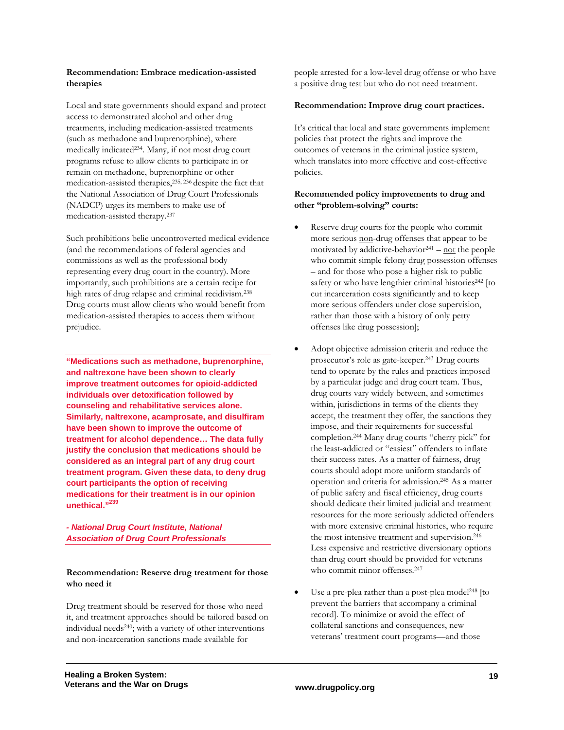**Recommendation: Embrace medication-assisted therapies**

Local and state governments should expand and protect access to demonstrated alcohol and other drug treatments, including medication-assisted treatments (such as methadone and buprenorphine), where medically indicated[234]. Many, if not most drug court programs refuse to allow clients to participate in or remain on methadone, buprenorphine or other medication-assisted therapies,[235, 236] despite the fact that the National Association of Drug Court Professionals (NADCP) urges its members to make use of medication-assisted therapy.[237]

Such prohibitions belie uncontroverted medical evidence (and the recommendations of federal agencies and commissions as well as the professional body representing every drug court in the country). More importantly, such prohibitions are a certain recipe for high rates of drug relapse and criminal recidivism.[238] Drug courts must allow clients who would benefit from medication-assisted therapies to access them without prejudice.

> **"Medications such as methadone, buprenorphine, and naltrexone have been shown to clearly improve treatment outcomes for opioid-addicted individuals over detoxification followed by counseling and rehabilitative services alone. Similarly, naltrexone, acamprosate, and disulfiram have been shown to improve the outcome of treatment for alcohol dependence… The data fully justify the conclusion that medications should be considered as an integral part of any drug court treatment program. Given these data, to deny drug court participants the option of receiving medications for their treatment is in our opinion unethical."[239]**
>
> ***- National Drug Court Institute, National Association of Drug Court Professionals***

**Recommendation: Reserve drug treatment for those who need it**

Drug treatment should be reserved for those who need it, and treatment approaches should be tailored based on individual needs[240]; with a variety of other interventions and non-incarceration sanctions made available for people arrested for a low-level drug offense or who have a positive drug test but who do not need treatment.

**Recommendation: Improve drug court practices.**

It's critical that local and state governments implement policies that protect the rights and improve the outcomes of veterans in the criminal justice system, which translates into more effective and cost-effective policies.

**Recommended policy improvements to drug and other "problem-solving" courts:**

- Reserve drug courts for the people who commit more serious non-drug offenses that appear to be motivated by addictive-behavior[241] – not the people who commit simple felony drug possession offenses – and for those who pose a higher risk to public safety or who have lengthier criminal histories[242] [to cut incarceration costs significantly and to keep more serious offenders under close supervision, rather than those with a history of only petty offenses like drug possession];

- Adopt objective admission criteria and reduce the prosecutor's role as gate-keeper.[243] Drug courts tend to operate by the rules and practices imposed by a particular judge and drug court team. Thus, drug courts vary widely between, and sometimes within, jurisdictions in terms of the clients they accept, the treatment they offer, the sanctions they impose, and their requirements for successful completion.[244] Many drug courts "cherry pick" for the least-addicted or "easiest" offenders to inflate their success rates. As a matter of fairness, drug courts should adopt more uniform standards of operation and criteria for admission.[245] As a matter of public safety and fiscal efficiency, drug courts should dedicate their limited judicial and treatment resources for the more seriously addicted offenders with more extensive criminal histories, who require the most intensive treatment and supervision.[246] Less expensive and restrictive diversionary options than drug court should be provided for veterans who commit minor offenses.[247]

- Use a pre-plea rather than a post-plea model[248] [to prevent the barriers that accompany a criminal record]. To minimize or avoid the effect of collateral sanctions and consequences, new veterans' treatment court programs—and those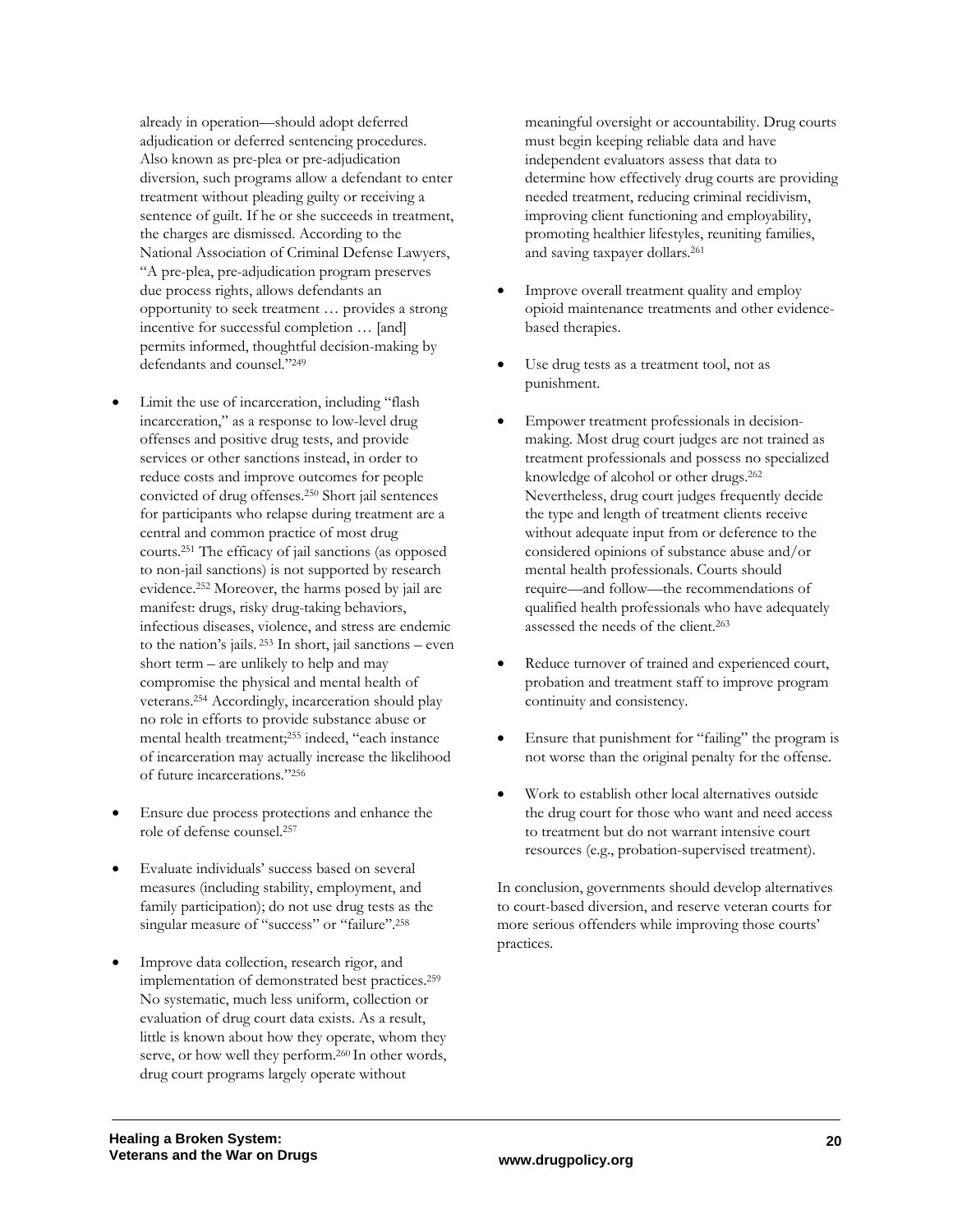already in operation—should adopt deferred adjudication or deferred sentencing procedures. Also known as pre-plea or pre-adjudication diversion, such programs allow a defendant to enter treatment without pleading guilty or receiving a sentence of guilt. If he or she succeeds in treatment, the charges are dismissed. According to the National Association of Criminal Defense Lawyers, "A pre-plea, pre-adjudication program preserves due process rights, allows defendants an opportunity to seek treatment … provides a strong incentive for successful completion … [and] permits informed, thoughtful decision-making by defendants and counsel."[249]

- Limit the use of incarceration, including "flash incarceration," as a response to low-level drug offenses and positive drug tests, and provide services or other sanctions instead, in order to reduce costs and improve outcomes for people convicted of drug offenses.[250] Short jail sentences for participants who relapse during treatment are a central and common practice of most drug courts.[251] The efficacy of jail sanctions (as opposed to non-jail sanctions) is not supported by research evidence.[252] Moreover, the harms posed by jail are manifest: drugs, risky drug-taking behaviors, infectious diseases, violence, and stress are endemic to the nation's jails.[253] In short, jail sanctions – even short term – are unlikely to help and may compromise the physical and mental health of veterans.[254] Accordingly, incarceration should play no role in efforts to provide substance abuse or mental health treatment;[255] indeed, "each instance of incarceration may actually increase the likelihood of future incarcerations."[256]

- Ensure due process protections and enhance the role of defense counsel.[257]

- Evaluate individuals' success based on several measures (including stability, employment, and family participation); do not use drug tests as the singular measure of "success" or "failure".[258]

- Improve data collection, research rigor, and implementation of demonstrated best practices.[259] No systematic, much less uniform, collection or evaluation of drug court data exists. As a result, little is known about how they operate, whom they serve, or how well they perform.[260] In other words, drug court programs largely operate without meaningful oversight or accountability. Drug courts must begin keeping reliable data and have independent evaluators assess that data to determine how effectively drug courts are providing needed treatment, reducing criminal recidivism, improving client functioning and employability, promoting healthier lifestyles, reuniting families, and saving taxpayer dollars.[261]

- Improve overall treatment quality and employ opioid maintenance treatments and other evidence-based therapies.

- Use drug tests as a treatment tool, not as punishment.

- Empower treatment professionals in decision-making. Most drug court judges are not trained as treatment professionals and possess no specialized knowledge of alcohol or other drugs.[262] Nevertheless, drug court judges frequently decide the type and length of treatment clients receive without adequate input from or deference to the considered opinions of substance abuse and/or mental health professionals. Courts should require—and follow—the recommendations of qualified health professionals who have adequately assessed the needs of the client.[263]

- Reduce turnover of trained and experienced court, probation and treatment staff to improve program continuity and consistency.

- Ensure that punishment for "failing" the program is not worse than the original penalty for the offense.

- Work to establish other local alternatives outside the drug court for those who want and need access to treatment but do not warrant intensive court resources (e.g., probation-supervised treatment).

In conclusion, governments should develop alternatives to court-based diversion, and reserve veteran courts for more serious offenders while improving those courts' practices.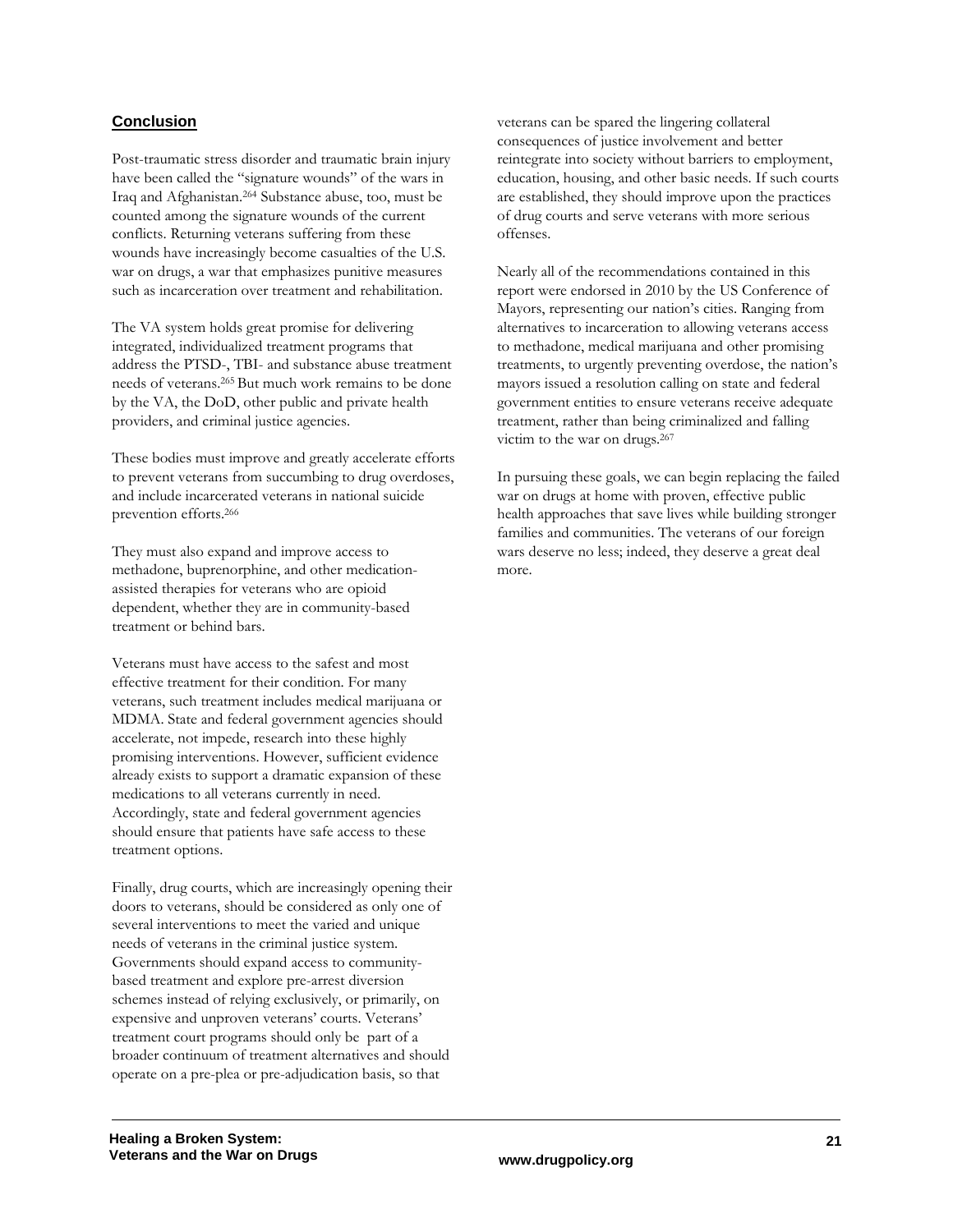## Conclusion

Post-traumatic stress disorder and traumatic brain injury have been called the "signature wounds" of the wars in Iraq and Afghanistan.[264] Substance abuse, too, must be counted among the signature wounds of the current conflicts. Returning veterans suffering from these wounds have increasingly become casualties of the U.S. war on drugs, a war that emphasizes punitive measures such as incarceration over treatment and rehabilitation.

The VA system holds great promise for delivering integrated, individualized treatment programs that address the PTSD-, TBI- and substance abuse treatment needs of veterans.[265] But much work remains to be done by the VA, the DoD, other public and private health providers, and criminal justice agencies.

These bodies must improve and greatly accelerate efforts to prevent veterans from succumbing to drug overdoses, and include incarcerated veterans in national suicide prevention efforts.[266]

They must also expand and improve access to methadone, buprenorphine, and other medication-assisted therapies for veterans who are opioid dependent, whether they are in community-based treatment or behind bars.

Veterans must have access to the safest and most effective treatment for their condition. For many veterans, such treatment includes medical marijuana or MDMA. State and federal government agencies should accelerate, not impede, research into these highly promising interventions. However, sufficient evidence already exists to support a dramatic expansion of these medications to all veterans currently in need. Accordingly, state and federal government agencies should ensure that patients have safe access to these treatment options.

Finally, drug courts, which are increasingly opening their doors to veterans, should be considered as only one of several interventions to meet the varied and unique needs of veterans in the criminal justice system. Governments should expand access to community-based treatment and explore pre-arrest diversion schemes instead of relying exclusively, or primarily, on expensive and unproven veterans' courts. Veterans' treatment court programs should only be part of a broader continuum of treatment alternatives and should operate on a pre-plea or pre-adjudication basis, so that veterans can be spared the lingering collateral consequences of justice involvement and better reintegrate into society without barriers to employment, education, housing, and other basic needs. If such courts are established, they should improve upon the practices of drug courts and serve veterans with more serious offenses.

Nearly all of the recommendations contained in this report were endorsed in 2010 by the US Conference of Mayors, representing our nation's cities. Ranging from alternatives to incarceration to allowing veterans access to methadone, medical marijuana and other promising treatments, to urgently preventing overdose, the nation's mayors issued a resolution calling on state and federal government entities to ensure veterans receive adequate treatment, rather than being criminalized and falling victim to the war on drugs.[267]

In pursuing these goals, we can begin replacing the failed war on drugs at home with proven, effective public health approaches that save lives while building stronger families and communities. The veterans of our foreign wars deserve no less; indeed, they deserve a great deal more.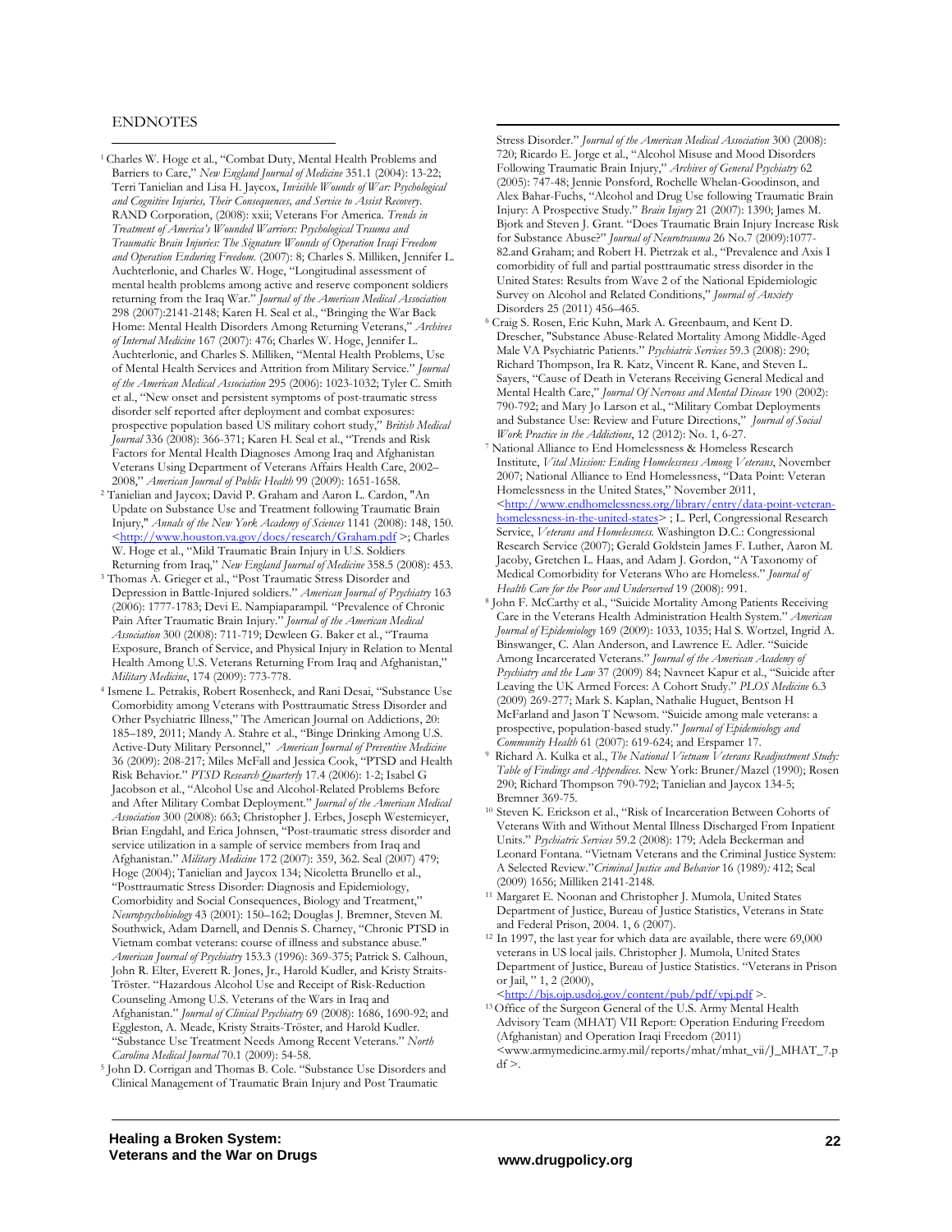ENDNOTES

[1] Charles W. Hoge et al., "Combat Duty, Mental Health Problems and Barriers to Care," *New England Journal of Medicine* 351.1 (2004): 13-22; Terri Tanielian and Lisa H. Jaycox, *Invisible Wounds of War: Psychological and Cognitive Injuries, Their Consequences, and Service to Assist Recovery*. RAND Corporation, (2008): xxii; Veterans For America. *Trends in Treatment of America's Wounded Warriors: Psychological Trauma and Traumatic Brain Injuries: The Signature Wounds of Operation Iraqi Freedom and Operation Enduring Freedom.* (2007): 8; Charles S. Milliken, Jennifer L. Auchterlonie, and Charles W. Hoge, "Longitudinal assessment of mental health problems among active and reserve component soldiers returning from the Iraq War." *Journal of the American Medical Association* 298 (2007):2141-2148; Karen H. Seal et al., "Bringing the War Back Home: Mental Health Disorders Among Returning Veterans," *Archives of Internal Medicine* 167 (2007): 476; Charles W. Hoge, Jennifer L. Auchterlonie, and Charles S. Milliken, "Mental Health Problems, Use of Mental Health Services and Attrition from Military Service." *Journal of the American Medical Association* 295 (2006): 1023-1032; Tyler C. Smith et al., "New onset and persistent symptoms of post-traumatic stress disorder self reported after deployment and combat exposures: prospective population based US military cohort study," *British Medical Journal* 336 (2008): 366-371; Karen H. Seal et al., "Trends and Risk Factors for Mental Health Diagnoses Among Iraq and Afghanistan Veterans Using Department of Veterans Affairs Health Care, 2002–2008," *American Journal of Public Health* 99 (2009): 1651-1658.

[2] Tanielian and Jaycox; David P. Graham and Aaron L. Cardon, "An Update on Substance Use and Treatment following Traumatic Brain Injury," *Annals of the New York Academy of Sciences* 1141 (2008): 148, 150. <http://www.houston.va.gov/docs/research/Graham.pdf >; Charles W. Hoge et al., "Mild Traumatic Brain Injury in U.S. Soldiers Returning from Iraq," *New England Journal of Medicine* 358.5 (2008): 453.

[3] Thomas A. Grieger et al., "Post Traumatic Stress Disorder and Depression in Battle-Injured soldiers." *American Journal of Psychiatry* 163 (2006): 1777-1783; Devi E. Nampiaparampil. "Prevalence of Chronic Pain After Traumatic Brain Injury." *Journal of the American Medical Association* 300 (2008): 711-719; Dewleen G. Baker et al., "Trauma Exposure, Branch of Service, and Physical Injury in Relation to Mental Health Among U.S. Veterans Returning From Iraq and Afghanistan," *Military Medicine*, 174 (2009): 773-778.

[4] Ismene L. Petrakis, Robert Rosenheck, and Rani Desai, "Substance Use Comorbidity among Veterans with Posttraumatic Stress Disorder and Other Psychiatric Illness," The American Journal on Addictions, 20: 185–189, 2011; Mandy A. Stahre et al., "Binge Drinking Among U.S. Active-Duty Military Personnel," *American Journal of Preventive Medicine* 36 (2009): 208-217; Miles McFall and Jessica Cook, "PTSD and Health Risk Behavior." *PTSD Research Quarterly* 17.4 (2006): 1-2; Isabel G Jacobson et al., "Alcohol Use and Alcohol-Related Problems Before and After Military Combat Deployment." *Journal of the American Medical Association* 300 (2008): 663; Christopher J. Erbes, Joseph Westemeyer, Brian Engdahl, and Erica Johnsen, "Post-traumatic stress disorder and service utilization in a sample of service members from Iraq and Afghanistan." *Military Medicine* 172 (2007): 359, 362. Seal (2007) 479; Hoge (2004); Tanielian and Jaycox 134; Nicoletta Brunello et al., "Posttraumatic Stress Disorder: Diagnosis and Epidemiology, Comorbidity and Social Consequences, Biology and Treatment," *Neuropsychobiology* 43 (2001): 150–162; Douglas J. Bremner, Steven M. Southwick, Adam Darnell, and Dennis S. Charney, "Chronic PTSD in Vietnam combat veterans: course of illness and substance abuse." *American Journal of Psychiatry* 153.3 (1996): 369-375; Patrick S. Calhoun, John R. Elter, Everett R. Jones, Jr., Harold Kudler, and Kristy Straits-Tröster. "Hazardous Alcohol Use and Receipt of Risk-Reduction Counseling Among U.S. Veterans of the Wars in Iraq and Afghanistan." *Journal of Clinical Psychiatry* 69 (2008): 1686, 1690-92; and Eggleston, A. Meade, Kristy Straits-Tröster, and Harold Kudler. "Substance Use Treatment Needs Among Recent Veterans." *North Carolina Medical Journal* 70.1 (2009): 54-58.

[5] John D. Corrigan and Thomas B. Cole. "Substance Use Disorders and Clinical Management of Traumatic Brain Injury and Post Traumatic Stress Disorder." *Journal of the American Medical Association* 300 (2008): 720; Ricardo E. Jorge et al., "Alcohol Misuse and Mood Disorders Following Traumatic Brain Injury," *Archives of General Psychiatry* 62 (2005): 747-48; Jennie Ponsford, Rochelle Whelan-Goodinson, and Alex Bahar-Fuchs, "Alcohol and Drug Use following Traumatic Brain Injury: A Prospective Study." *Brain Injury* 21 (2007): 1390; James M. Bjork and Steven J. Grant. "Does Traumatic Brain Injury Increase Risk for Substance Abuse?" *Journal of Neurotrauma* 26 No.7 (2009):1077-82.and Graham; and Robert H. Pietrzak et al., "Prevalence and Axis I comorbidity of full and partial posttraumatic stress disorder in the United States: Results from Wave 2 of the National Epidemiologic Survey on Alcohol and Related Conditions," *Journal of Anxiety Disorders* 25 (2011) 456–465.

[6] Craig S. Rosen, Eric Kuhn, Mark A. Greenbaum, and Kent D. Drescher, "Substance Abuse-Related Mortality Among Middle-Aged Male VA Psychiatric Patients." *Psychiatric Services* 59.3 (2008): 290; Richard Thompson, Ira R. Katz, Vincent R. Kane, and Steven L. Sayers, "Cause of Death in Veterans Receiving General Medical and Mental Health Care," *Journal Of Nervous and Mental Disease* 190 (2002): 790-792; and Mary Jo Larson et al., "Military Combat Deployments and Substance Use: Review and Future Directions," *Journal of Social Work Practice in the Addictions*, 12 (2012): No. 1, 6-27.

[7] National Alliance to End Homelessness & Homeless Research Institute, *Vital Mission: Ending Homelessness Among Veterans*, November 2007; National Alliance to End Homelessness, "Data Point: Veteran Homelessness in the United States," November 2011, <http://www.endhomelessness.org/library/entry/data-point-veteran-homelessness-in-the-united-states> ; L. Perl, Congressional Research Service, *Veterans and Homelessness.* Washington D.C.: Congressional Research Service (2007); Gerald Goldstein James F. Luther, Aaron M. Jacoby, Gretchen L. Haas, and Adam J. Gordon, "A Taxonomy of Medical Comorbidity for Veterans Who are Homeless." *Journal of Health Care for the Poor and Underserved* 19 (2008): 991.

[8] John F. McCarthy et al., "Suicide Mortality Among Patients Receiving Care in the Veterans Health Administration Health System." *American Journal of Epidemiology* 169 (2009): 1033, 1035; Hal S. Wortzel, Ingrid A. Binswanger, C. Alan Anderson, and Lawrence E. Adler. "Suicide Among Incarcerated Veterans." *Journal of the American Academy of Psychiatry and the Law* 37 (2009) 84; Navneet Kapur et al., "Suicide after Leaving the UK Armed Forces: A Cohort Study." *PLOS Medicine* 6.3 (2009) 269-277; Mark S. Kaplan, Nathalie Huguet, Bentson H McFarland and Jason T Newsom. "Suicide among male veterans: a prospective, population-based study." *Journal of Epidemiology and Community Health* 61 (2007): 619-624; and Erspamer 17.

[9] Richard A. Kulka et al., *The National Vietnam Veterans Readjustment Study: Table of Findings and Appendices*. New York: Bruner/Mazel (1990); Rosen 290; Richard Thompson 790-792; Tanielian and Jaycox 134-5; Bremner 369-75.

[10] Steven K. Erickson et al., "Risk of Incarceration Between Cohorts of Veterans With and Without Mental Illness Discharged From Inpatient Units." *Psychiatric Services* 59.2 (2008): 179; Adela Beckerman and Leonard Fontana. "Vietnam Veterans and the Criminal Justice System: A Selected Review."*Criminal Justice and Behavior* 16 (1989)*:* 412; Seal (2009) 1656; Milliken 2141-2148.

[11] Margaret E. Noonan and Christopher J. Mumola, United States Department of Justice, Bureau of Justice Statistics, Veterans in State and Federal Prison, 2004. 1, 6 (2007).

[12] In 1997, the last year for which data are available, there were 69,000 veterans in US local jails. Christopher J. Mumola, United States Department of Justice, Bureau of Justice Statistics. "Veterans in Prison or Jail, " 1, 2 (2000), <http://bjs.ojp.usdoj.gov/content/pub/pdf/vpj.pdf >.

[13] Office of the Surgeon General of the U.S. Army Mental Health Advisory Team (MHAT) VII Report: Operation Enduring Freedom (Afghanistan) and Operation Iraqi Freedom (2011) <www.armymedicine.army.mil/reports/mhat/mhat_vii/J_MHAT_7.pdf >.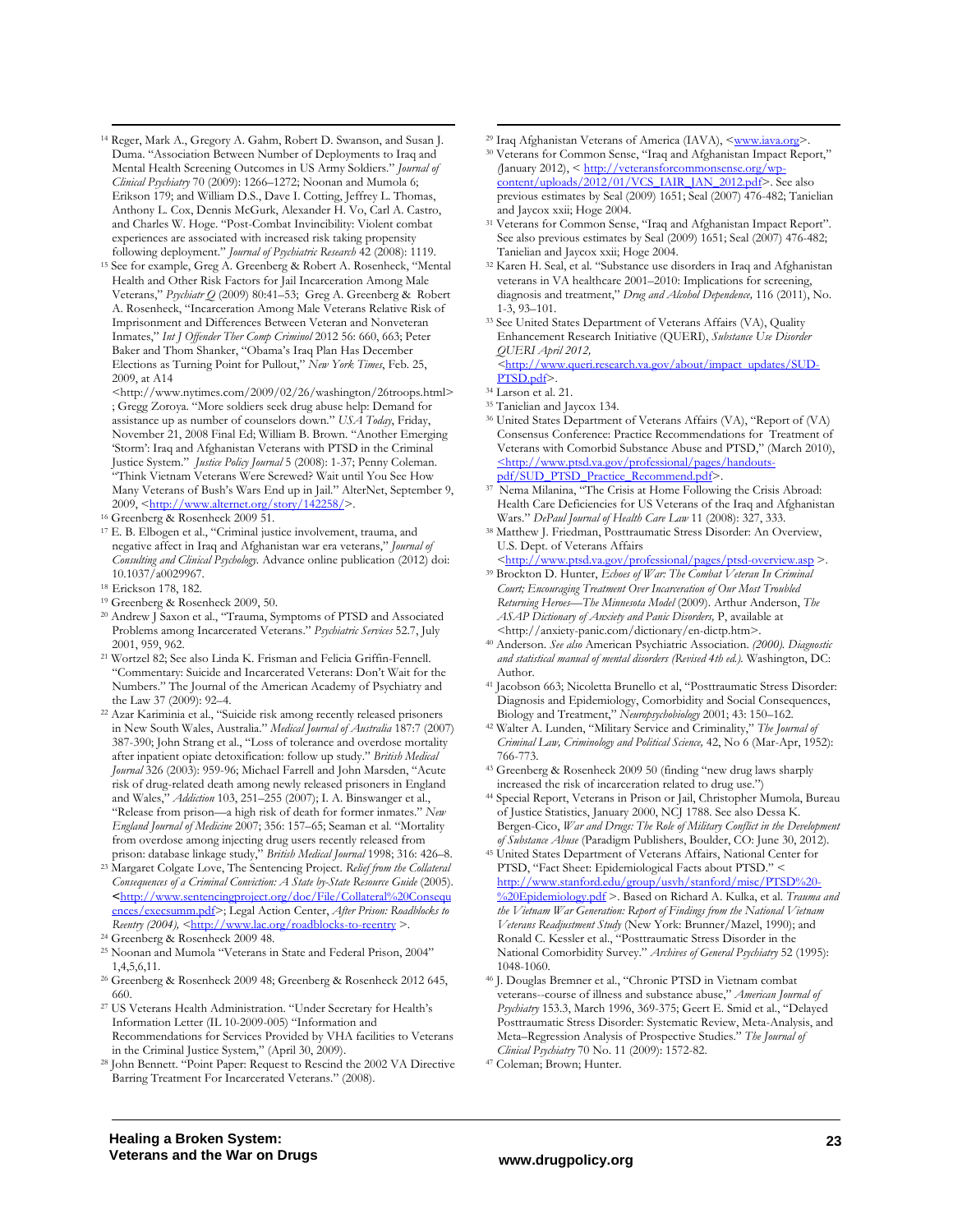[14] Reger, Mark A., Gregory A. Gahm, Robert D. Swanson, and Susan J. Duma. "Association Between Number of Deployments to Iraq and Mental Health Screening Outcomes in US Army Soldiers." *Journal of Clinical Psychiatry* 70 (2009): 1266–1272; Noonan and Mumola 6; Erikson 179; and William D.S., Dave I. Cotting, Jeffrey L. Thomas, Anthony L. Cox, Dennis McGurk, Alexander H. Vo, Carl A. Castro, and Charles W. Hoge. "Post-Combat Invincibility: Violent combat experiences are associated with increased risk taking propensity following deployment." *Journal of Psychiatric Research* 42 (2008): 1119.

[15] See for example, Greg A. Greenberg & Robert A. Rosenheck, "Mental Health and Other Risk Factors for Jail Incarceration Among Male Veterans," *Psychiatr Q* (2009) 80:41–53; Greg A. Greenberg & Robert A. Rosenheck, "Incarceration Among Male Veterans Relative Risk of Imprisonment and Differences Between Veteran and Nonveteran Inmates," *Int J Offender Ther Comp Criminol* 2012 56: 660, 663; Peter Baker and Thom Shanker, "Obama's Iraq Plan Has December Elections as Turning Point for Pullout," *New York Times*, Feb. 25, 2009, at A14 <http://www.nytimes.com/2009/02/26/washington/26troops.html> ; Gregg Zoroya. "More soldiers seek drug abuse help: Demand for assistance up as number of counselors down." *USA Today*, Friday, November 21, 2008 Final Ed; William B. Brown. "Another Emerging 'Storm': Iraq and Afghanistan Veterans with PTSD in the Criminal Justice System." *Justice Policy Journal* 5 (2008): 1-37; Penny Coleman. "Think Vietnam Veterans Were Screwed? Wait until You See How Many Veterans of Bush's Wars End up in Jail." AlterNet, September 9, 2009, <http://www.alternet.org/story/142258/>.

[16] Greenberg & Rosenheck 2009 51.

[17] E. B. Elbogen et al., "Criminal justice involvement, trauma, and negative affect in Iraq and Afghanistan war era veterans," *Journal of Consulting and Clinical Psychology.* Advance online publication (2012) doi: 10.1037/a0029967.

[18] Erickson 178, 182.

[19] Greenberg & Rosenheck 2009, 50.

[20] Andrew J Saxon et al., "Trauma, Symptoms of PTSD and Associated Problems among Incarcerated Veterans." *Psychiatric Services* 52.7, July 2001, 959, 962.

[21] Wortzel 82; See also Linda K. Frisman and Felicia Griffin-Fennell. "Commentary: Suicide and Incarcerated Veterans: Don't Wait for the Numbers." The Journal of the American Academy of Psychiatry and the Law 37 (2009): 92–4.

[22] Azar Kariminia et al., "Suicide risk among recently released prisoners in New South Wales, Australia." *Medical Journal of Australia* 187:7 (2007) 387-390; John Strang et al., "Loss of tolerance and overdose mortality after inpatient opiate detoxification: follow up study." *British Medical Journal* 326 (2003): 959-96; Michael Farrell and John Marsden, "Acute risk of drug-related death among newly released prisoners in England and Wales," *Addiction* 103, 251–255 (2007); I. A. Binswanger et al., "Release from prison—a high risk of death for former inmates." *New England Journal of Medicine* 2007; 356: 157–65; Seaman et al. "Mortality from overdose among injecting drug users recently released from prison: database linkage study," *British Medical Journal* 1998; 316: 426–8.

[23] Margaret Colgate Love, The Sentencing Project. *Relief from the Collateral Consequences of a Criminal Conviction: A State by-State Resource Guide* (2005). <http://www.sentencingproject.org/doc/File/Collateral%20Consequences/execsumm.pdf>; Legal Action Center, *After Prison: Roadblocks to Reentry (2004),* <http://www.lac.org/roadblocks-to-reentry >.

[24] Greenberg & Rosenheck 2009 48.

[25] Noonan and Mumola "Veterans in State and Federal Prison, 2004" 1,4,5,6,11.

[26] Greenberg & Rosenheck 2009 48; Greenberg & Rosenheck 2012 645, 660.

[27] US Veterans Health Administration. "Under Secretary for Health's Information Letter (IL 10-2009-005) "Information and Recommendations for Services Provided by VHA facilities to Veterans in the Criminal Justice System," (April 30, 2009).

[28] John Bennett. "Point Paper: Request to Rescind the 2002 VA Directive Barring Treatment For Incarcerated Veterans." (2008).

[29] Iraq Afghanistan Veterans of America (IAVA), <www.iava.org>.

[30] Veterans for Common Sense, "Iraq and Afghanistan Impact Report," (January 2012), < http://veteransforcommonsense.org/wp-content/uploads/2012/01/VCS_IAIR_JAN_2012.pdf>. See also previous estimates by Seal (2009) 1651; Seal (2007) 476-482; Tanielian and Jaycox xxii; Hoge 2004.

[31] Veterans for Common Sense, "Iraq and Afghanistan Impact Report". See also previous estimates by Seal (2009) 1651; Seal (2007) 476-482; Tanielian and Jaycox xxii; Hoge 2004.

[32] Karen H. Seal, et al. "Substance use disorders in Iraq and Afghanistan veterans in VA healthcare 2001–2010: Implications for screening, diagnosis and treatment," *Drug and Alcohol Dependence,* 116 (2011), No. 1-3, 93–101.

[33] See United States Department of Veterans Affairs (VA), Quality Enhancement Research Initiative (QUERI), *Substance Use Disorder QUERI April 2012,* <http://www.queri.research.va.gov/about/impact_updates/SUD-PTSD.pdf>.

[34] Larson et al. 21.

[35] Tanielian and Jaycox 134.

[36] United States Department of Veterans Affairs (VA), "Report of (VA) Consensus Conference: Practice Recommendations for Treatment of Veterans with Comorbid Substance Abuse and PTSD," (March 2010), <http://www.ptsd.va.gov/professional/pages/handouts-pdf/SUD_PTSD_Practice_Recommend.pdf>.

[37] Nema Milanina, "The Crisis at Home Following the Crisis Abroad: Health Care Deficiencies for US Veterans of the Iraq and Afghanistan Wars." *DePaul Journal of Health Care Law* 11 (2008): 327, 333.

[38] Matthew J. Friedman, Posttraumatic Stress Disorder: An Overview, U.S. Dept. of Veterans Affairs <http://www.ptsd.va.gov/professional/pages/ptsd-overview.asp >.

[39] Brockton D. Hunter, *Echoes of War: The Combat Veteran In Criminal Court; Encouraging Treatment Over Incarceration of Our Most Troubled Returning Heroes—The Minnesota Model* (2009). Arthur Anderson, *The ASAP Dictionary of Anxiety and Panic Disorders,* P, available at <http://anxiety-panic.com/dictionary/en-dictp.htm>.

[40] Anderson. *See also* American Psychiatric Association. *(2000). Diagnostic and statistical manual of mental disorders (Revised 4th ed.).* Washington, DC: Author.

[41] Jacobson 663; Nicoletta Brunello et al, "Posttraumatic Stress Disorder: Diagnosis and Epidemiology, Comorbidity and Social Consequences, Biology and Treatment," *Neuropsychobiology* 2001; 43: 150–162.

[42] Walter A. Lunden, "Military Service and Criminality," *The Journal of Criminal Law, Criminology and Political Science,* 42, No 6 (Mar-Apr, 1952): 766-773.

[43] Greenberg & Rosenheck 2009 50 (finding "new drug laws sharply increased the risk of incarceration related to drug use.")

[44] Special Report, Veterans in Prison or Jail, Christopher Mumola, Bureau of Justice Statistics, January 2000, NCJ 1788. See also Dessa K. Bergen-Cico, *War and Drugs: The Role of Military Conflict in the Development of Substance Abuse* (Paradigm Publishers, Boulder, CO: June 30, 2012).

[45] United States Department of Veterans Affairs, National Center for PTSD, "Fact Sheet: Epidemiological Facts about PTSD." < http://www.stanford.edu/group/usvh/stanford/misc/PTSD%20-%20Epidemiology.pdf >. Based on Richard A. Kulka, et al. *Trauma and the Vietnam War Generation: Report of Findings from the National Vietnam Veterans Readjustment Study* (New York: Brunner/Mazel, 1990); and Ronald C. Kessler et al., "Posttraumatic Stress Disorder in the National Comorbidity Survey." *Archives of General Psychiatry* 52 (1995): 1048-1060.

[46] J. Douglas Bremner et al., "Chronic PTSD in Vietnam combat veterans--course of illness and substance abuse," *American Journal of Psychiatry* 153.3, March 1996, 369-375; Geert E. Smid et al., "Delayed Posttraumatic Stress Disorder: Systematic Review, Meta-Analysis, and Meta–Regression Analysis of Prospective Studies." *The Journal of Clinical Psychiatry* 70 No. 11 (2009): 1572-82.

[47] Coleman; Brown; Hunter.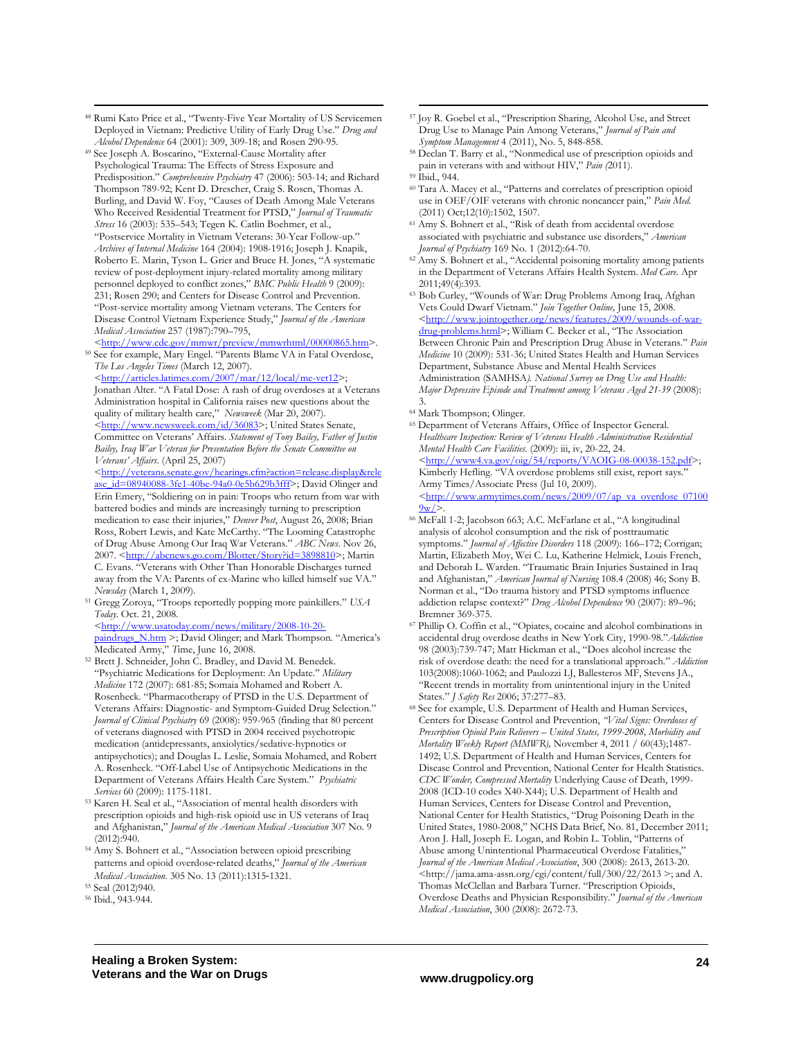[48] Rumi Kato Price et al., "Twenty-Five Year Mortality of US Servicemen Deployed in Vietnam: Predictive Utility of Early Drug Use." *Drug and Alcohol Dependence* 64 (2001): 309, 309-18; and Rosen 290-95.

[49] See Joseph A. Boscarino, "External-Cause Mortality after Psychological Trauma: The Effects of Stress Exposure and Predisposition." *Comprehensive Psychiatry* 47 (2006): 503-14; and Richard Thompson 789-92; Kent D. Drescher, Craig S. Rosen, Thomas A. Burling, and David W. Foy, "Causes of Death Among Male Veterans Who Received Residential Treatment for PTSD," *Journal of Traumatic Stress* 16 (2003): 535–543; Tegen K. Catlin Boehmer, et al., "Postservice Mortality in Vietnam Veterans: 30-Year Follow-up." *Archives of Internal Medicine* 164 (2004): 1908-1916; Joseph J. Knapik, Roberto E. Marin, Tyson L. Grier and Bruce H. Jones, "A systematic review of post-deployment injury-related mortality among military personnel deployed to conflict zones," *BMC Public Health* 9 (2009): 231; Rosen 290; and Centers for Disease Control and Prevention. "Post-service mortality among Vietnam veterans. The Centers for Disease Control Vietnam Experience Study," *Journal of the American Medical Association* 257 (1987):790–795, <http://www.cdc.gov/mmwr/preview/mmwrhtml/00000865.htm>.

[50] See for example, Mary Engel. "Parents Blame VA in Fatal Overdose, *The Los Angeles Times* (March 12, 2007). <http://articles.latimes.com/2007/mar/12/local/me-vet12>; Jonathan Alter. "A Fatal Dose: A rash of drug overdoses at a Veterans Administration hospital in California raises new questions about the quality of military health care," *Newsweek* (Mar 20, 2007). <http://www.newsweek.com/id/36083>; United States Senate, Committee on Veterans' Affairs. *Statement of Tony Bailey, Father of Justin Bailey, Iraq War Veteran for Presentation Before the Senate Committee on Veterans' Affairs*. (April 25, 2007) <http://veterans.senate.gov/hearings.cfm?action=release.display&release_id=08940088-3fe1-40be-94a0-0e5b629b3fff>; David Olinger and Erin Emery, "Soldiering on in pain: Troops who return from war with battered bodies and minds are increasingly turning to prescription medication to ease their injuries," *Denver Post*, August 26, 2008; Brian Ross, Robert Lewis, and Kate McCarthy. "The Looming Catastrophe of Drug Abuse Among Our Iraq War Veterans." *ABC News*. Nov 26, 2007. <http://abcnews.go.com/Blotter/Story?id=3898810>; Martin C. Evans. "Veterans with Other Than Honorable Discharges turned away from the VA: Parents of ex-Marine who killed himself sue VA." *Newsday* (March 1, 2009).

[51] Gregg Zoroya, "Troops reportedly popping more painkillers." *USA Today.* Oct. 21, 2008. <http://www.usatoday.com/news/military/2008-10-20-paindrugs_N.htm >; David Olinger; and Mark Thompson. "America's Medicated Army," *T*ime, June 16, 2008.

[52] Brett J. Schneider, John C. Bradley, and David M. Benedek. "Psychiatric Medications for Deployment: An Update." *Military Medicine* 172 (2007): 681-85; Somaia Mohamed and Robert A. Rosenheck. "Pharmacotherapy of PTSD in the U.S. Department of Veterans Affairs: Diagnostic- and Symptom-Guided Drug Selection." *Journal of Clinical Psychiatry* 69 (2008): 959-965 (finding that 80 percent of veterans diagnosed with PTSD in 2004 received psychotropic medication (antidepressants, anxiolytics/sedative-hypnotics or antipsychotics); and Douglas L. Leslie, Somaia Mohamed, and Robert A. Rosenheck. "Off-Label Use of Antipsychotic Medications in the Department of Veterans Affairs Health Care System." *Psychiatric Services* 60 (2009): 1175-1181.

[53] Karen H. Seal et al., "Association of mental health disorders with prescription opioids and high-risk opioid use in US veterans of Iraq and Afghanistan," *Journal of the American Medical Association* 307 No. 9 (2012):940.

[54] Amy S. Bohnert et al., "Association between opioid prescribing patterns and opioid overdose-related deaths," *Journal of the American Medical Association*. 305 No. 13 (2011):1315-1321.

[55] Seal (2012)940.

[56] Ibid., 943-944.

[57] Joy R. Goebel et al., "Prescription Sharing, Alcohol Use, and Street Drug Use to Manage Pain Among Veterans," *Journal of Pain and Symptom Management* 4 (2011), No. 5, 848-858.

[58] Declan T. Barry et al., "Nonmedical use of prescription opioids and pain in veterans with and without HIV," *Pain (*2011).

[59] Ibid., 944.

[60] Tara A. Macey et al., "Patterns and correlates of prescription opioid use in OEF/OIF veterans with chronic noncancer pain," *Pain Med.* (2011) Oct;12(10):1502, 1507.

[61] Amy S. Bohnert et al., "Risk of death from accidental overdose associated with psychiatric and substance use disorders," *American Journal of Psychiatry* 169 No. 1 (2012):64-70.

[62] Amy S. Bohnert et al., "Accidental poisoning mortality among patients in the Department of Veterans Affairs Health System. *Med Care.* Apr 2011;49(4):393.

[63] Bob Curley, "Wounds of War: Drug Problems Among Iraq, Afghan Vets Could Dwarf Vietnam." *Join Together Online,* June 15, 2008. <http://www.jointogether.org/news/features/2009/wounds-of-war-drug-problems.html>; William C. Becker et al., "The Association Between Chronic Pain and Prescription Drug Abuse in Veterans." *Pain Medicine* 10 (2009): 531-36; United States Health and Human Services Department, Substance Abuse and Mental Health Services Administration (SAMHSA*). National Survey on Drug Use and Health: Major Depressive Episode and Treatment among Veterans Aged 21-39* (2008): 3.

[64] Mark Thompson; Olinger.

[65] Department of Veterans Affairs, Office of Inspector General. *Healthcare Inspection: Review of Veterans Health Administration Residential Mental Health Care Facilities.* (2009): iii, iv, 20-22, 24. <http://www4.va.gov/oig/54/reports/VAOIG-08-00038-152.pdf>; Kimberly Hefling. "VA overdose problems still exist, report says." Army Times/Associate Press (Jul 10, 2009). <http://www.armytimes.com/news/2009/07/ap_va_overdose_071009w/>.

[66] McFall 1-2; Jacobson 663; A.C. McFarlane et al., "A longitudinal analysis of alcohol consumption and the risk of posttraumatic symptoms." *Journal of Affective Disorders* 118 (2009): 166–172; Corrigan; Martin, Elizabeth Moy, Wei C. Lu, Katherine Helmick, Louis French, and Deborah L. Warden. "Traumatic Brain Injuries Sustained in Iraq and Afghanistan," *American Journal of Nursing* 108.4 (2008) 46; Sony B. Norman et al., "Do trauma history and PTSD symptoms influence addiction relapse context?" *Drug Alcohol Dependence* 90 (2007): 89–96; Bremner 369-375.

[67] Phillip O. Coffin et al., "Opiates, cocaine and alcohol combinations in accidental drug overdose deaths in New York City, 1990-98."*Addiction* 98 (2003):739-747; Matt Hickman et al., "Does alcohol increase the risk of overdose death: the need for a translational approach." *Addiction* 103(2008):1060-1062; and Paulozzi LJ, Ballesteros MF, Stevens JA., "Recent trends in mortality from unintentional injury in the United States." *J Safety Res* 2006; 37:277–83.

[68] See for example, U.S. Department of Health and Human Services, Centers for Disease Control and Prevention, *"Vital Signs: Overdoses of Prescription Opioid Pain Relievers – United States, 1999-2008, Morbidity and Mortality Weekly Report (MMWR),* November 4, 2011 / 60(43);1487-1492; U.S. Department of Health and Human Services, Centers for Disease Control and Prevention, National Center for Health Statistics. *CDC Wonder, Compressed Mortality* Underlying Cause of Death, 1999-2008 (ICD-10 codes X40-X44); U.S. Department of Health and Human Services, Centers for Disease Control and Prevention, National Center for Health Statistics, "Drug Poisoning Death in the United States, 1980-2008," NCHS Data Brief, No. 81, December 2011; Aron J. Hall, Joseph E. Logan, and Robin L. Toblin, "Patterns of Abuse among Unintentional Pharmaceutical Overdose Fatalities," *Journal of the American Medical Association*, 300 (2008): 2613, 2613-20. <http://jama.ama-assn.org/cgi/content/full/300/22/2613 >; and A. Thomas McClellan and Barbara Turner. "Prescription Opioids, Overdose Deaths and Physician Responsibility." *Journal of the American Medical Association*, 300 (2008): 2672-73.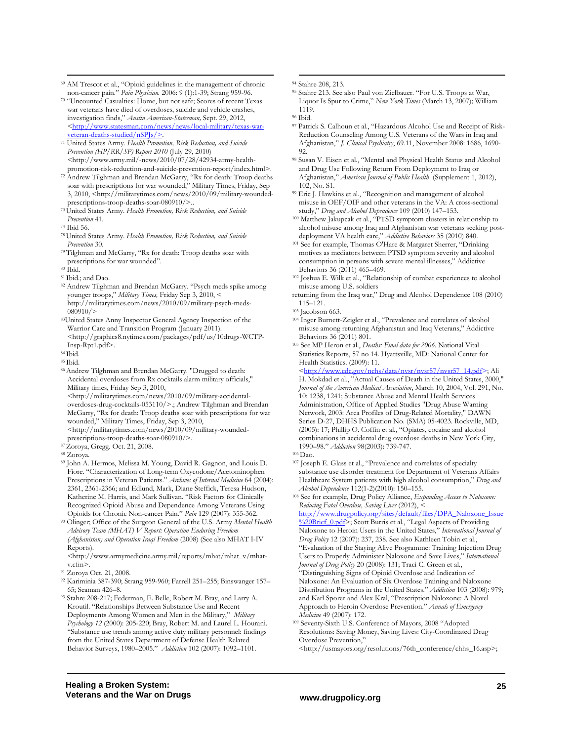69 AM Trescot et al., "Opioid guidelines in the management of chronic non-cancer pain." *Pain Physician.* 2006: 9 (1):1-39; Strang 959-96.

70 "Uncounted Casualties: Home, but not safe; Scores of recent Texas war veterans have died of overdoses, suicide and vehicle crashes, investigation finds," *Austin American-Statesman,* Sept. 29, 2012, <http://www.statesman.com/news/news/local-military/texas-war-veteran-deaths-studied/nSPJs/>.

71 United States Army. *Health Promotion, Risk Reduction, and Suicide Prevention (HP/RR/SP) Report 2010* (July 29, 2010) <http://www.army.mil/-news/2010/07/28/42934-army-health-promotion-risk-reduction-and-suicide-prevention-report/index.html>.

72 Andrew Tilghman and Brendan McGarry, "Rx for death: Troop deaths soar with prescriptions for war wounded," Military Times, Friday, Sep 3, 2010, <http://militarytimes.com/news/2010/09/military-wounded-prescriptions-troop-deaths-soar-080910/>..

73 United States Army. *Health Promotion, Risk Reduction, and Suicide Prevention* 41.

74 Ibid 56.

78 United States Army. *Health Promotion, Risk Reduction, and Suicide Prevention* 30.

79 Tilghman and McGarry, "Rx for death: Troop deaths soar with prescriptions for war wounded".

80 Ibid.

81 Ibid.; and Dao.

82 Andrew Tilghman and Brendan McGarry. "Psych meds spike among younger troops," *Military Times,* Friday Sep 3, 2010, < http://militarytimes.com/news/2010/09/military-psych-meds-080910/>

83 United States Anny Inspector General Agency Inspection of the Warrior Care and Transition Program (January 2011). <http://graphics8.nytimes.com/packages/pdf/us/10drugs-WCTP-Insp-Rpt1.pdf>.

84 Ibid.

85 Ibid.

86 Andrew Tilghman and Brendan McGarry. "Drugged to death: Accidental overdoses from Rx cocktails alarm military officials," Military times, Friday Sep 3, 2010, <http://militarytimes.com/news/2010/09/military-accidental-overdoses-drug-cocktails-053110/>.; Andrew Tilghman and Brendan McGarry, "Rx for death: Troop deaths soar with prescriptions for war wounded," Military Times, Friday, Sep 3, 2010, <http://militarytimes.com/news/2010/09/military-wounded-prescriptions-troop-deaths-soar-080910/>.

87 Zoroya, Gregg. Oct. 21, 2008.

88 Zoroya.

89 John A. Hermos, Melissa M. Young, David R. Gagnon, and Louis D. Fiore. "Characterization of Long-term Oxycodone/Acetominophen Prescriptions in Veteran Patients." *Archives of Internal Medicine* 64 (2004): 2361, 2361-2366; and Edlund, Mark, Diane Steffick, Teresa Hudson, Katherine M. Harris, and Mark Sullivan. "Risk Factors for Clinically Recognized Opioid Abuse and Dependence Among Veterans Using Opioids for Chronic Non-cancer Pain." *Pain* 129 (2007): 355-362.

90 Olinger; Office of the Surgeon General of the U.S. Army *Mental Health Advisory Team (MHAT) V Report: Operation Enduring Freedom (Afghanistan) and Operation Iraqi Freedom* (2008) (See also MHAT I-IV Reports). <http://www.armymedicine.army.mil/reports/mhat/mhat_v/mhat-v.cfm>.

91 Zoroya Oct. 21, 2008.

92 Kariminia 387-390; Strang 959-960; Farrell 251–255; Binswanger 157–65; Seaman 426–8.

93 Stahre 208-217; Federman, E. Belle, Robert M. Bray, and Larry A. Kroutil. "Relationships Between Substance Use and Recent Deployments Among Women and Men in the Military," *Military Psychology 12* (2000): 205-220; Bray, Robert M. and Laurel L. Hourani. "Substance use trends among active duty military personnel: findings from the United States Department of Defense Health Related Behavior Surveys, 1980–2005." *Addiction* 102 (2007): 1092–1101.

94 Stahre 208, 213.

95 Stahre 213. See also Paul von Zielbauer. "For U.S. Troops at War, Liquor Is Spur to Crime," *New York Times* (March 13, 2007); William 1119.

96 Ibid.

97 Patrick S. Calhoun et al., "Hazardous Alcohol Use and Receipt of Risk-Reduction Counseling Among U.S. Veterans of the Wars in Iraq and Afghanistan," *J. Clinical Psychiatry*, 69.11, November 2008: 1686, 1690-92.

98 Susan V. Eisen et al., "Mental and Physical Health Status and Alcohol and Drug Use Following Return From Deployment to Iraq or Afghanistan," *American Journal of Public Health* (Supplement 1, 2012), 102, No. S1.

99 Eric J. Hawkins et al., "Recognition and management of alcohol misuse in OEF/OIF and other veterans in the VA: A cross-sectional study," *Drug and Alcohol Dependence* 109 (2010) 147–153.

100 Matthew Jakupcak et al., "PTSD symptom clusters in relationship to alcohol misuse among Iraq and Afghanistan war veterans seeking post-deployment VA health care," *Addictive Behaviors* 35 (2010) 840.

101 See for example, Thomas O'Hare & Margaret Sherrer, "Drinking motives as mediators between PTSD symptom severity and alcohol consumption in persons with severe mental illnesses," Addictive Behaviors 36 (2011) 465–469.

102 Joshua E. Wilk et al., "Relationship of combat experiences to alcohol misuse among U.S. soldiers returning from the Iraq war," Drug and Alcohol Dependence 108 (2010) 115–121.

103 Jacobson 663.

104 Inger Burnett-Zeigler et al., "Prevalence and correlates of alcohol misuse among returning Afghanistan and Iraq Veterans," Addictive Behaviors 36 (2011) 801.

105 See MP Heron et al., *Deaths: Final data for 2006.* National Vital Statistics Reports, 57 no 14. Hyattsville, MD: National Center for Health Statistics. (2009): 11. <http://www.cdc.gov/nchs/data/nvsr/nvsr57/nvsr57_14.pdf>; Ali H. Mokdad et al., "Actual Causes of Death in the United States, 2000," *Journal of the American Medical Association*, March 10, 2004, Vol. 291, No. 10: 1238, 1241; Substance Abuse and Mental Health Services Administration, Office of Applied Studies "Drug Abuse Warning Network, 2003: Area Profiles of Drug-Related Mortality," DAWN Series D-27, DHHS Publication No. (SMA) 05-4023. Rockville, MD, (2005): 17; Phillip O. Coffin et al., "Opiates, cocaine and alcohol combinations in accidental drug overdose deaths in New York City, 1990–98." *Addiction* 98(2003): 739-747.

106 Dao.

107 Joseph E. Glass et al., "Prevalence and correlates of specialty substance use disorder treatment for Department of Veterans Affairs Healthcare System patients with high alcohol consumption," *Drug and Alcohol Dependence* 112(1-2)(2010): 150–155.

108 See for example, Drug Policy Alliance, *Expanding Access to Naloxone: Reducing Fatal Overdose, Saving Lives* (2012), < http://www.drugpolicy.org/sites/default/files/DPA_Naloxone_Issue%20Brief_0.pdf>; Scott Burris et al., "Legal Aspects of Providing Naloxone to Heroin Users in the United States," *International Journal of Drug Policy* 12 (2007): 237, 238. See also Kathleen Tobin et al., "Evaluation of the Staying Alive Programme: Training Injection Drug Users to Properly Administer Naloxone and Save Lives," *International Journal of Drug Policy* 20 (2008): 131; Traci C. Green et al., "Distinguishing Signs of Opioid Overdose and Indication of Naloxone: An Evaluation of Six Overdose Training and Naloxone Distribution Programs in the United States." *Addiction* 103 (2008): 979; and Karl Sporer and Alex Kral, "Prescription Naloxone: A Novel Approach to Heroin Overdose Prevention." *Annals of Emergency Medicine* 49 (2007): 172.

109 Seventy-Sixth U.S. Conference of Mayors, 2008 "Adopted Resolutions: Saving Money, Saving Lives: City-Coordinated Drug Overdose Prevention," <http://usmayors.org/resolutions/76th_conference/chhs_16.asp>;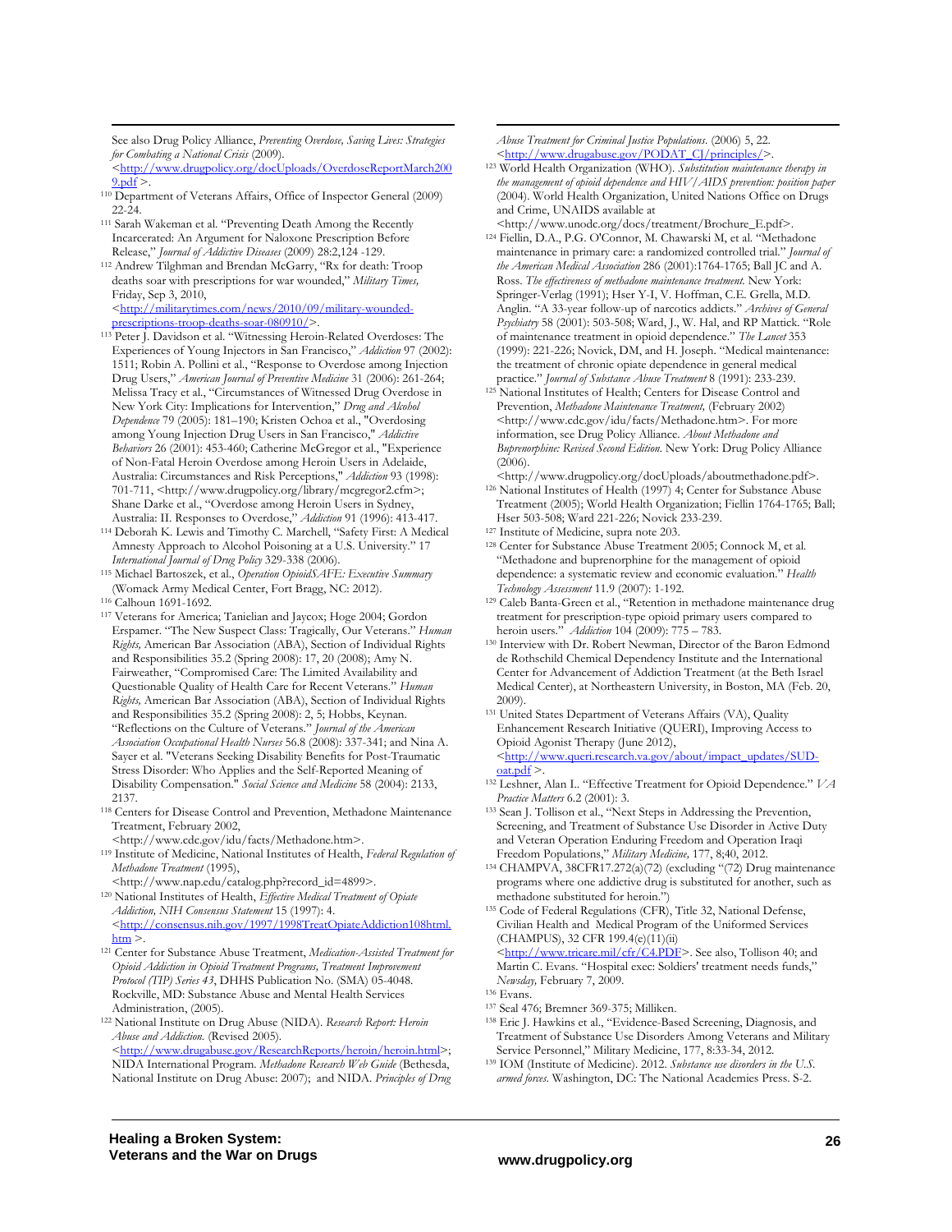See also Drug Policy Alliance, *Preventing Overdose, Saving Lives: Strategies for Combating a National Crisis* (2009). <http://www.drugpolicy.org/docUploads/OverdoseReportMarch2009.pdf >.

[110] Department of Veterans Affairs, Office of Inspector General (2009) 22-24.

[111] Sarah Wakeman et al. "Preventing Death Among the Recently Incarcerated: An Argument for Naloxone Prescription Before Release," *Journal of Addictive Diseases* (2009) 28:2,124 -129.

[112] Andrew Tilghman and Brendan McGarry, "Rx for death: Troop deaths soar with prescriptions for war wounded," *Military Times,* Friday, Sep 3, 2010, <http://militarytimes.com/news/2010/09/military-wounded-prescriptions-troop-deaths-soar-080910/>.

[113] Peter J. Davidson et al. "Witnessing Heroin-Related Overdoses: The Experiences of Young Injectors in San Francisco," *Addiction* 97 (2002): 1511; Robin A. Pollini et al., "Response to Overdose among Injection Drug Users," *American Journal of Preventive Medicine* 31 (2006): 261-264; Melissa Tracy et al., "Circumstances of Witnessed Drug Overdose in New York City: Implications for Intervention," *Drug and Alcohol Dependence* 79 (2005): 181–190; Kristen Ochoa et al., "Overdosing among Young Injection Drug Users in San Francisco," *Addictive Behaviors* 26 (2001): 453-460; Catherine McGregor et al., "Experience of Non-Fatal Heroin Overdose among Heroin Users in Adelaide, Australia: Circumstances and Risk Perceptions," *Addiction* 93 (1998): 701-711, <http://www.drugpolicy.org/library/mcgregor2.cfm>; Shane Darke et al., "Overdose among Heroin Users in Sydney, Australia: II. Responses to Overdose," *Addiction* 91 (1996): 413-417.

[114] Deborah K. Lewis and Timothy C. Marchell, "Safety First: A Medical Amnesty Approach to Alcohol Poisoning at a U.S. University." 17 *International Journal of Drug Policy* 329-338 (2006).

[115] Michael Bartoszek, et al., *Operation OpioidSAFE: Executive Summary* (Womack Army Medical Center, Fort Bragg, NC: 2012).

[116] Calhoun 1691-1692.

[117] Veterans for America; Tanielian and Jaycox; Hoge 2004; Gordon Erspamer. "The New Suspect Class: Tragically, Our Veterans." *Human Rights,* American Bar Association (ABA), Section of Individual Rights and Responsibilities 35.2 (Spring 2008): 17, 20 (2008); Amy N. Fairweather, "Compromised Care: The Limited Availability and Questionable Quality of Health Care for Recent Veterans." *Human Rights,* American Bar Association (ABA), Section of Individual Rights and Responsibilities 35.2 (Spring 2008): 2, 5; Hobbs, Keynan. "Reflections on the Culture of Veterans." *Journal of the American Association Occupational Health Nurses* 56.8 (2008): 337-341; and Nina A. Sayer et al. "Veterans Seeking Disability Benefits for Post-Traumatic Stress Disorder: Who Applies and the Self-Reported Meaning of Disability Compensation." *Social Science and Medicine* 58 (2004): 2133, 2137.

[118] Centers for Disease Control and Prevention, Methadone Maintenance Treatment, February 2002, <http://www.cdc.gov/idu/facts/Methadone.htm>.

[119] Institute of Medicine, National Institutes of Health, *Federal Regulation of Methadone Treatment* (1995), <http://www.nap.edu/catalog.php?record_id=4899>.

[120] National Institutes of Health, *Effective Medical Treatment of Opiate Addiction, NIH Consensus Statement* 15 (1997): 4. <http://consensus.nih.gov/1997/1998TreatOpiateAddiction108html.htm >.

[121] Center for Substance Abuse Treatment, *Medication-Assisted Treatment for Opioid Addiction in Opioid Treatment Programs, Treatment Improvement Protocol (TIP) Series 43*, DHHS Publication No. (SMA) 05-4048. Rockville, MD: Substance Abuse and Mental Health Services Administration, (2005).

[122] National Institute on Drug Abuse (NIDA). *Research Report: Heroin Abuse and Addiction.* (Revised 2005). <http://www.drugabuse.gov/ResearchReports/heroin/heroin.html>; NIDA International Program. *Methadone Research Web Guide* (Bethesda, National Institute on Drug Abuse: 2007); and NIDA. *Principles of Drug Abuse Treatment for Criminal Justice Populations.* (2006) 5, 22. <http://www.drugabuse.gov/PODAT_CJ/principles/>.

[123] World Health Organization (WHO). *Substitution maintenance therapy in the management of opioid dependence and HIV/AIDS prevention: position paper* (2004). World Health Organization, United Nations Office on Drugs and Crime, UNAIDS available at <http://www.unodc.org/docs/treatment/Brochure_E.pdf>.

[124] Fiellin, D.A., P.G. O'Connor, M. Chawarski M, et al. "Methadone maintenance in primary care: a randomized controlled trial." *Journal of the American Medical Association* 286 (2001):1764-1765; Ball JC and A. Ross. *The effectiveness of methadone maintenance treatment.* New York: Springer-Verlag (1991); Hser Y-I, V. Hoffman, C.E. Grella, M.D. Anglin. "A 33-year follow-up of narcotics addicts." *Archives of General Psychiatry* 58 (2001): 503-508; Ward, J., W. Hal, and RP Mattick. "Role of maintenance treatment in opioid dependence." *The Lancet* 353 (1999): 221-226; Novick, DM, and H. Joseph. "Medical maintenance: the treatment of chronic opiate dependence in general medical practice." *Journal of Substance Abuse Treatment* 8 (1991): 233-239.

[125] National Institutes of Health; Centers for Disease Control and Prevention, *Methadone Maintenance Treatment,* (February 2002) <http://www.cdc.gov/idu/facts/Methadone.htm>. For more information, see Drug Policy Alliance. *About Methadone and Buprenorphine: Revised Second Edition.* New York: Drug Policy Alliance (2006). <http://www.drugpolicy.org/docUploads/aboutmethadone.pdf>.

[126] National Institutes of Health (1997) 4; Center for Substance Abuse Treatment (2005); World Health Organization; Fiellin 1764-1765; Ball; Hser 503-508; Ward 221-226; Novick 233-239.

[127] Institute of Medicine, supra note 203.

[128] Center for Substance Abuse Treatment 2005; Connock M, et al. "Methadone and buprenorphine for the management of opioid dependence: a systematic review and economic evaluation." *Health Technology Assessment* 11.9 (2007): 1-192.

[129] Caleb Banta-Green et al., "Retention in methadone maintenance drug treatment for prescription-type opioid primary users compared to heroin users." *Addiction* 104 (2009): 775 – 783.

[130] Interview with Dr. Robert Newman, Director of the Baron Edmond de Rothschild Chemical Dependency Institute and the International Center for Advancement of Addiction Treatment (at the Beth Israel Medical Center), at Northeastern University, in Boston, MA (Feb. 20, 2009).

[131] United States Department of Veterans Affairs (VA), Quality Enhancement Research Initiative (QUERI), Improving Access to Opioid Agonist Therapy (June 2012), <http://www.queri.research.va.gov/about/impact_updates/SUD-oat.pdf >.

[132] Leshner, Alan I.. "Effective Treatment for Opioid Dependence." *VA Practice Matters* 6.2 (2001): 3.

[133] Sean J. Tollison et al., "Next Steps in Addressing the Prevention, Screening, and Treatment of Substance Use Disorder in Active Duty and Veteran Operation Enduring Freedom and Operation Iraqi Freedom Populations," *Military Medicine,* 177, 8;40, 2012.

[134] CHAMPVA, 38CFR17.272(a)(72) (excluding "(72) Drug maintenance programs where one addictive drug is substituted for another, such as methadone substituted for heroin.")

[135] Code of Federal Regulations (CFR), Title 32, National Defense, Civilian Health and Medical Program of the Uniformed Services (CHAMPUS), 32 CFR 199.4(e)(11)(ii) <http://www.tricare.mil/cfr/C4.PDF>. See also, Tollison 40; and Martin C. Evans. "Hospital exec: Soldiers' treatment needs funds," *Newsday,* February 7, 2009.

[136] Evans.

[137] Seal 476; Bremner 369-375; Milliken.

[138] Eric J. Hawkins et al., "Evidence-Based Screening, Diagnosis, and Treatment of Substance Use Disorders Among Veterans and Military Service Personnel," Military Medicine, 177, 8:33-34, 2012.

[139] IOM (Institute of Medicine). 2012. *Substance use disorders in the U.S. armed forces.* Washington, DC: The National Academies Press. S-2.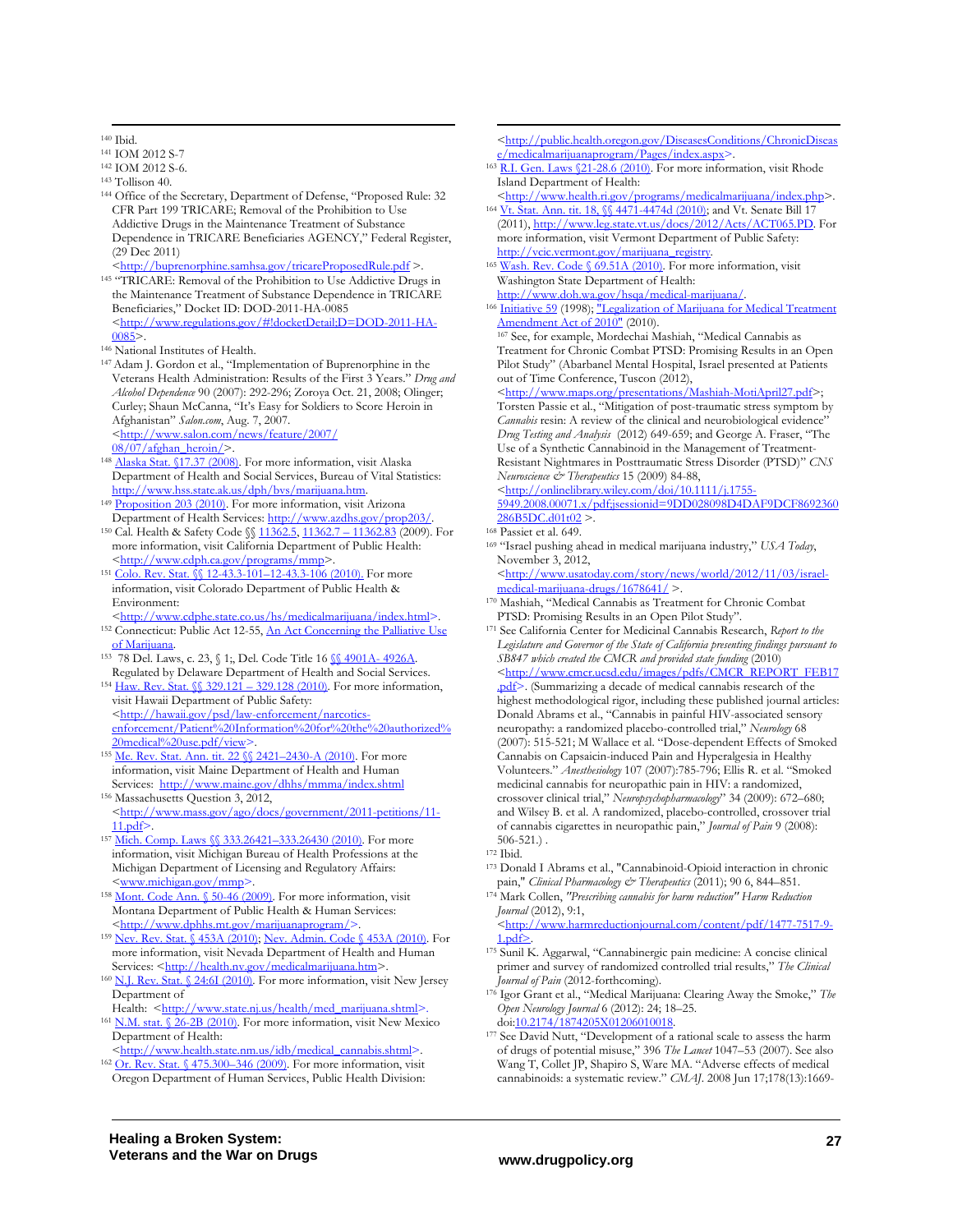[140] Ibid.

[141] IOM 2012 S-7

[142] IOM 2012 S-6.

[143] Tollison 40.

[144] Office of the Secretary, Department of Defense, "Proposed Rule: 32 CFR Part 199 TRICARE; Removal of the Prohibition to Use Addictive Drugs in the Maintenance Treatment of Substance Dependence in TRICARE Beneficiaries AGENCY," Federal Register, (29 Dec 2011) <http://buprenorphine.samhsa.gov/tricareProposedRule.pdf >.

[145] "TRICARE: Removal of the Prohibition to Use Addictive Drugs in the Maintenance Treatment of Substance Dependence in TRICARE Beneficiaries," Docket ID: DOD-2011-HA-0085 <http://www.regulations.gov/#!docketDetail;D=DOD-2011-HA-0085>.

[146] National Institutes of Health.

[147] Adam J. Gordon et al., "Implementation of Buprenorphine in the Veterans Health Administration: Results of the First 3 Years." *Drug and Alcohol Dependence* 90 (2007): 292-296; Zoroya Oct. 21, 2008; Olinger; Curley; Shaun McCanna, "It's Easy for Soldiers to Score Heroin in Afghanistan" *Salon.com*, Aug. 7, 2007. <http://www.salon.com/news/feature/2007/08/07/afghan_heroin/>.

[148] Alaska Stat. §17.37 (2008). For more information, visit Alaska Department of Health and Social Services, Bureau of Vital Statistics: http://www.hss.state.ak.us/dph/bvs/marijuana.htm.

[149] Proposition 203 (2010). For more information, visit Arizona Department of Health Services: http://www.azdhs.gov/prop203/.

[150] Cal. Health & Safety Code §§ 11362.5, 11362.7 – 11362.83 (2009). For more information, visit California Department of Public Health: <http://www.cdph.ca.gov/programs/mmp>.

[151] Colo. Rev. Stat. §§ 12-43.3-101–12-43.3-106 (2010). For more information, visit Colorado Department of Public Health & Environment: <http://www.cdphe.state.co.us/hs/medicalmarijuana/index.html>.

[152] Connecticut: Public Act 12-55, An Act Concerning the Palliative Use of Marijuana.

[153] 78 Del. Laws, c. 23, § 1;, Del. Code Title 16 §§ 4901A- 4926A. Regulated by Delaware Department of Health and Social Services.

[154] Haw. Rev. Stat. §§ 329.121 – 329.128 (2010). For more information, visit Hawaii Department of Public Safety: <http://hawaii.gov/psd/law-enforcement/narcotics-enforcement/Patient%20Information%20for%20the%20authorized%20medical%20use.pdf/view>.

[155] Me. Rev. Stat. Ann. tit. 22 §§ 2421–2430-A (2010). For more information, visit Maine Department of Health and Human Services: http://www.maine.gov/dhhs/mmma/index.shtml

[156] Massachusetts Question 3, 2012, <http://www.mass.gov/ago/docs/government/2011-petitions/11-11.pdf>.

[157] Mich. Comp. Laws §§ 333.26421–333.26430 (2010). For more information, visit Michigan Bureau of Health Professions at the Michigan Department of Licensing and Regulatory Affairs: <www.michigan.gov/mmp>.

[158] Mont. Code Ann. § 50-46 (2009). For more information, visit Montana Department of Public Health & Human Services: <http://www.dphhs.mt.gov/marijuanaprogram/>.

[159] Nev. Rev. Stat. § 453A (2010); Nev. Admin. Code § 453A (2010). For more information, visit Nevada Department of Health and Human Services: <http://health.nv.gov/medicalmarijuana.htm>.

[160] N.J. Rev. Stat. § 24:6I (2010). For more information, visit New Jersey Department of Health: <http://www.state.nj.us/health/med_marijuana.shtml>.

[161] N.M. stat. § 26-2B (2010). For more information, visit New Mexico Department of Health: <http://www.health.state.nm.us/idb/medical_cannabis.shtml>.

[162] Or. Rev. Stat. § 475.300–346 (2009). For more information, visit Oregon Department of Human Services, Public Health Division: <http://public.health.oregon.gov/DiseasesConditions/ChronicDisease/medicalmarijuanaprogram/Pages/index.aspx>.

[163] R.I. Gen. Laws §21-28.6 (2010). For more information, visit Rhode Island Department of Health: <http://www.health.ri.gov/programs/medicalmarijuana/index.php>.

[164] Vt. Stat. Ann. tit. 18, §§ 4471-4474d (2010); and Vt. Senate Bill 17 (2011), http://www.leg.state.vt.us/docs/2012/Acts/ACT065.PD. For more information, visit Vermont Department of Public Safety: http://vcic.vermont.gov/marijuana_registry.

[165] Wash. Rev. Code § 69.51A (2010). For more information, visit Washington State Department of Health: http://www.doh.wa.gov/hsqa/medical-marijuana/.

[166] Initiative 59 (1998); "Legalization of Marijuana for Medical Treatment Amendment Act of 2010" (2010).

[167] See, for example, Mordechai Mashiah, "Medical Cannabis as Treatment for Chronic Combat PTSD: Promising Results in an Open Pilot Study" (Abarbanel Mental Hospital, Israel presented at Patients out of Time Conference, Tuscon (2012), <http://www.maps.org/presentations/Mashiah-MotiApril27.pdf>; Torsten Passie et al., "Mitigation of post-traumatic stress symptom by *Cannabis* resin: A review of the clinical and neurobiological evidence" *Drug Testing and Analysis* (2012) 649-659; and George A. Fraser, "The Use of a Synthetic Cannabinoid in the Management of Treatment-Resistant Nightmares in Posttraumatic Stress Disorder (PTSD)" *CNS Neuroscience & Therapeutics* 15 (2009) 84-88, <http://onlinelibrary.wiley.com/doi/10.1111/j.1755-5949.2008.00071.x/pdf;jsessionid=9DD028098D4DAF9DCF8692360286B5DC.d01t02 >.

[168] Passiet et al. 649.

[169] "Israel pushing ahead in medical marijuana industry," *USA Today*, November 3, 2012, <http://www.usatoday.com/story/news/world/2012/11/03/israel-medical-marijuana-drugs/1678641/ >.

[170] Mashiah, "Medical Cannabis as Treatment for Chronic Combat PTSD: Promising Results in an Open Pilot Study".

[171] See California Center for Medicinal Cannabis Research, *Report to the Legislature and Governor of the State of California presenting findings pursuant to SB847 which created the CMCR and provided state funding* (2010) <http://www.cmcr.ucsd.edu/images/pdfs/CMCR_REPORT_FEB17.pdf>. (Summarizing a decade of medical cannabis research of the highest methodological rigor, including these published journal articles: Donald Abrams et al., "Cannabis in painful HIV-associated sensory neuropathy: a randomized placebo-controlled trial," *Neurology* 68 (2007): 515-521; M Wallace et al. "Dose-dependent Effects of Smoked Cannabis on Capsaicin-induced Pain and Hyperalgesia in Healthy Volunteers." *Anesthesiology* 107 (2007):785-796; Ellis R. et al. "Smoked medicinal cannabis for neuropathic pain in HIV: a randomized, crossover clinical trial," *Neuropsychopharmacology*" 34 (2009): 672–680; and Wilsey B. et al. A randomized, placebo-controlled, crossover trial of cannabis cigarettes in neuropathic pain," *Journal of Pain* 9 (2008): 506-521.) .

[172] Ibid.

[173] Donald I Abrams et al., "Cannabinoid-Opioid interaction in chronic pain," *Clinical Pharmacology & Therapeutics* (2011); 90 6, 844–851.

[174] Mark Collen, *"Prescribing cannabis for harm reduction" Harm Reduction Journal* (2012), 9:1, <http://www.harmreductionjournal.com/content/pdf/1477-7517-9-1.pdf>.

[175] Sunil K. Aggarwal, "Cannabinergic pain medicine: A concise clinical primer and survey of randomized controlled trial results," *The Clinical Journal of Pain* (2012-forthcoming).

[176] Igor Grant et al., "Medical Marijuana: Clearing Away the Smoke," *The Open Neurology Journal* 6 (2012): 24; 18–25. doi:10.2174/1874205X01206010018.

[177] See David Nutt, "Development of a rational scale to assess the harm of drugs of potential misuse," 396 *The Lancet* 1047–53 (2007). See also Wang T, Collet JP, Shapiro S, Ware MA. "Adverse effects of medical cannabinoids: a systematic review." *CMAJ*. 2008 Jun 17;178(13):1669-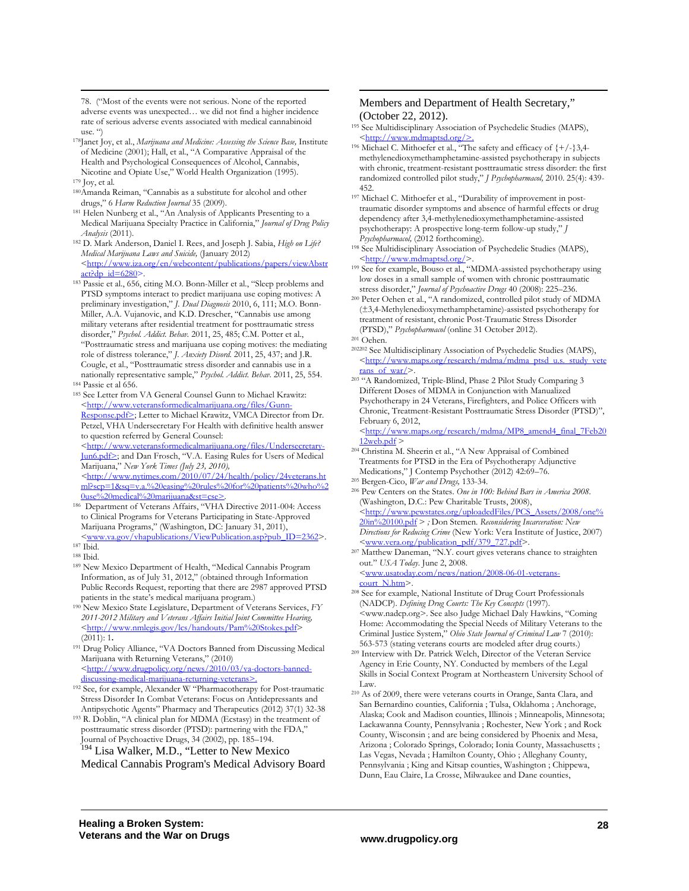78. ("Most of the events were not serious. None of the reported adverse events was unexpected… we did not find a higher incidence rate of serious adverse events associated with medical cannabinoid use. ")

[178] Janet Joy, et al., *Marijuana and Medicine: Assessing the Science Base,* Institute of Medicine (2001); Hall, et al., "A Comparative Appraisal of the Health and Psychological Consequences of Alcohol, Cannabis, Nicotine and Opiate Use," World Health Organization (1995).

[179] Joy, et al.

[180] Amanda Reiman, "Cannabis as a substitute for alcohol and other drugs," 6 *Harm Reduction Journal* 35 (2009).

[181] Helen Nunberg et al., "An Analysis of Applicants Presenting to a Medical Marijuana Specialty Practice in California," *Journal of Drug Policy Analysis* (2011).

[182] D. Mark Anderson, Daniel I. Rees, and Joseph J. Sabia, *High on Life? Medical Marijuana Laws and Suicide,* (January 2012) <http://www.iza.org/en/webcontent/publications/papers/viewAbstract?dp_id=6280>.

[183] Passie et al., 656, citing M.O. Bonn-Miller et al., "Sleep problems and PTSD symptoms interact to predict marijuana use coping motives: A preliminary investigation," *J. Dual Diagnosis* 2010, 6, 111; M.O. Bonn-Miller, A.A. Vujanovic, and K.D. Drescher, "Cannabis use among military veterans after residential treatment for posttraumatic stress disorder," *Psychol. Addict. Behav.* 2011, 25, 485; C.M. Potter et al., "Posttraumatic stress and marijuana use coping motives: the mediating role of distress tolerance," *J. Anxiety Disord.* 2011, 25, 437; and J.R. Cougle, et al., "Posttraumatic stress disorder and cannabis use in a nationally representative sample," *Psychol. Addict. Behav.* 2011, 25, 554.

[184] Passie et al 656.

[185] See Letter from VA General Counsel Gunn to Michael Krawitz: <http://www.veteransformedicalmarijuana.org/files/Gunn-Response.pdf>; Letter to Michael Krawitz, VMCA Director from Dr. Petzel, VHA Undersecretary For Health with definitive health answer to question referred by General Counsel: <http://www.veteransformedicalmarijuana.org/files/Undersecretary-Jun6.pdf>; and Dan Frosch, "V.A. Easing Rules for Users of Medical Marijuana," *New York Times (July 23, 2010),* <http://www.nytimes.com/2010/07/24/health/policy/24veterans.html?scp=1&sq=v.a.%20easing%20rules%20for%20patients%20who%20use%20medical%20marijuana&st=cse>.

[186] Department of Veterans Affairs, "VHA Directive 2011-004: Access to Clinical Programs for Veterans Participating in State-Approved Marijuana Programs," (Washington, DC: January 31, 2011), <www.va.gov/vhapublications/ViewPublication.asp?pub_ID=2362>.

[187] Ibid.

[188] Ibid.

[189] New Mexico Department of Health, "Medical Cannabis Program Information, as of July 31, 2012," (obtained through Information Public Records Request, reporting that there are 2987 approved PTSD patients in the state's medical marijuana program.)

[190] New Mexico State Legislature, Department of Veterans Services, *FY 2011-2012 Military and Veterans Affairs Initial Joint Committee Hearing,* <http://www.nmlegis.gov/lcs/handouts/Pam%20Stokes.pdf> (2011): 1.

[191] Drug Policy Alliance, "VA Doctors Banned from Discussing Medical Marijuana with Returning Veterans," (2010) <http://www.drugpolicy.org/news/2010/03/va-doctors-banned-discussing-medical-marijuana-returning-veterans>.

[192] See, for example, Alexander W "Pharmacotherapy for Post-traumatic Stress Disorder In Combat Veterans: Focus on Antidepressants and Antipsychotic Agents" Pharmacy and Therapeutics (2012) 37(1) 32-38

[193] R. Doblin, "A clinical plan for MDMA (Ecstasy) in the treatment of posttraumatic stress disorder (PTSD): partnering with the FDA," Journal of Psychoactive Drugs, 34 (2002), pp. 185–194.

[194] Lisa Walker, M.D., "Letter to New Mexico Medical Cannabis Program's Medical Advisory Board Members and Department of Health Secretary," (October 22, 2012).

[195] See Multidisciplinary Association of Psychedelic Studies (MAPS), <http://www.mdmaptsd.org/>.

[196] Michael C. Mithoefer et al., "The safety and efficacy of {+/-}3,4-methylenedioxymethamphetamine-assisted psychotherapy in subjects with chronic, treatment-resistant posttraumatic stress disorder: the first randomized controlled pilot study," *J Psychopharmacol,* 2010. 25(4): 439-452.

[197] Michael C. Mithoefer et al., "Durability of improvement in post-traumatic disorder symptoms and absence of harmful effects or drug dependency after 3,4-methylenedioxymethamphetamine-assisted psychotherapy: A prospective long-term follow-up study," *J Psychopharmacol,* (2012 forthcoming).

[198] See Multidisciplinary Association of Psychedelic Studies (MAPS), <http://www.mdmaptsd.org/>.

[199] See for example, Bouso et al., "MDMA-assisted psychotherapy using low doses in a small sample of women with chronic posttraumatic stress disorder," *Journal of Psychoactive Drugs* 40 (2008): 225–236.

[200] Peter Oehen et al., "A randomized, controlled pilot study of MDMA (±3,4-Methylenedioxymethamphetamine)-assisted psychotherapy for treatment of resistant, chronic Post-Traumatic Stress Disorder (PTSD)," *Psychopharmacol* (online 31 October 2012).

[201] Oehen.

[202] See Multidisciplinary Association of Psychedelic Studies (MAPS), <http://www.maps.org/research/mdma/mdma_ptsd_u.s._study_veterans_of_war/>.

[203] "A Randomized, Triple-Blind, Phase 2 Pilot Study Comparing 3 Different Doses of MDMA in Conjunction with Manualized Psychotherapy in 24 Veterans, Firefighters, and Police Officers with Chronic, Treatment-Resistant Posttraumatic Stress Disorder (PTSD)", February 6, 2012, <http://www.maps.org/research/mdma/MP8_amend4_final_7Feb2012web.pdf >

[204] Christina M. Sheerin et al., "A New Appraisal of Combined Treatments for PTSD in the Era of Psychotherapy Adjunctive Medications," J Contemp Psychother (2012) 42:69–76.

[205] Bergen-Cico, *War and Drugs,* 133-34.

[206] Pew Centers on the States. *One in 100: Behind Bars in America 2008*. (Washington, D.C.: Pew Charitable Trusts, 2008), <http://www.pewstates.org/uploadedFiles/PCS_Assets/2008/one%20in%20100.pdf > *;* Don Stemen. *Reconsidering Incarceration: New Directions for Reducing Crime* (New York: Vera Institute of Justice, 2007) <www.vera.org/publication_pdf/379_727.pdf>.

[207] Matthew Daneman, "N.Y. court gives veterans chance to straighten out." *USA Today*. June 2, 2008. <www.usatoday.com/news/nation/2008-06-01-veterans-court_N.htm>.

[208] See for example, National Institute of Drug Court Professionals (NADCP). *Defining Drug Courts: The Key Concepts* (1997). <www.nadcp.org>. See also Judge Michael Daly Hawkins, "Coming Home: Accommodating the Special Needs of Military Veterans to the Criminal Justice System," *Ohio State Journal of Criminal Law* 7 (2010): 563-573 (stating veterans courts are modeled after drug courts.)

[209] Interview with Dr. Patrick Welch, Director of the Veteran Service Agency in Erie County, NY. Conducted by members of the Legal Skills in Social Context Program at Northeastern University School of Law.

[210] As of 2009, there were veterans courts in Orange, Santa Clara, and San Bernardino counties, California ; Tulsa, Oklahoma ; Anchorage, Alaska; Cook and Madison counties, Illinois ; Minneapolis, Minnesota; Lackawanna County, Pennsylvania ; Rochester, New York ; and Rock County, Wisconsin ; and are being considered by Phoenix and Mesa, Arizona ; Colorado Springs, Colorado; Ionia County, Massachusetts ; Las Vegas, Nevada ; Hamilton County, Ohio ; Alleghany County, Pennsylvania ; King and Kitsap counties, Washington ; Chippewa, Dunn, Eau Claire, La Crosse, Milwaukee and Dane counties,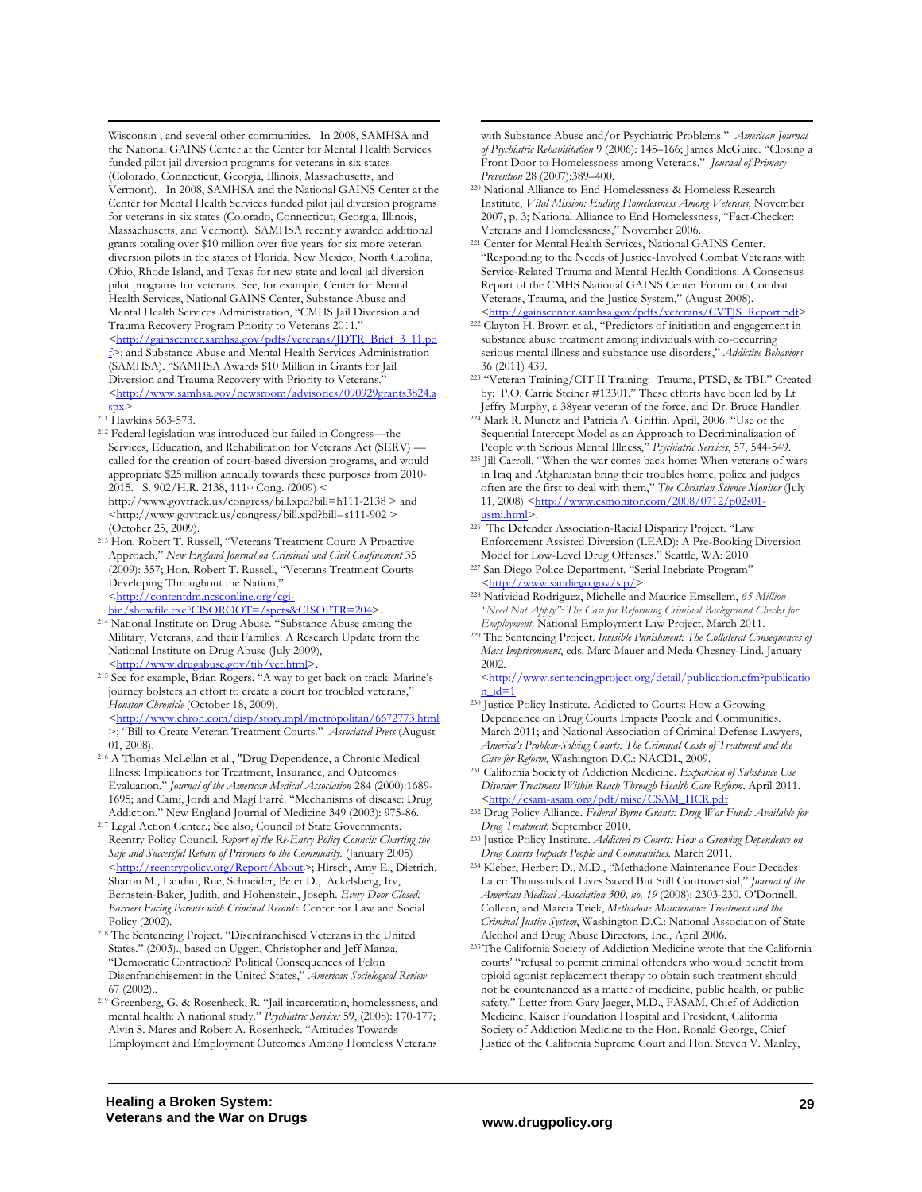Wisconsin ; and several other communities. In 2008, SAMHSA and the National GAINS Center at the Center for Mental Health Services funded pilot jail diversion programs for veterans in six states (Colorado, Connecticut, Georgia, Illinois, Massachusetts, and Vermont). In 2008, SAMHSA and the National GAINS Center at the Center for Mental Health Services funded pilot jail diversion programs for veterans in six states (Colorado, Connecticut, Georgia, Illinois, Massachusetts, and Vermont). SAMHSA recently awarded additional grants totaling over $10 million over five years for six more veteran diversion pilots in the states of Florida, New Mexico, North Carolina, Ohio, Rhode Island, and Texas for new state and local jail diversion pilot programs for veterans. See, for example, Center for Mental Health Services, National GAINS Center, Substance Abuse and Mental Health Services Administration, "CMHS Jail Diversion and Trauma Recovery Program Priority to Veterans 2011." <http://gainscenter.samhsa.gov/pdfs/veterans/JDTR_Brief_3_11.pdf>; and Substance Abuse and Mental Health Services Administration (SAMHSA). "SAMHSA Awards $10 Million in Grants for Jail Diversion and Trauma Recovery with Priority to Veterans." <http://www.samhsa.gov/newsroom/advisories/090929grants3824.aspx>

[211] Hawkins 563-573.

[212] Federal legislation was introduced but failed in Congress—the Services, Education, and Rehabilitation for Veterans Act (SERV) — called for the creation of court-based diversion programs, and would appropriate $25 million annually towards these purposes from 2010-2015. S. 902/H.R. 2138, 111th Cong. (2009) < http://www.govtrack.us/congress/bill.xpd?bill=h111-2138 > and <http://www.govtrack.us/congress/bill.xpd?bill=s111-902 > (October 25, 2009).

[213] Hon. Robert T. Russell, "Veterans Treatment Court: A Proactive Approach," *New England Journal on Criminal and Civil Confinement* 35 (2009): 357; Hon. Robert T. Russell, "Veterans Treatment Courts Developing Throughout the Nation," <http://contentdm.ncsconline.org/cgi-bin/showfile.exe?CISOROOT=/spcts&CISOPTR=204>.

[214] National Institute on Drug Abuse. "Substance Abuse among the Military, Veterans, and their Families: A Research Update from the National Institute on Drug Abuse (July 2009), <http://www.drugabuse.gov/tib/vet.html>.

[215] See for example, Brian Rogers. "A way to get back on track: Marine's journey bolsters an effort to create a court for troubled veterans," *Houston Chronicle* (October 18, 2009), <http://www.chron.com/disp/story.mpl/metropolitan/6672773.html>; "Bill to Create Veteran Treatment Courts." *Associated Press* (August 01, 2008).

[216] A Thomas McLellan et al., "Drug Dependence, a Chronic Medical Illness: Implications for Treatment, Insurance, and Outcomes Evaluation." *Journal of the American Medical Association* 284 (2000):1689-1695; and Camí, Jordi and Magí Farré. "Mechanisms of disease: Drug Addiction." New England Journal of Medicine 349 (2003): 975-86.

[217] Legal Action Center.; See also, Council of State Governments. Reentry Policy Council. *Report of the Re-Entry Policy Council: Charting the Safe and Successful Return of Prisoners to the Community.* (January 2005) <http://reentrypolicy.org/Report/About>; Hirsch, Amy E., Dietrich, Sharon M., Landau, Rue, Schneider, Peter D., Ackelsberg, Irv, Bernstein-Baker, Judith, and Hohenstein, Joseph. *Every Door Closed: Barriers Facing Parents with Criminal Records.* Center for Law and Social Policy (2002).

[218] The Sentencing Project. "Disenfranchised Veterans in the United States." (2003)., based on Uggen, Christopher and Jeff Manza, "Democratic Contraction? Political Consequences of Felon Disenfranchisement in the United States," *American Sociological Review* 67 (2002)..

[219] Greenberg, G. & Rosenheck, R. "Jail incarceration, homelessness, and mental health: A national study." *Psychiatric Services* 59, (2008): 170-177; Alvin S. Mares and Robert A. Rosenheck. "Attitudes Towards Employment and Employment Outcomes Among Homeless Veterans with Substance Abuse and/or Psychiatric Problems." *American Journal of Psychiatric Rehabilitation* 9 (2006): 145–166; James McGuire. "Closing a Front Door to Homelessness among Veterans." *Journal of Primary Prevention* 28 (2007):389–400.

[220] National Alliance to End Homelessness & Homeless Research Institute, *Vital Mission: Ending Homelessness Among Veterans*, November 2007, p. 3; National Alliance to End Homelessness, "Fact-Checker: Veterans and Homelessness," November 2006.

[221] Center for Mental Health Services, National GAINS Center. "Responding to the Needs of Justice-Involved Combat Veterans with Service-Related Trauma and Mental Health Conditions: A Consensus Report of the CMHS National GAINS Center Forum on Combat Veterans, Trauma, and the Justice System," (August 2008). <http://gainscenter.samhsa.gov/pdfs/veterans/CVTJS_Report.pdf>.

[222] Clayton H. Brown et al., "Predictors of initiation and engagement in substance abuse treatment among individuals with co-occurring serious mental illness and substance use disorders," *Addictive Behaviors* 36 (2011) 439.

[223] "Veteran Training/CIT II Training: Trauma, PTSD, & TBI." Created by: P.O. Carrie Steiner #13301." These efforts have been led by Lt Jeffry Murphy, a 38year veteran of the force, and Dr. Bruce Handler.

[224] Mark R. Munetz and Patricia A. Griffin. April, 2006. "Use of the Sequential Intercept Model as an Approach to Decriminalization of People with Serious Mental Illness," *Psychiatric Services*, 57, 544-549.

[225] Jill Carroll, "When the war comes back home: When veterans of wars in Iraq and Afghanistan bring their troubles home, police and judges often are the first to deal with them," *The Christian Science Monitor* (July 11, 2008) <http://www.csmonitor.com/2008/0712/p02s01-usmi.html>.

[226] The Defender Association-Racial Disparity Project. "Law Enforcement Assisted Diversion (LEAD): A Pre-Booking Diversion Model for Low-Level Drug Offenses." Seattle, WA: 2010

[227] San Diego Police Department. "Serial Inebriate Program" <http://www.sandiego.gov/sip/>.

[228] Natividad Rodriguez, Michelle and Maurice Emsellem, *65 Million "Need Not Apply": The Case for Reforming Criminal Background Checks for Employment,* National Employment Law Project, March 2011.

[229] The Sentencing Project. *Invisible Punishment: The Collateral Consequences of Mass Imprisonment*, eds. Marc Mauer and Meda Chesney-Lind. January 2002. <http://www.sentencingproject.org/detail/publication.cfm?publication_id=1>

[230] Justice Policy Institute. Addicted to Courts: How a Growing Dependence on Drug Courts Impacts People and Communities. March 2011; and National Association of Criminal Defense Lawyers, *America's Problem-Solving Courts: The Criminal Costs of Treatment and the Case for Reform*, Washington D.C.: NACDL, 2009.

[231] California Society of Addiction Medicine. *Expansion of Substance Use Disorder Treatment Within Reach Through Health Care Reform*. April 2011. <http://csam-asam.org/pdf/misc/CSAM_HCR.pdf>

[232] Drug Policy Alliance. *Federal Byrne Grants: Drug War Funds Available for Drug Treatment.* September 2010.

[233] Justice Policy Institute. *Addicted to Courts: How a Growing Dependence on Drug Courts Impacts People and Communities.* March 2011.

[234] Kleber, Herbert D., M.D., "Methadone Maintenance Four Decades Later: Thousands of Lives Saved But Still Controversial," *Journal of the American Medical Association 300, no. 19* (2008): 2303-230. O'Donnell, Colleen, and Marcia Trick, *Methadone Maintenance Treatment and the Criminal Justice System*, Washington D.C.: National Association of State Alcohol and Drug Abuse Directors, Inc., April 2006.

[235] The California Society of Addiction Medicine wrote that the California courts' "refusal to permit criminal offenders who would benefit from opioid agonist replacement therapy to obtain such treatment should not be countenanced as a matter of medicine, public health, or public safety." Letter from Gary Jaeger, M.D., FASAM, Chief of Addiction Medicine, Kaiser Foundation Hospital and President, California Society of Addiction Medicine to the Hon. Ronald George, Chief Justice of the California Supreme Court and Hon. Steven V. Manley,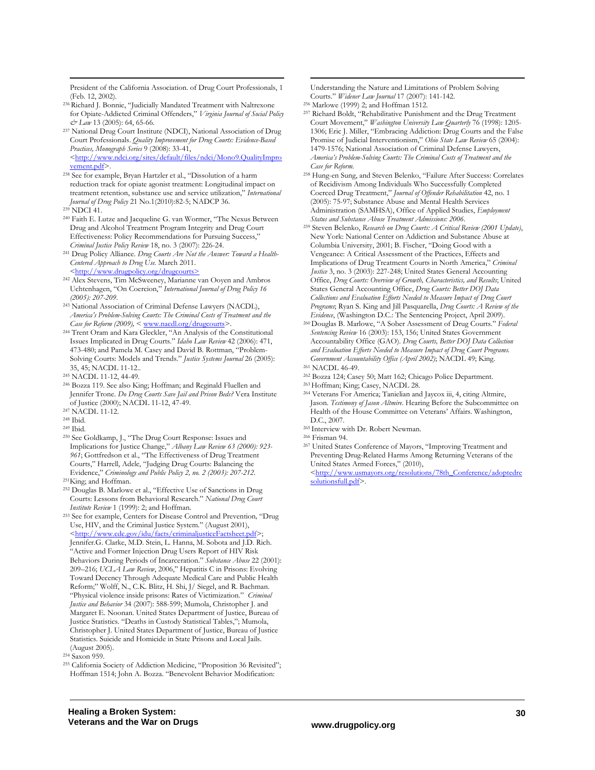President of the California Association. of Drug Court Professionals, 1 (Feb. 12, 2002).

[236] Richard J. Bonnie, "Judicially Mandated Treatment with Naltrexone for Opiate-Addicted Criminal Offenders," *Virginia Journal of Social Policy & Law* 13 (2005): 64, 65-66.

[237] National Drug Court Institute (NDCI), National Association of Drug Court Professionals. *Quality Improvement for Drug Courts: Evidence-Based Practices, Monograph Series* 9 (2008): 33-41, <http://www.ndci.org/sites/default/files/ndci/Mono9.QualityImprovement.pdf>.

[238] See for example, Bryan Hartzler et al., "Dissolution of a harm reduction track for opiate agonist treatment: Longitudinal impact on treatment retention, substance use and service utilization," *International Journal of Drug Policy* 21 No.1(2010):82-5; NADCP 36.

[239] NDCI 41.

[240] Faith E. Lutze and Jacqueline G. van Wormer, "The Nexus Between Drug and Alcohol Treatment Program Integrity and Drug Court Effectiveness: Policy Recommendations for Pursuing Success," *Criminal Justice Policy Review* 18, no. 3 (2007): 226-24.

[241] Drug Policy Alliance. *Drug Courts Are Not the Answer: Toward a Health-Centered Approach to Drug Use.* March 2011. <http://www.drugpolicy.org/drugcourts>

[242] Alex Stevens, Tim McSweeney, Marianne van Ooyen and Ambros Uchtenhagen, "On Coercion," *International Journal of Drug Policy 16 (2005): 207-209*.

[243] National Association of Criminal Defense Lawyers (NACDL), *America's Problem-Solving Courts: The Criminal Costs of Treatment and the Case for Reform (2009),* < www.nacdl.org/drugcourts>.

[244] Trent Oram and Kara Gleckler, "An Analysis of the Constitutional Issues Implicated in Drug Courts." *Idaho Law Review* 42 (2006): 471, 473-480; and Pamela M. Casey and David B. Rottman, "Problem-Solving Courts: Models and Trends." *Justice Systems Journal* 26 (2005): 35, 45; NACDL 11-12..

[245] NACDL 11-12, 44-49.

[246] Bozza 119. See also King; Hoffman; and Reginald Fluellen and Jennifer Trone. *Do Drug Courts Save Jail and Prison Beds?* Vera Institute of Justice (2000); NACDL 11-12, 47-49.

[247] NACDL 11-12.

[248] Ibid.

[249] Ibid.

[250] See Goldkamp, J., "The Drug Court Response: Issues and Implications for Justice Change," *Albany Law Review 63 (2000): 923-961*; Gottfredson et al., "The Effectiveness of Drug Treatment Courts," Harrell, Adele, "Judging Drug Courts: Balancing the Evidence," *Criminology and Public Policy 2, no. 2 (2003): 207-212*.

[251] King; and Hoffman.

[252] Douglas B. Marlowe et al., "Effective Use of Sanctions in Drug Courts: Lessons from Behavioral Research." *National Drug Court Institute Review* 1 (1999): 2; and Hoffman.

[253] See for example, Centers for Disease Control and Prevention, "Drug Use, HIV, and the Criminal Justice System." (August 2001), <http://www.cdc.gov/idu/facts/criminaljusticeFactsheet.pdf>; Jennifer.G. Clarke, M.D. Stein, L. Hanna, M. Sobota and J.D. Rich. "Active and Former Injection Drug Users Report of HIV Risk Behaviors During Periods of Incarceration." *Substance Abuse* 22 (2001): 209–216; *UCLA Law Review*, 2006," Hepatitis C in Prisons: Evolving Toward Decency Through Adequate Medical Care and Public Health Reform;" Wolff, N., C.K. Blitz, H. Shi, J/ Siegel, and R. Bachman. "Physical violence inside prisons: Rates of Victimization." *Criminal Justice and Behavior* 34 (2007): 588-599; Mumola, Christopher J. and Margaret E. Noonan. United States Department of Justice, Bureau of Justice Statistics. "Deaths in Custody Statistical Tables,"; Mumola, Christopher J. United States Department of Justice, Bureau of Justice Statistics. Suicide and Homicide in State Prisons and Local Jails. (August 2005).

[254] Saxon 959.

[255] California Society of Addiction Medicine, "Proposition 36 Revisited"; Hoffman 1514; John A. Bozza. "Benevolent Behavior Modification: Understanding the Nature and Limitations of Problem Solving Courts." *Widener Law Journal* 17 (2007): 141-142.

[256] Marlowe (1999) 2; and Hoffman 1512.

[257] Richard Boldt, "Rehabilitative Punishment and the Drug Treatment Court Movement," *Washington University Law Quarterly* 76 (1998): 1205-1306; Eric J. Miller, "Embracing Addiction: Drug Courts and the False Promise of Judicial Interventionism," *Ohio State Law Review* 65 (2004): 1479-1576; National Association of Criminal Defense Lawyers, *America's Problem-Solving Courts: The Criminal Costs of Treatment and the Case for Reform.*

[258] Hung-en Sung, and Steven Belenko, "Failure After Success: Correlates of Recidivism Among Individuals Who Successfully Completed Coerced Drug Treatment," *Journal of Offender Rehabilitation* 42, no. 1 (2005): 75-97; Substance Abuse and Mental Health Services Administration (SAMHSA), Office of Applied Studies, *Employment Status and Substance Abuse Treatment Admissions: 2006.*

[259] Steven Belenko, *Research on Drug Courts: A Critical Review (2001 Update)*, New York: National Center on Addiction and Substance Abuse at Columbia University, 2001; B. Fischer, "Doing Good with a Vengeance: A Critical Assessment of the Practices, Effects and Implications of Drug Treatment Courts in North America," *Criminal Justice* 3, no. 3 (2003): 227-248; United States General Accounting Office, *Drug Courts: Overview of Growth, Characteristics, and Results*; United States General Accounting Office, *Drug Courts: Better DOJ Data Collections and Evaluation Efforts Needed to Measure Impact of Drug Court Programs*; Ryan S. King and Jill Pasquarella, *Drug Courts: A Review of the Evidence*, (Washington D.C.: The Sentencing Project, April 2009).

[260] Douglas B. Marlowe, "A Sober Assessment of Drug Courts." *Federal Sentencing Review* 16 (2003): 153, 156; United States Government Accountability Office (GAO). *Drug Courts, Better DOJ Data Collection and Evaluation Efforts Needed to Measure Impact of Drug Court Programs. Government Accountability Office (April 2002)*; NACDL 49; King.

[261] NACDL 46-49.

[262] Bozza 124; Casey 50; Matt 162; Chicago Police Department.

[263] Hoffman; King; Casey, NACDL 28.

[264] Veterans For America; Tanielian and Jaycox iii, 4, citing Altmire, Jason. *Testimony of Jason Altmire*. Hearing Before the Subcommittee on Health of the House Committee on Veterans' Affairs. Washington, D.C., 2007.

[265] Interview with Dr. Robert Newman.

[266] Frisman 94.

[267] United States Conference of Mayors, "Improving Treatment and Preventing Drug-Related Harms Among Returning Veterans of the United States Armed Forces," (2010), <http://www.usmayors.org/resolutions/78th_Conference/adoptedresolutionsfull.pdf>.